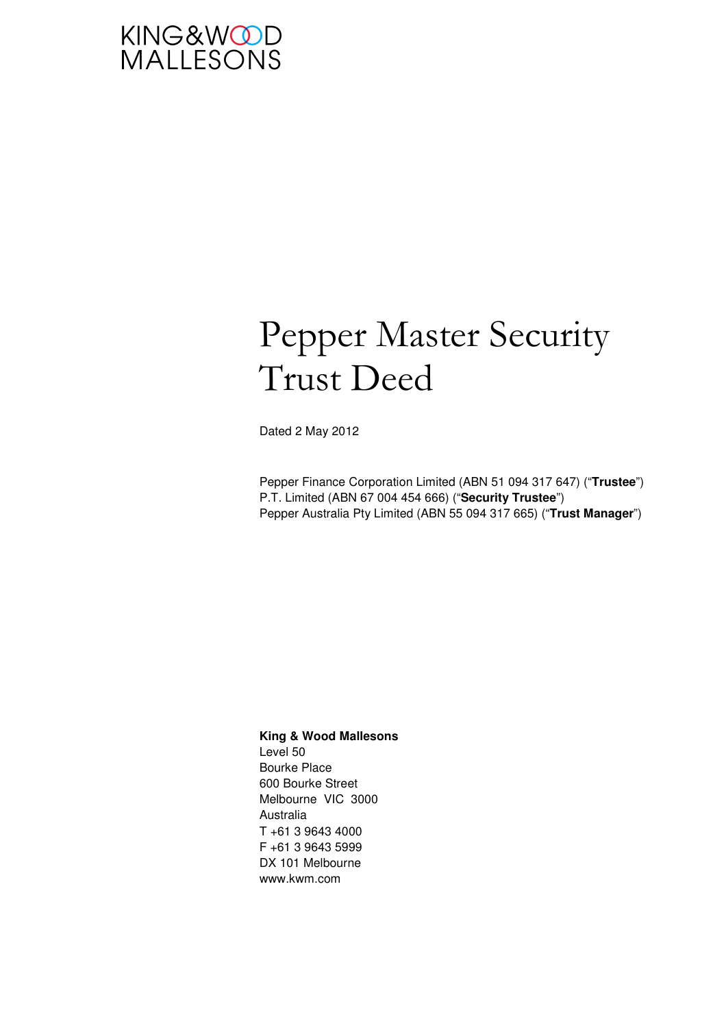KING&WOOD MALLESONS

# Pepper Master Security Trust Deed

Dated 2 May 2012

Pepper Finance Corporation Limited (ABN 51 094 317 647) ("**Trustee**")
P.T. Limited (ABN 67 004 454 666) ("**Security Trustee**")
Pepper Australia Pty Limited (ABN 55 094 317 665) ("**Trust Manager**")

**King & Wood Mallesons**
Level 50
Bourke Place
600 Bourke Street
Melbourne VIC 3000
Australia
T +61 3 9643 4000
F +61 3 9643 5999
DX 101 Melbourne
www.kwm.com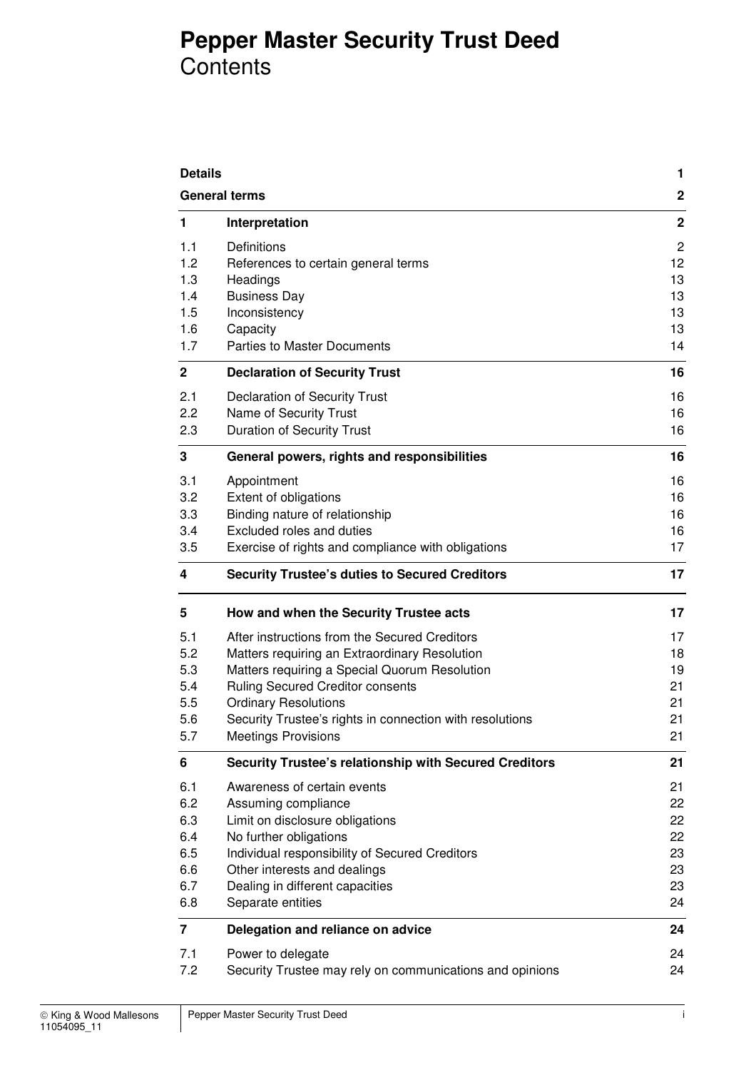# Pepper Master Security Trust Deed
## Contents

| | | |
|---|---|---|
| **Details** | | **1** |
| **General terms** | | **2** |
| **1** | **Interpretation** | **2** |
| 1.1 | Definitions | 2 |
| 1.2 | References to certain general terms | 12 |
| 1.3 | Headings | 13 |
| 1.4 | Business Day | 13 |
| 1.5 | Inconsistency | 13 |
| 1.6 | Capacity | 13 |
| 1.7 | Parties to Master Documents | 14 |
| **2** | **Declaration of Security Trust** | **16** |
| 2.1 | Declaration of Security Trust | 16 |
| 2.2 | Name of Security Trust | 16 |
| 2.3 | Duration of Security Trust | 16 |
| **3** | **General powers, rights and responsibilities** | **16** |
| 3.1 | Appointment | 16 |
| 3.2 | Extent of obligations | 16 |
| 3.3 | Binding nature of relationship | 16 |
| 3.4 | Excluded roles and duties | 16 |
| 3.5 | Exercise of rights and compliance with obligations | 17 |
| **4** | **Security Trustee's duties to Secured Creditors** | **17** |
| **5** | **How and when the Security Trustee acts** | **17** |
| 5.1 | After instructions from the Secured Creditors | 17 |
| 5.2 | Matters requiring an Extraordinary Resolution | 18 |
| 5.3 | Matters requiring a Special Quorum Resolution | 19 |
| 5.4 | Ruling Secured Creditor consents | 21 |
| 5.5 | Ordinary Resolutions | 21 |
| 5.6 | Security Trustee's rights in connection with resolutions | 21 |
| 5.7 | Meetings Provisions | 21 |
| **6** | **Security Trustee's relationship with Secured Creditors** | **21** |
| 6.1 | Awareness of certain events | 21 |
| 6.2 | Assuming compliance | 22 |
| 6.3 | Limit on disclosure obligations | 22 |
| 6.4 | No further obligations | 22 |
| 6.5 | Individual responsibility of Secured Creditors | 23 |
| 6.6 | Other interests and dealings | 23 |
| 6.7 | Dealing in different capacities | 23 |
| 6.8 | Separate entities | 24 |
| **7** | **Delegation and reliance on advice** | **24** |
| 7.1 | Power to delegate | 24 |
| 7.2 | Security Trustee may rely on communications and opinions | 24 |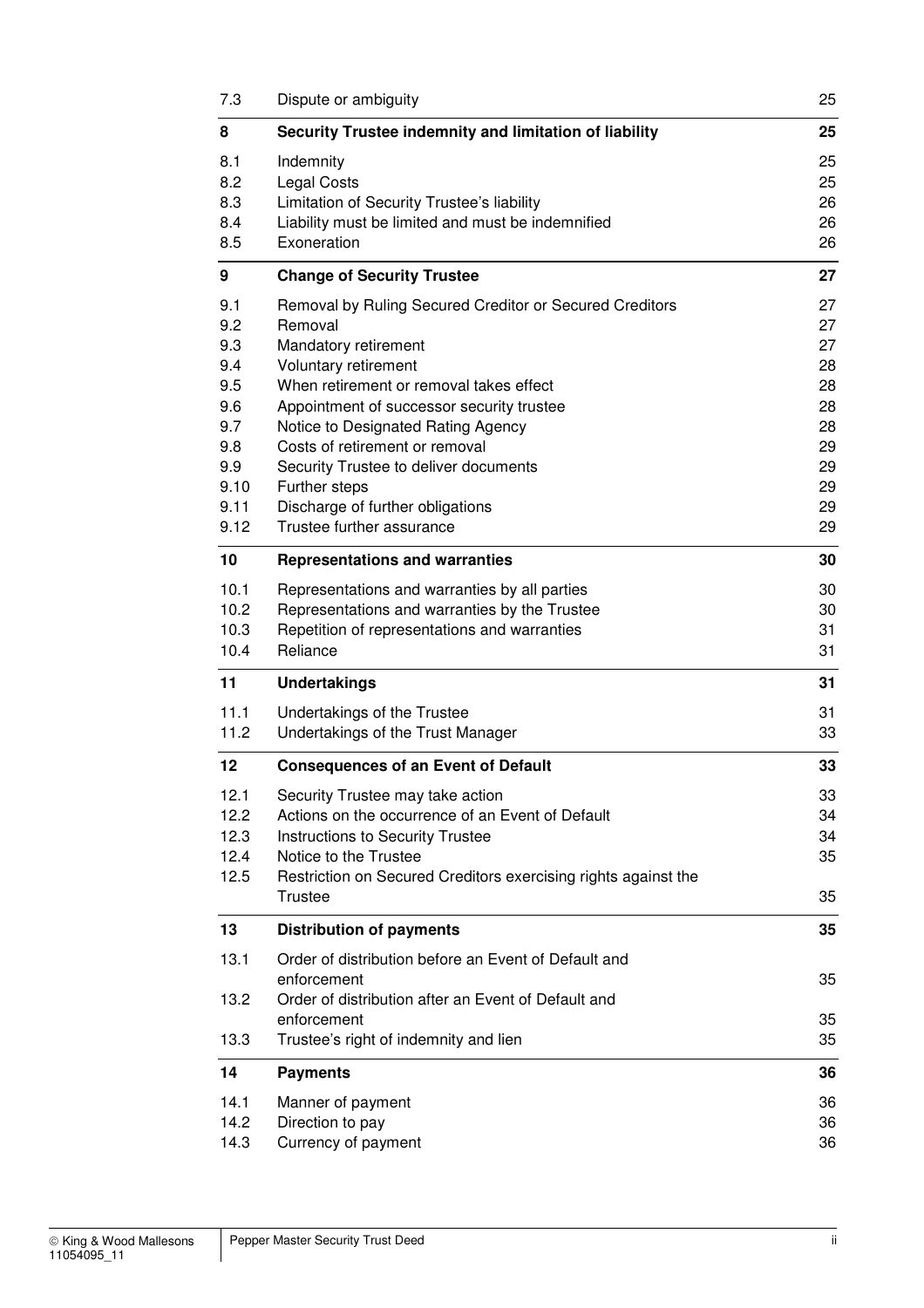| | | |
|---|---|---|
| 7.3 | Dispute or ambiguity | 25 |
| **8** | **Security Trustee indemnity and limitation of liability** | **25** |
| 8.1 | Indemnity | 25 |
| 8.2 | Legal Costs | 25 |
| 8.3 | Limitation of Security Trustee's liability | 26 |
| 8.4 | Liability must be limited and must be indemnified | 26 |
| 8.5 | Exoneration | 26 |
| **9** | **Change of Security Trustee** | **27** |
| 9.1 | Removal by Ruling Secured Creditor or Secured Creditors | 27 |
| 9.2 | Removal | 27 |
| 9.3 | Mandatory retirement | 27 |
| 9.4 | Voluntary retirement | 28 |
| 9.5 | When retirement or removal takes effect | 28 |
| 9.6 | Appointment of successor security trustee | 28 |
| 9.7 | Notice to Designated Rating Agency | 28 |
| 9.8 | Costs of retirement or removal | 29 |
| 9.9 | Security Trustee to deliver documents | 29 |
| 9.10 | Further steps | 29 |
| 9.11 | Discharge of further obligations | 29 |
| 9.12 | Trustee further assurance | 29 |
| **10** | **Representations and warranties** | **30** |
| 10.1 | Representations and warranties by all parties | 30 |
| 10.2 | Representations and warranties by the Trustee | 30 |
| 10.3 | Repetition of representations and warranties | 31 |
| 10.4 | Reliance | 31 |
| **11** | **Undertakings** | **31** |
| 11.1 | Undertakings of the Trustee | 31 |
| 11.2 | Undertakings of the Trust Manager | 33 |
| **12** | **Consequences of an Event of Default** | **33** |
| 12.1 | Security Trustee may take action | 33 |
| 12.2 | Actions on the occurrence of an Event of Default | 34 |
| 12.3 | Instructions to Security Trustee | 34 |
| 12.4 | Notice to the Trustee | 35 |
| 12.5 | Restriction on Secured Creditors exercising rights against the Trustee | 35 |
| **13** | **Distribution of payments** | **35** |
| 13.1 | Order of distribution before an Event of Default and enforcement | 35 |
| 13.2 | Order of distribution after an Event of Default and enforcement | 35 |
| 13.3 | Trustee's right of indemnity and lien | 35 |
| **14** | **Payments** | **36** |
| 14.1 | Manner of payment | 36 |
| 14.2 | Direction to pay | 36 |
| 14.3 | Currency of payment | 36 |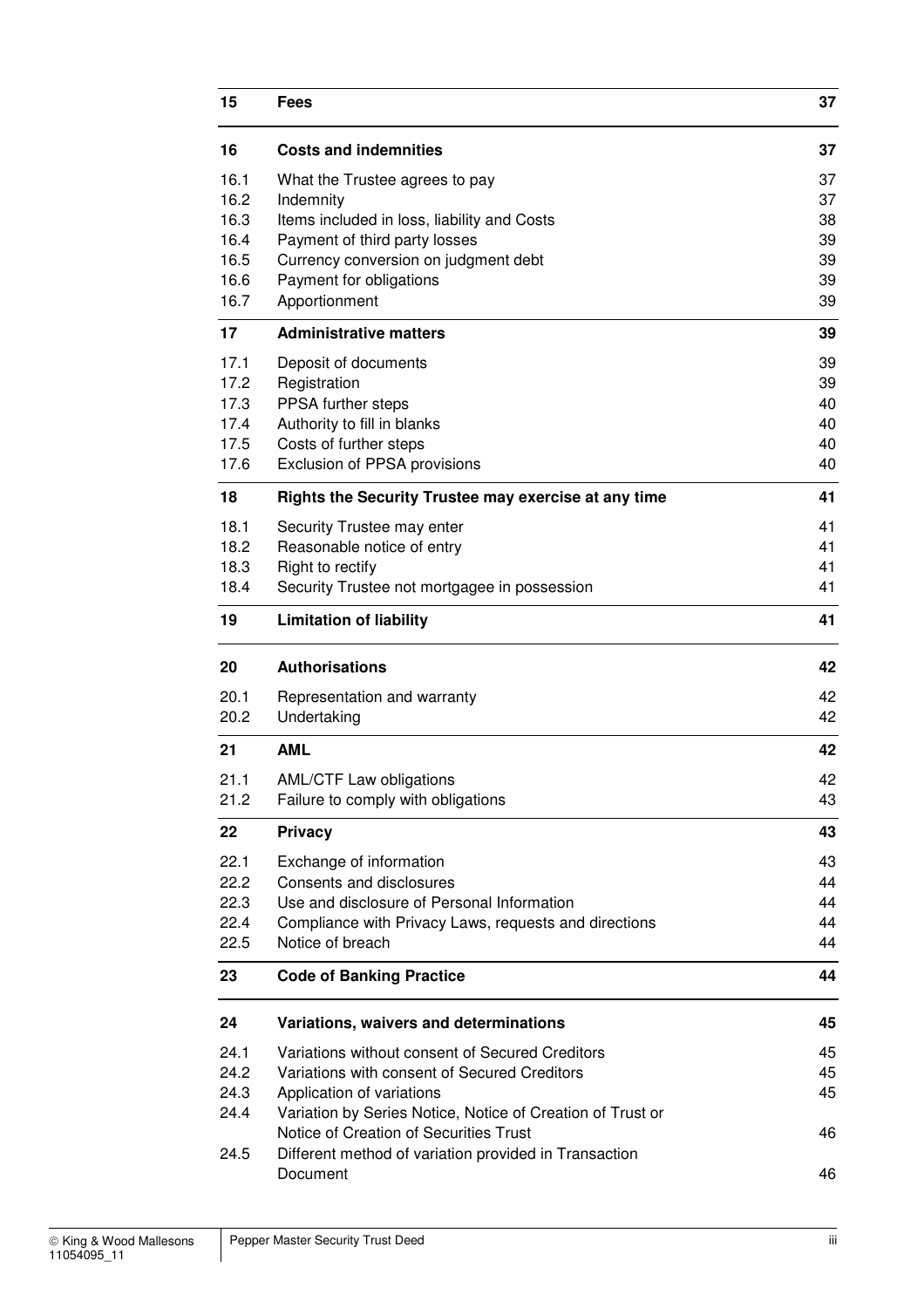| | | |
|---|---|---|
| **15** | **Fees** | **37** |
| **16** | **Costs and indemnities** | **37** |
| 16.1 | What the Trustee agrees to pay | 37 |
| 16.2 | Indemnity | 37 |
| 16.3 | Items included in loss, liability and Costs | 38 |
| 16.4 | Payment of third party losses | 39 |
| 16.5 | Currency conversion on judgment debt | 39 |
| 16.6 | Payment for obligations | 39 |
| 16.7 | Apportionment | 39 |
| **17** | **Administrative matters** | **39** |
| 17.1 | Deposit of documents | 39 |
| 17.2 | Registration | 39 |
| 17.3 | PPSA further steps | 40 |
| 17.4 | Authority to fill in blanks | 40 |
| 17.5 | Costs of further steps | 40 |
| 17.6 | Exclusion of PPSA provisions | 40 |
| **18** | **Rights the Security Trustee may exercise at any time** | **41** |
| 18.1 | Security Trustee may enter | 41 |
| 18.2 | Reasonable notice of entry | 41 |
| 18.3 | Right to rectify | 41 |
| 18.4 | Security Trustee not mortgagee in possession | 41 |
| **19** | **Limitation of liability** | **41** |
| **20** | **Authorisations** | **42** |
| 20.1 | Representation and warranty | 42 |
| 20.2 | Undertaking | 42 |
| **21** | **AML** | **42** |
| 21.1 | AML/CTF Law obligations | 42 |
| 21.2 | Failure to comply with obligations | 43 |
| **22** | **Privacy** | **43** |
| 22.1 | Exchange of information | 43 |
| 22.2 | Consents and disclosures | 44 |
| 22.3 | Use and disclosure of Personal Information | 44 |
| 22.4 | Compliance with Privacy Laws, requests and directions | 44 |
| 22.5 | Notice of breach | 44 |
| **23** | **Code of Banking Practice** | **44** |
| **24** | **Variations, waivers and determinations** | **45** |
| 24.1 | Variations without consent of Secured Creditors | 45 |
| 24.2 | Variations with consent of Secured Creditors | 45 |
| 24.3 | Application of variations | 45 |
| 24.4 | Variation by Series Notice, Notice of Creation of Trust or Notice of Creation of Securities Trust | 46 |
| 24.5 | Different method of variation provided in Transaction Document | 46 |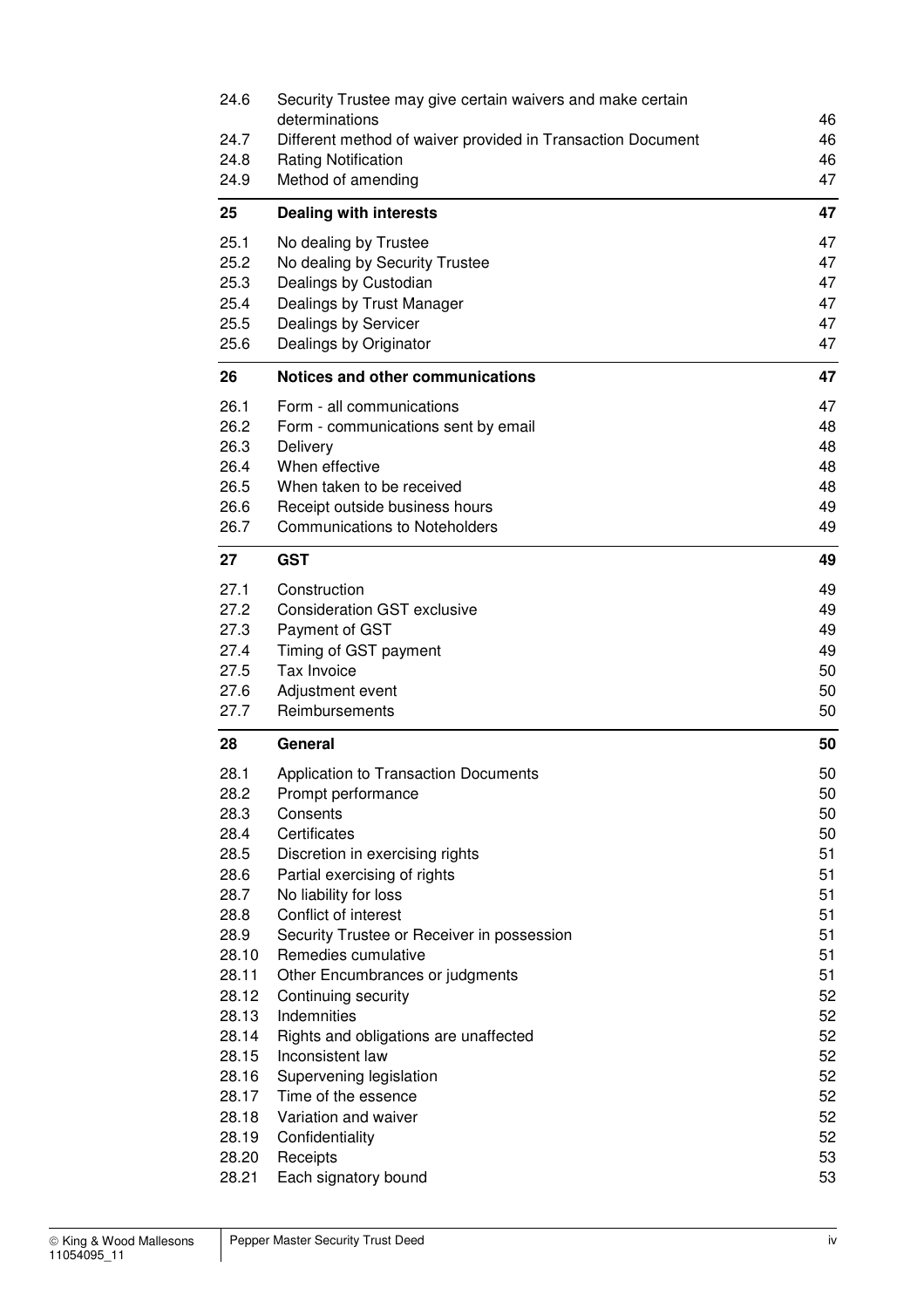| | | |
|---|---|---|
| 24.6 | Security Trustee may give certain waivers and make certain determinations | 46 |
| 24.7 | Different method of waiver provided in Transaction Document | 46 |
| 24.8 | Rating Notification | 46 |
| 24.9 | Method of amending | 47 |
| **25** | **Dealing with interests** | **47** |
| 25.1 | No dealing by Trustee | 47 |
| 25.2 | No dealing by Security Trustee | 47 |
| 25.3 | Dealings by Custodian | 47 |
| 25.4 | Dealings by Trust Manager | 47 |
| 25.5 | Dealings by Servicer | 47 |
| 25.6 | Dealings by Originator | 47 |
| **26** | **Notices and other communications** | **47** |
| 26.1 | Form - all communications | 47 |
| 26.2 | Form - communications sent by email | 48 |
| 26.3 | Delivery | 48 |
| 26.4 | When effective | 48 |
| 26.5 | When taken to be received | 48 |
| 26.6 | Receipt outside business hours | 49 |
| 26.7 | Communications to Noteholders | 49 |
| **27** | **GST** | **49** |
| 27.1 | Construction | 49 |
| 27.2 | Consideration GST exclusive | 49 |
| 27.3 | Payment of GST | 49 |
| 27.4 | Timing of GST payment | 49 |
| 27.5 | Tax Invoice | 50 |
| 27.6 | Adjustment event | 50 |
| 27.7 | Reimbursements | 50 |
| **28** | **General** | **50** |
| 28.1 | Application to Transaction Documents | 50 |
| 28.2 | Prompt performance | 50 |
| 28.3 | Consents | 50 |
| 28.4 | Certificates | 50 |
| 28.5 | Discretion in exercising rights | 51 |
| 28.6 | Partial exercising of rights | 51 |
| 28.7 | No liability for loss | 51 |
| 28.8 | Conflict of interest | 51 |
| 28.9 | Security Trustee or Receiver in possession | 51 |
| 28.10 | Remedies cumulative | 51 |
| 28.11 | Other Encumbrances or judgments | 51 |
| 28.12 | Continuing security | 52 |
| 28.13 | Indemnities | 52 |
| 28.14 | Rights and obligations are unaffected | 52 |
| 28.15 | Inconsistent law | 52 |
| 28.16 | Supervening legislation | 52 |
| 28.17 | Time of the essence | 52 |
| 28.18 | Variation and waiver | 52 |
| 28.19 | Confidentiality | 52 |
| 28.20 | Receipts | 53 |
| 28.21 | Each signatory bound | 53 |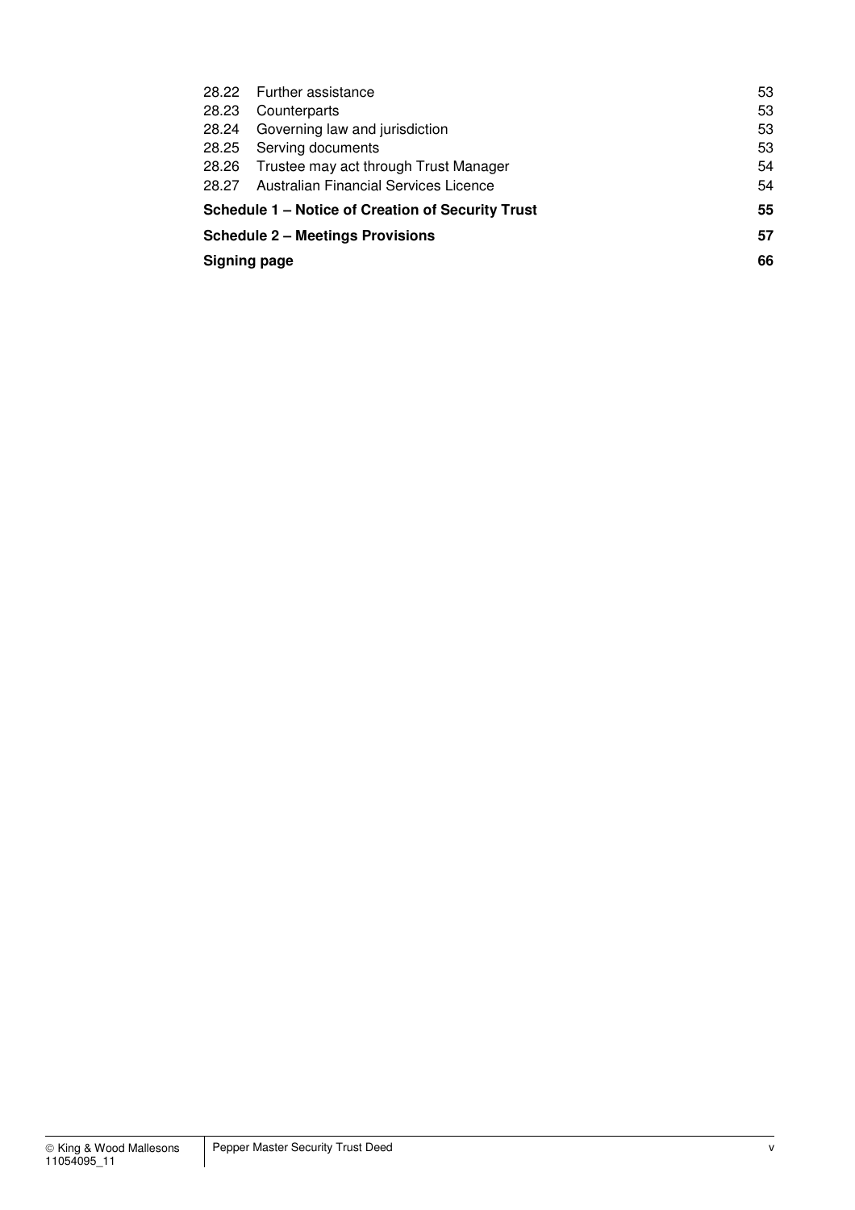| | | |
|---|---|---|
| 28.22 | Further assistance | 53 |
| 28.23 | Counterparts | 53 |
| 28.24 | Governing law and jurisdiction | 53 |
| 28.25 | Serving documents | 53 |
| 28.26 | Trustee may act through Trust Manager | 54 |
| 28.27 | Australian Financial Services Licence | 54 |
| **Schedule 1 – Notice of Creation of Security Trust** | | **55** |
| **Schedule 2 – Meetings Provisions** | | **57** |
| **Signing page** | | **66** |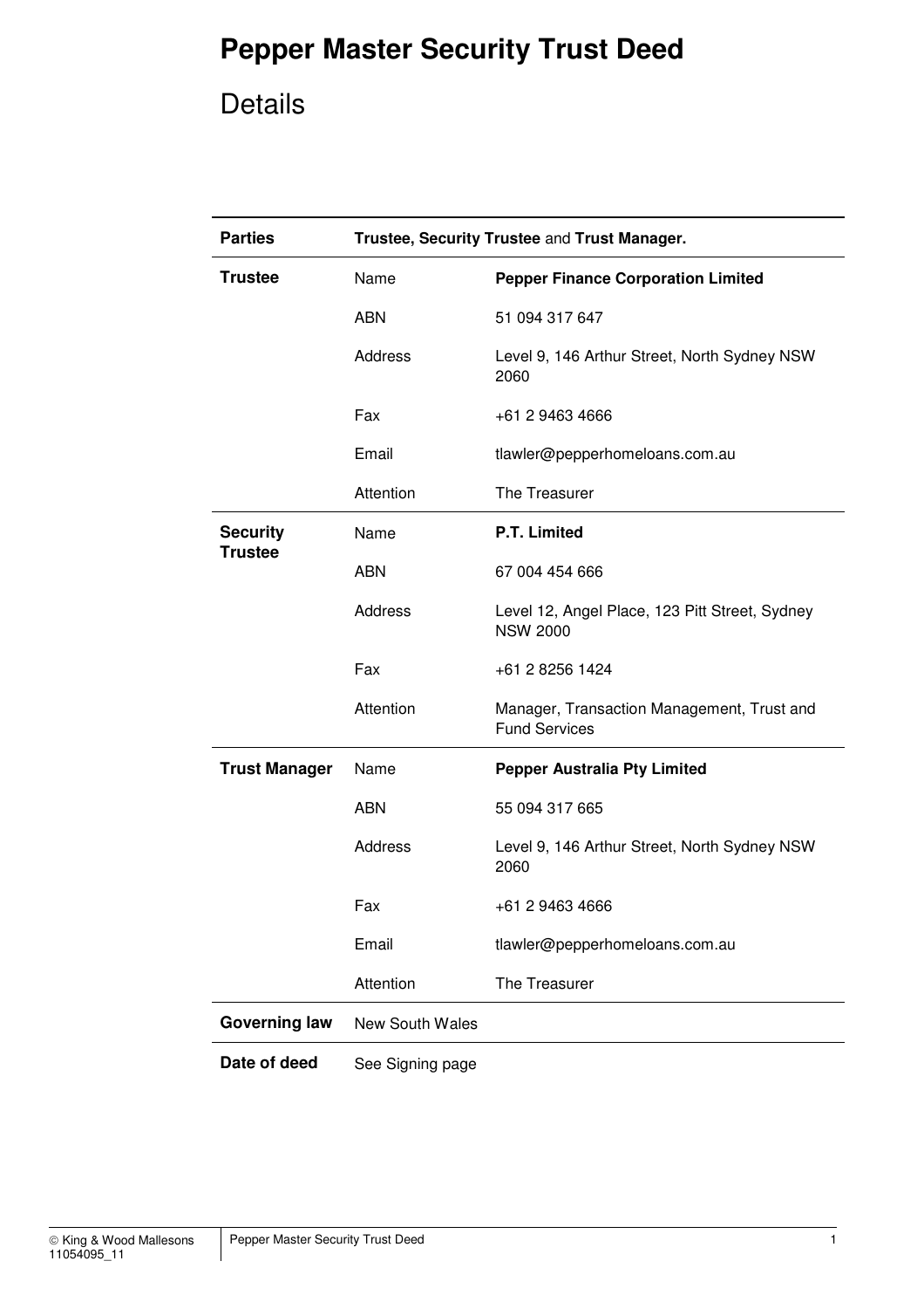# Pepper Master Security Trust Deed

## Details

| Parties | Trustee, Security Trustee and Trust Manager. | |
|---|---|---|
| **Trustee** | Name | **Pepper Finance Corporation Limited** |
| | ABN | 51 094 317 647 |
| | Address | Level 9, 146 Arthur Street, North Sydney NSW 2060 |
| | Fax | +61 2 9463 4666 |
| | Email | tlawler@pepperhomeloans.com.au |
| | Attention | The Treasurer |
| **Security Trustee** | Name | **P.T. Limited** |
| | ABN | 67 004 454 666 |
| | Address | Level 12, Angel Place, 123 Pitt Street, Sydney NSW 2000 |
| | Fax | +61 2 8256 1424 |
| | Attention | Manager, Transaction Management, Trust and Fund Services |
| **Trust Manager** | Name | **Pepper Australia Pty Limited** |
| | ABN | 55 094 317 665 |
| | Address | Level 9, 146 Arthur Street, North Sydney NSW 2060 |
| | Fax | +61 2 9463 4666 |
| | Email | tlawler@pepperhomeloans.com.au |
| | Attention | The Treasurer |
| **Governing law** | New South Wales | |
| **Date of deed** | See Signing page | |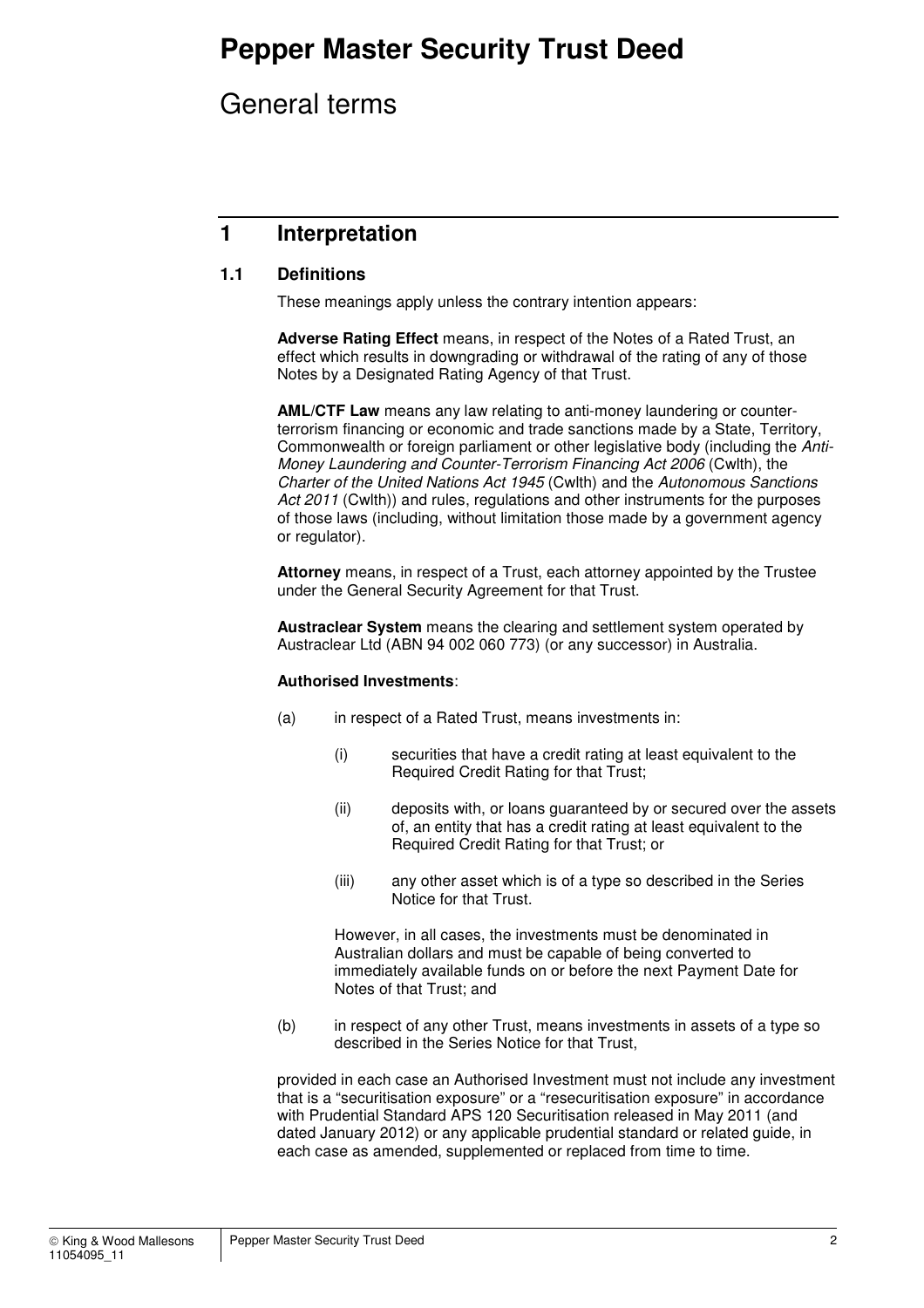# Pepper Master Security Trust Deed

## General terms

## 1 Interpretation

### 1.1 Definitions

These meanings apply unless the contrary intention appears:

**Adverse Rating Effect** means, in respect of the Notes of a Rated Trust, an effect which results in downgrading or withdrawal of the rating of any of those Notes by a Designated Rating Agency of that Trust.

**AML/CTF Law** means any law relating to anti-money laundering or counter-terrorism financing or economic and trade sanctions made by a State, Territory, Commonwealth or foreign parliament or other legislative body (including the *Anti-Money Laundering and Counter-Terrorism Financing Act 2006* (Cwlth), the *Charter of the United Nations Act 1945* (Cwlth) and the *Autonomous Sanctions Act 2011* (Cwlth)) and rules, regulations and other instruments for the purposes of those laws (including, without limitation those made by a government agency or regulator).

**Attorney** means, in respect of a Trust, each attorney appointed by the Trustee under the General Security Agreement for that Trust.

**Austraclear System** means the clearing and settlement system operated by Austraclear Ltd (ABN 94 002 060 773) (or any successor) in Australia.

**Authorised Investments**:

(a) in respect of a Rated Trust, means investments in:

(i) securities that have a credit rating at least equivalent to the Required Credit Rating for that Trust;

(ii) deposits with, or loans guaranteed by or secured over the assets of, an entity that has a credit rating at least equivalent to the Required Credit Rating for that Trust; or

(iii) any other asset which is of a type so described in the Series Notice for that Trust.

However, in all cases, the investments must be denominated in Australian dollars and must be capable of being converted to immediately available funds on or before the next Payment Date for Notes of that Trust; and

(b) in respect of any other Trust, means investments in assets of a type so described in the Series Notice for that Trust,

provided in each case an Authorised Investment must not include any investment that is a "securitisation exposure" or a "resecuritisation exposure" in accordance with Prudential Standard APS 120 Securitisation released in May 2011 (and dated January 2012) or any applicable prudential standard or related guide, in each case as amended, supplemented or replaced from time to time.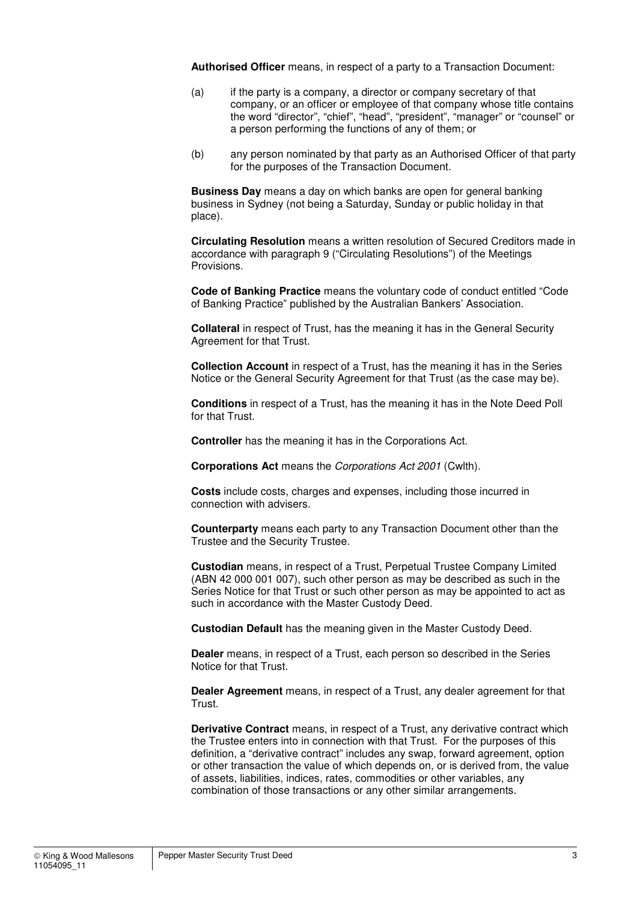**Authorised Officer** means, in respect of a party to a Transaction Document:

(a) if the party is a company, a director or company secretary of that company, or an officer or employee of that company whose title contains the word "director", "chief", "head", "president", "manager" or "counsel" or a person performing the functions of any of them; or

(b) any person nominated by that party as an Authorised Officer of that party for the purposes of the Transaction Document.

**Business Day** means a day on which banks are open for general banking business in Sydney (not being a Saturday, Sunday or public holiday in that place).

**Circulating Resolution** means a written resolution of Secured Creditors made in accordance with paragraph 9 ("Circulating Resolutions") of the Meetings Provisions.

**Code of Banking Practice** means the voluntary code of conduct entitled "Code of Banking Practice" published by the Australian Bankers' Association.

**Collateral** in respect of Trust, has the meaning it has in the General Security Agreement for that Trust.

**Collection Account** in respect of a Trust, has the meaning it has in the Series Notice or the General Security Agreement for that Trust (as the case may be).

**Conditions** in respect of a Trust, has the meaning it has in the Note Deed Poll for that Trust.

**Controller** has the meaning it has in the Corporations Act.

**Corporations Act** means the *Corporations Act 2001* (Cwlth).

**Costs** include costs, charges and expenses, including those incurred in connection with advisers.

**Counterparty** means each party to any Transaction Document other than the Trustee and the Security Trustee.

**Custodian** means, in respect of a Trust, Perpetual Trustee Company Limited (ABN 42 000 001 007), such other person as may be described as such in the Series Notice for that Trust or such other person as may be appointed to act as such in accordance with the Master Custody Deed.

**Custodian Default** has the meaning given in the Master Custody Deed.

**Dealer** means, in respect of a Trust, each person so described in the Series Notice for that Trust.

**Dealer Agreement** means, in respect of a Trust, any dealer agreement for that Trust.

**Derivative Contract** means, in respect of a Trust, any derivative contract which the Trustee enters into in connection with that Trust. For the purposes of this definition, a "derivative contract" includes any swap, forward agreement, option or other transaction the value of which depends on, or is derived from, the value of assets, liabilities, indices, rates, commodities or other variables, any combination of those transactions or any other similar arrangements.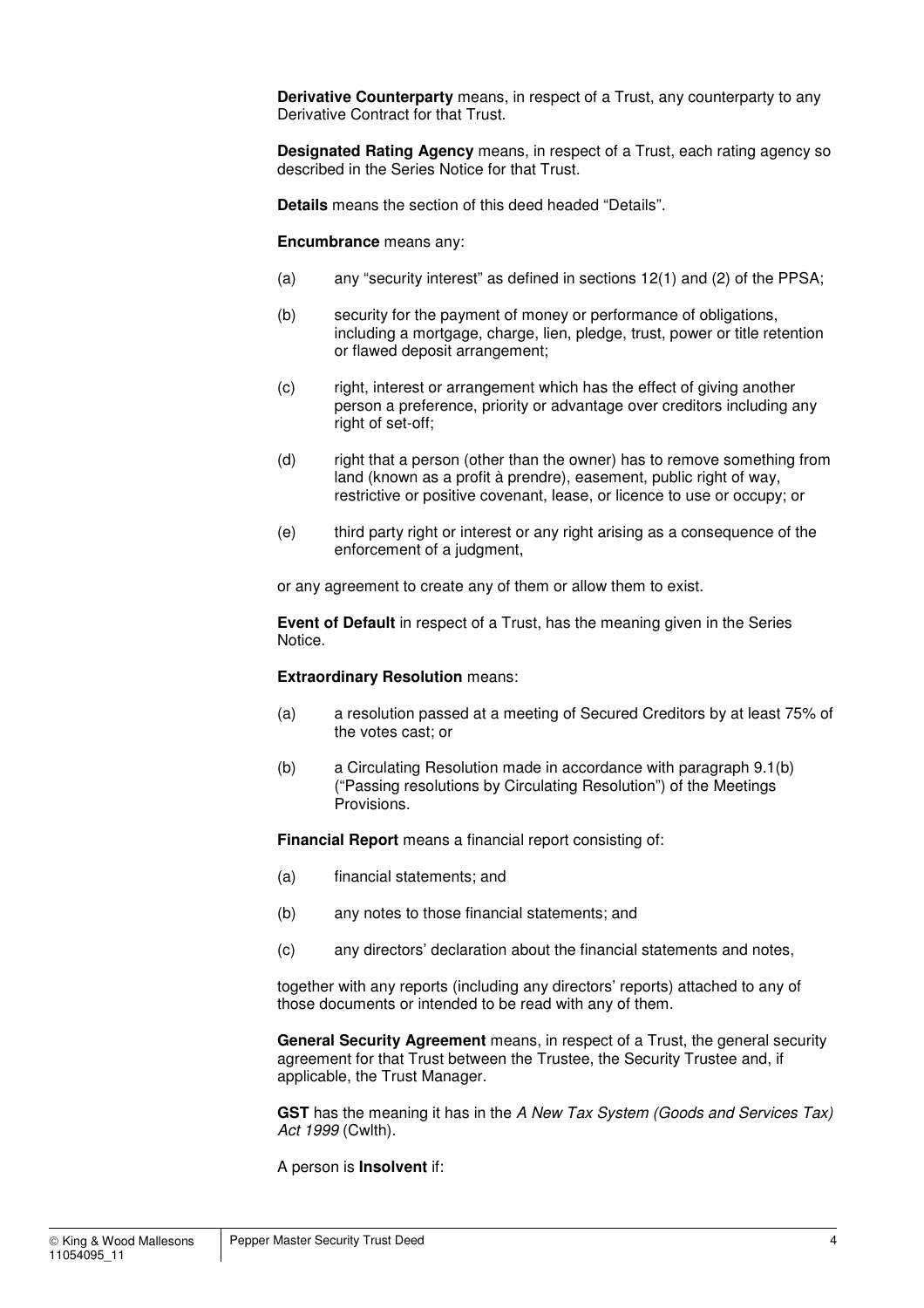**Derivative Counterparty** means, in respect of a Trust, any counterparty to any Derivative Contract for that Trust.

**Designated Rating Agency** means, in respect of a Trust, each rating agency so described in the Series Notice for that Trust.

**Details** means the section of this deed headed "Details".

**Encumbrance** means any:

(a) any "security interest" as defined in sections 12(1) and (2) of the PPSA;

(b) security for the payment of money or performance of obligations, including a mortgage, charge, lien, pledge, trust, power or title retention or flawed deposit arrangement;

(c) right, interest or arrangement which has the effect of giving another person a preference, priority or advantage over creditors including any right of set-off;

(d) right that a person (other than the owner) has to remove something from land (known as a profit à prendre), easement, public right of way, restrictive or positive covenant, lease, or licence to use or occupy; or

(e) third party right or interest or any right arising as a consequence of the enforcement of a judgment,

or any agreement to create any of them or allow them to exist.

**Event of Default** in respect of a Trust, has the meaning given in the Series Notice.

**Extraordinary Resolution** means:

(a) a resolution passed at a meeting of Secured Creditors by at least 75% of the votes cast; or

(b) a Circulating Resolution made in accordance with paragraph 9.1(b) ("Passing resolutions by Circulating Resolution") of the Meetings Provisions.

**Financial Report** means a financial report consisting of:

(a) financial statements; and

(b) any notes to those financial statements; and

(c) any directors' declaration about the financial statements and notes,

together with any reports (including any directors' reports) attached to any of those documents or intended to be read with any of them.

**General Security Agreement** means, in respect of a Trust, the general security agreement for that Trust between the Trustee, the Security Trustee and, if applicable, the Trust Manager.

**GST** has the meaning it has in the *A New Tax System (Goods and Services Tax) Act 1999* (Cwlth).

A person is **Insolvent** if: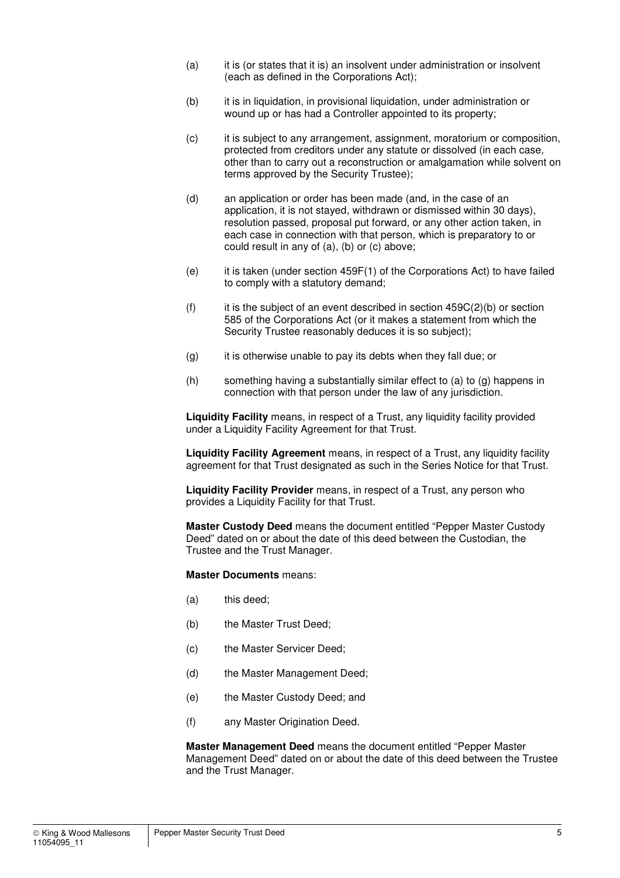(a) it is (or states that it is) an insolvent under administration or insolvent (each as defined in the Corporations Act);

(b) it is in liquidation, in provisional liquidation, under administration or wound up or has had a Controller appointed to its property;

(c) it is subject to any arrangement, assignment, moratorium or composition, protected from creditors under any statute or dissolved (in each case, other than to carry out a reconstruction or amalgamation while solvent on terms approved by the Security Trustee);

(d) an application or order has been made (and, in the case of an application, it is not stayed, withdrawn or dismissed within 30 days), resolution passed, proposal put forward, or any other action taken, in each case in connection with that person, which is preparatory to or could result in any of (a), (b) or (c) above;

(e) it is taken (under section 459F(1) of the Corporations Act) to have failed to comply with a statutory demand;

(f) it is the subject of an event described in section 459C(2)(b) or section 585 of the Corporations Act (or it makes a statement from which the Security Trustee reasonably deduces it is so subject);

(g) it is otherwise unable to pay its debts when they fall due; or

(h) something having a substantially similar effect to (a) to (g) happens in connection with that person under the law of any jurisdiction.

**Liquidity Facility** means, in respect of a Trust, any liquidity facility provided under a Liquidity Facility Agreement for that Trust.

**Liquidity Facility Agreement** means, in respect of a Trust, any liquidity facility agreement for that Trust designated as such in the Series Notice for that Trust.

**Liquidity Facility Provider** means, in respect of a Trust, any person who provides a Liquidity Facility for that Trust.

**Master Custody Deed** means the document entitled "Pepper Master Custody Deed" dated on or about the date of this deed between the Custodian, the Trustee and the Trust Manager.

**Master Documents** means:

(a) this deed;

(b) the Master Trust Deed;

(c) the Master Servicer Deed;

(d) the Master Management Deed;

(e) the Master Custody Deed; and

(f) any Master Origination Deed.

**Master Management Deed** means the document entitled "Pepper Master Management Deed" dated on or about the date of this deed between the Trustee and the Trust Manager.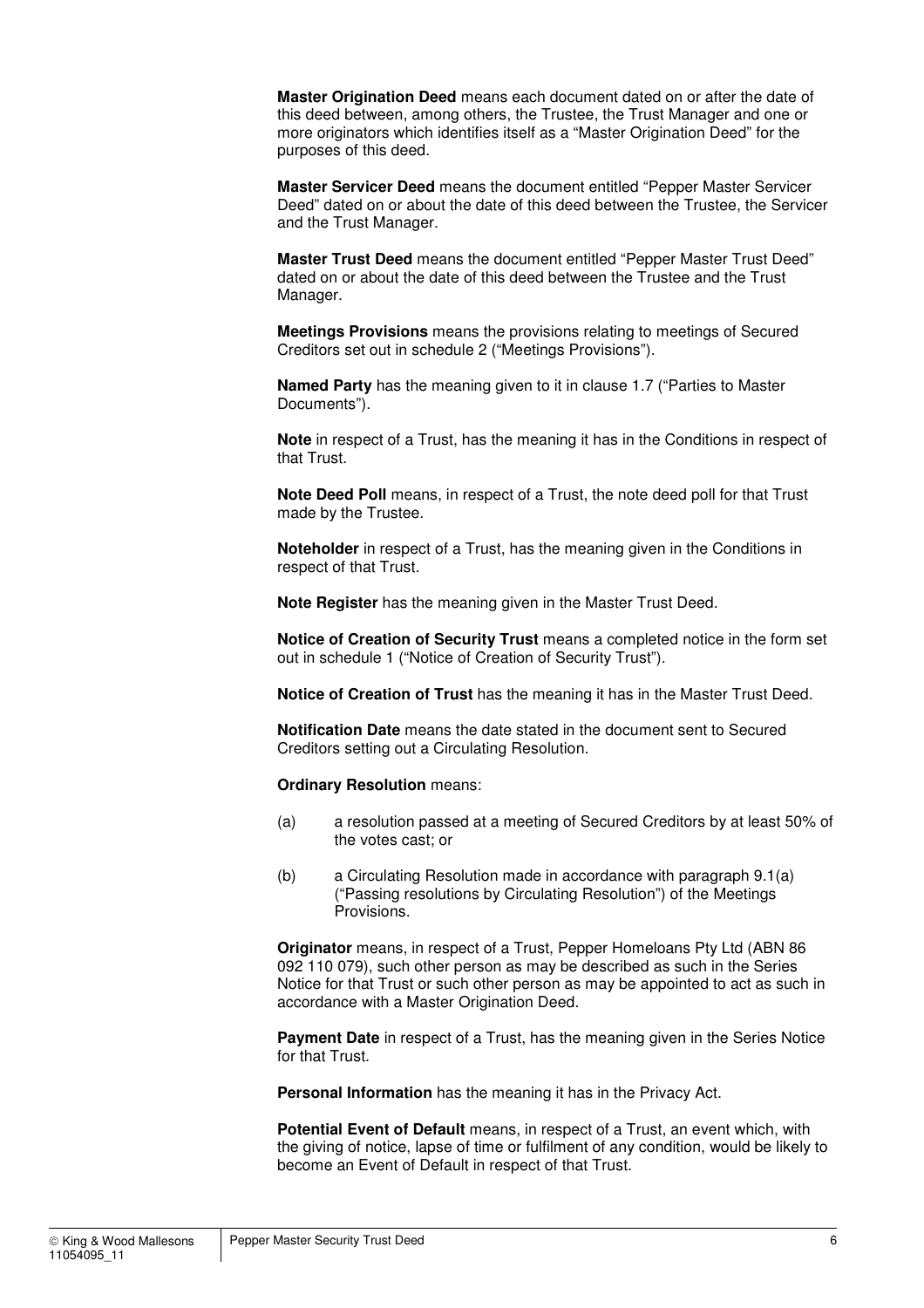**Master Origination Deed** means each document dated on or after the date of this deed between, among others, the Trustee, the Trust Manager and one or more originators which identifies itself as a "Master Origination Deed" for the purposes of this deed.

**Master Servicer Deed** means the document entitled "Pepper Master Servicer Deed" dated on or about the date of this deed between the Trustee, the Servicer and the Trust Manager.

**Master Trust Deed** means the document entitled "Pepper Master Trust Deed" dated on or about the date of this deed between the Trustee and the Trust Manager.

**Meetings Provisions** means the provisions relating to meetings of Secured Creditors set out in schedule 2 ("Meetings Provisions").

**Named Party** has the meaning given to it in clause 1.7 ("Parties to Master Documents").

**Note** in respect of a Trust, has the meaning it has in the Conditions in respect of that Trust.

**Note Deed Poll** means, in respect of a Trust, the note deed poll for that Trust made by the Trustee.

**Noteholder** in respect of a Trust, has the meaning given in the Conditions in respect of that Trust.

**Note Register** has the meaning given in the Master Trust Deed.

**Notice of Creation of Security Trust** means a completed notice in the form set out in schedule 1 ("Notice of Creation of Security Trust").

**Notice of Creation of Trust** has the meaning it has in the Master Trust Deed.

**Notification Date** means the date stated in the document sent to Secured Creditors setting out a Circulating Resolution.

**Ordinary Resolution** means:

(a) a resolution passed at a meeting of Secured Creditors by at least 50% of the votes cast; or

(b) a Circulating Resolution made in accordance with paragraph 9.1(a) ("Passing resolutions by Circulating Resolution") of the Meetings Provisions.

**Originator** means, in respect of a Trust, Pepper Homeloans Pty Ltd (ABN 86 092 110 079), such other person as may be described as such in the Series Notice for that Trust or such other person as may be appointed to act as such in accordance with a Master Origination Deed.

**Payment Date** in respect of a Trust, has the meaning given in the Series Notice for that Trust.

**Personal Information** has the meaning it has in the Privacy Act.

**Potential Event of Default** means, in respect of a Trust, an event which, with the giving of notice, lapse of time or fulfilment of any condition, would be likely to become an Event of Default in respect of that Trust.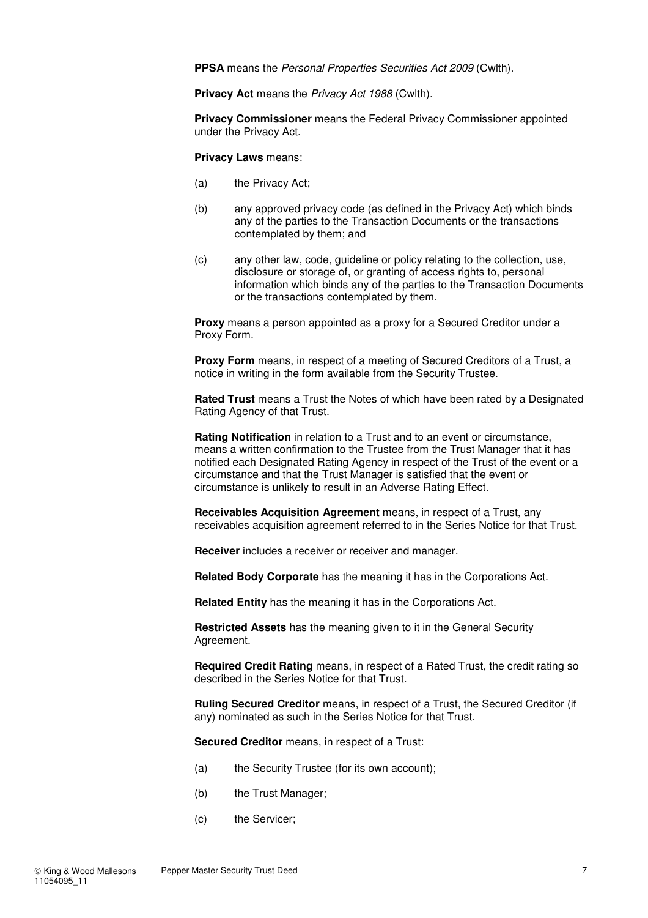**PPSA** means the *Personal Properties Securities Act 2009* (Cwlth).

**Privacy Act** means the *Privacy Act 1988* (Cwlth).

**Privacy Commissioner** means the Federal Privacy Commissioner appointed under the Privacy Act.

**Privacy Laws** means:

(a) the Privacy Act;

(b) any approved privacy code (as defined in the Privacy Act) which binds any of the parties to the Transaction Documents or the transactions contemplated by them; and

(c) any other law, code, guideline or policy relating to the collection, use, disclosure or storage of, or granting of access rights to, personal information which binds any of the parties to the Transaction Documents or the transactions contemplated by them.

**Proxy** means a person appointed as a proxy for a Secured Creditor under a Proxy Form.

**Proxy Form** means, in respect of a meeting of Secured Creditors of a Trust, a notice in writing in the form available from the Security Trustee.

**Rated Trust** means a Trust the Notes of which have been rated by a Designated Rating Agency of that Trust.

**Rating Notification** in relation to a Trust and to an event or circumstance, means a written confirmation to the Trustee from the Trust Manager that it has notified each Designated Rating Agency in respect of the Trust of the event or a circumstance and that the Trust Manager is satisfied that the event or circumstance is unlikely to result in an Adverse Rating Effect.

**Receivables Acquisition Agreement** means, in respect of a Trust, any receivables acquisition agreement referred to in the Series Notice for that Trust.

**Receiver** includes a receiver or receiver and manager.

**Related Body Corporate** has the meaning it has in the Corporations Act.

**Related Entity** has the meaning it has in the Corporations Act.

**Restricted Assets** has the meaning given to it in the General Security Agreement.

**Required Credit Rating** means, in respect of a Rated Trust, the credit rating so described in the Series Notice for that Trust.

**Ruling Secured Creditor** means, in respect of a Trust, the Secured Creditor (if any) nominated as such in the Series Notice for that Trust.

**Secured Creditor** means, in respect of a Trust:

(a) the Security Trustee (for its own account);

(b) the Trust Manager;

(c) the Servicer;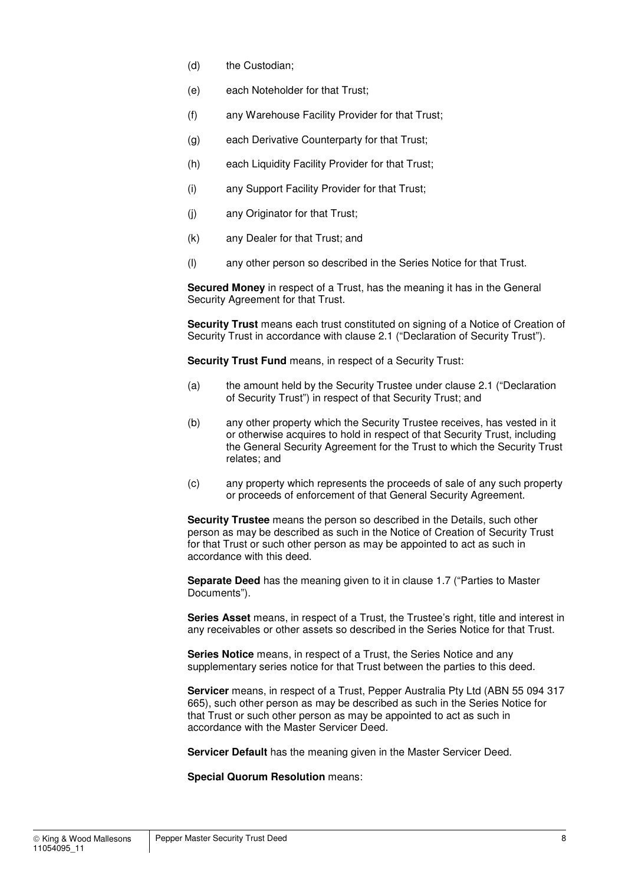(d) the Custodian;

(e) each Noteholder for that Trust;

(f) any Warehouse Facility Provider for that Trust;

(g) each Derivative Counterparty for that Trust;

(h) each Liquidity Facility Provider for that Trust;

(i) any Support Facility Provider for that Trust;

(j) any Originator for that Trust;

(k) any Dealer for that Trust; and

(l) any other person so described in the Series Notice for that Trust.

**Secured Money** in respect of a Trust, has the meaning it has in the General Security Agreement for that Trust.

**Security Trust** means each trust constituted on signing of a Notice of Creation of Security Trust in accordance with clause 2.1 ("Declaration of Security Trust").

**Security Trust Fund** means, in respect of a Security Trust:

(a) the amount held by the Security Trustee under clause 2.1 ("Declaration of Security Trust") in respect of that Security Trust; and

(b) any other property which the Security Trustee receives, has vested in it or otherwise acquires to hold in respect of that Security Trust, including the General Security Agreement for the Trust to which the Security Trust relates; and

(c) any property which represents the proceeds of sale of any such property or proceeds of enforcement of that General Security Agreement.

**Security Trustee** means the person so described in the Details, such other person as may be described as such in the Notice of Creation of Security Trust for that Trust or such other person as may be appointed to act as such in accordance with this deed.

**Separate Deed** has the meaning given to it in clause 1.7 ("Parties to Master Documents").

**Series Asset** means, in respect of a Trust, the Trustee's right, title and interest in any receivables or other assets so described in the Series Notice for that Trust.

**Series Notice** means, in respect of a Trust, the Series Notice and any supplementary series notice for that Trust between the parties to this deed.

**Servicer** means, in respect of a Trust, Pepper Australia Pty Ltd (ABN 55 094 317 665), such other person as may be described as such in the Series Notice for that Trust or such other person as may be appointed to act as such in accordance with the Master Servicer Deed.

**Servicer Default** has the meaning given in the Master Servicer Deed.

**Special Quorum Resolution** means: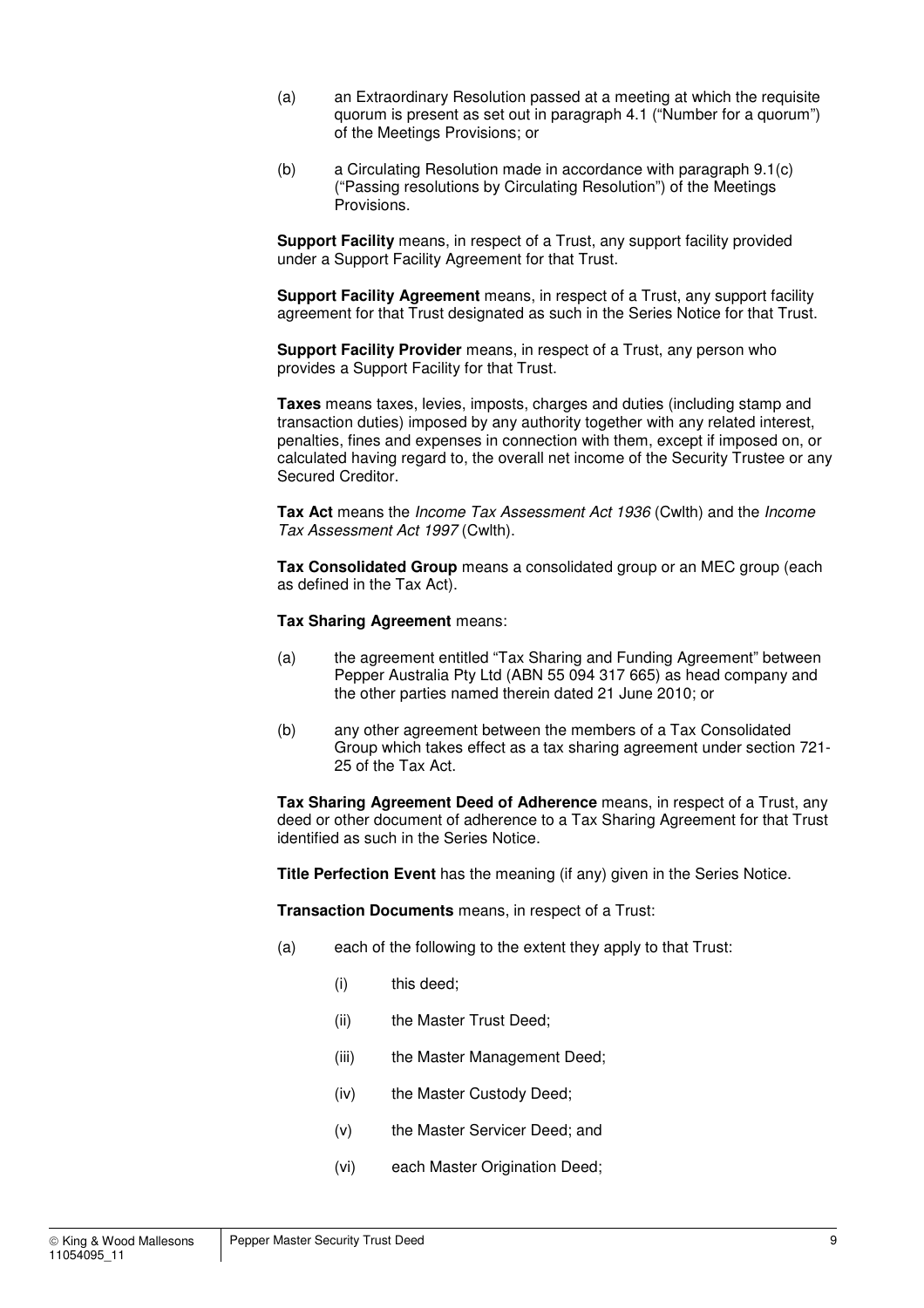(a) an Extraordinary Resolution passed at a meeting at which the requisite quorum is present as set out in paragraph 4.1 ("Number for a quorum") of the Meetings Provisions; or

(b) a Circulating Resolution made in accordance with paragraph 9.1(c) ("Passing resolutions by Circulating Resolution") of the Meetings Provisions.

**Support Facility** means, in respect of a Trust, any support facility provided under a Support Facility Agreement for that Trust.

**Support Facility Agreement** means, in respect of a Trust, any support facility agreement for that Trust designated as such in the Series Notice for that Trust.

**Support Facility Provider** means, in respect of a Trust, any person who provides a Support Facility for that Trust.

**Taxes** means taxes, levies, imposts, charges and duties (including stamp and transaction duties) imposed by any authority together with any related interest, penalties, fines and expenses in connection with them, except if imposed on, or calculated having regard to, the overall net income of the Security Trustee or any Secured Creditor.

**Tax Act** means the *Income Tax Assessment Act 1936* (Cwlth) and the *Income Tax Assessment Act 1997* (Cwlth).

**Tax Consolidated Group** means a consolidated group or an MEC group (each as defined in the Tax Act).

**Tax Sharing Agreement** means:

(a) the agreement entitled "Tax Sharing and Funding Agreement" between Pepper Australia Pty Ltd (ABN 55 094 317 665) as head company and the other parties named therein dated 21 June 2010; or

(b) any other agreement between the members of a Tax Consolidated Group which takes effect as a tax sharing agreement under section 721-25 of the Tax Act.

**Tax Sharing Agreement Deed of Adherence** means, in respect of a Trust, any deed or other document of adherence to a Tax Sharing Agreement for that Trust identified as such in the Series Notice.

**Title Perfection Event** has the meaning (if any) given in the Series Notice.

**Transaction Documents** means, in respect of a Trust:

(a) each of the following to the extent they apply to that Trust:

(i) this deed;

(ii) the Master Trust Deed;

(iii) the Master Management Deed;

(iv) the Master Custody Deed;

(v) the Master Servicer Deed; and

(vi) each Master Origination Deed;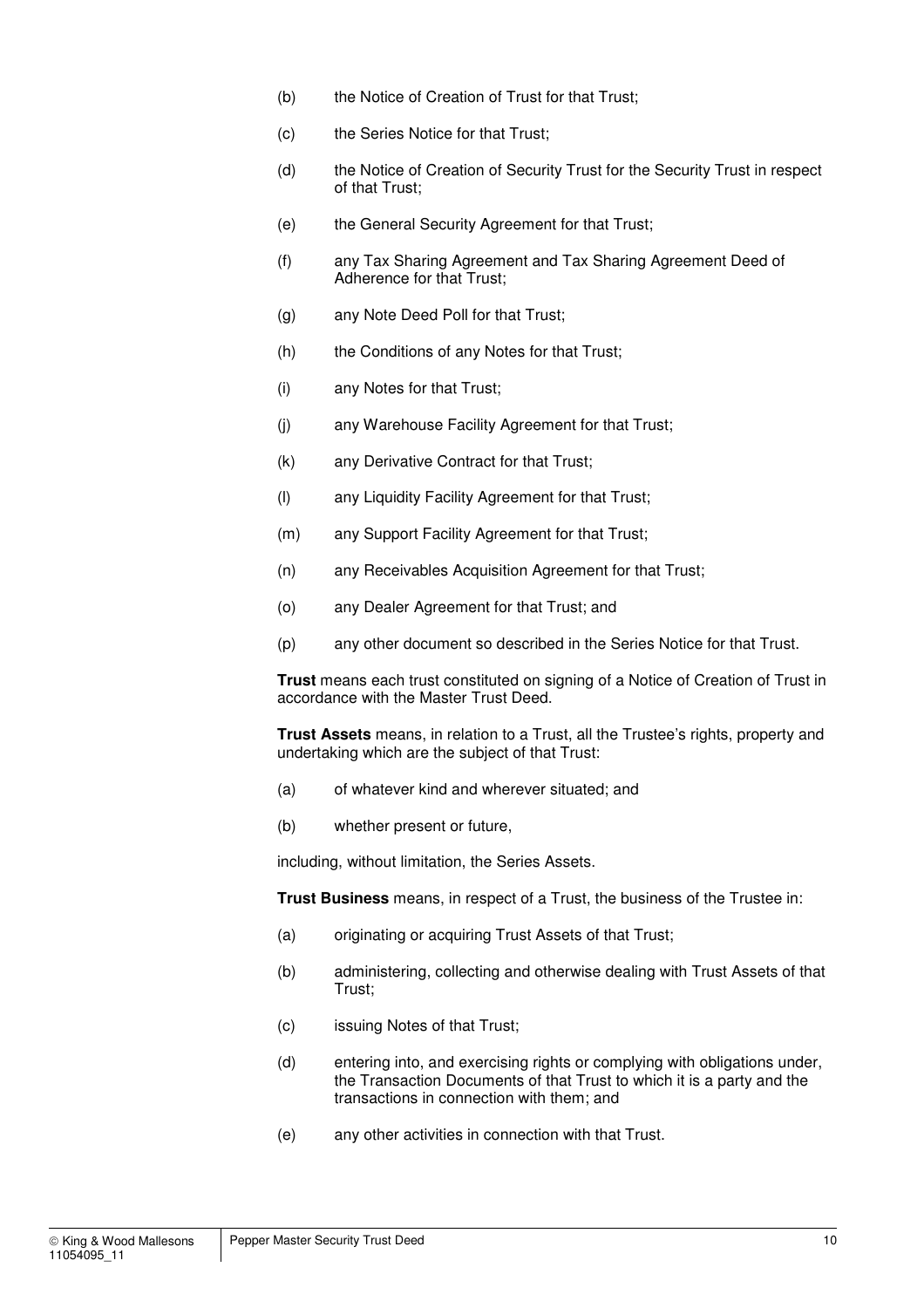(b) the Notice of Creation of Trust for that Trust;

(c) the Series Notice for that Trust;

(d) the Notice of Creation of Security Trust for the Security Trust in respect of that Trust;

(e) the General Security Agreement for that Trust;

(f) any Tax Sharing Agreement and Tax Sharing Agreement Deed of Adherence for that Trust;

(g) any Note Deed Poll for that Trust;

(h) the Conditions of any Notes for that Trust;

(i) any Notes for that Trust;

(j) any Warehouse Facility Agreement for that Trust;

(k) any Derivative Contract for that Trust;

(l) any Liquidity Facility Agreement for that Trust;

(m) any Support Facility Agreement for that Trust;

(n) any Receivables Acquisition Agreement for that Trust;

(o) any Dealer Agreement for that Trust; and

(p) any other document so described in the Series Notice for that Trust.

**Trust** means each trust constituted on signing of a Notice of Creation of Trust in accordance with the Master Trust Deed.

**Trust Assets** means, in relation to a Trust, all the Trustee's rights, property and undertaking which are the subject of that Trust:

(a) of whatever kind and wherever situated; and

(b) whether present or future,

including, without limitation, the Series Assets.

**Trust Business** means, in respect of a Trust, the business of the Trustee in:

(a) originating or acquiring Trust Assets of that Trust;

(b) administering, collecting and otherwise dealing with Trust Assets of that Trust;

(c) issuing Notes of that Trust;

(d) entering into, and exercising rights or complying with obligations under, the Transaction Documents of that Trust to which it is a party and the transactions in connection with them; and

(e) any other activities in connection with that Trust.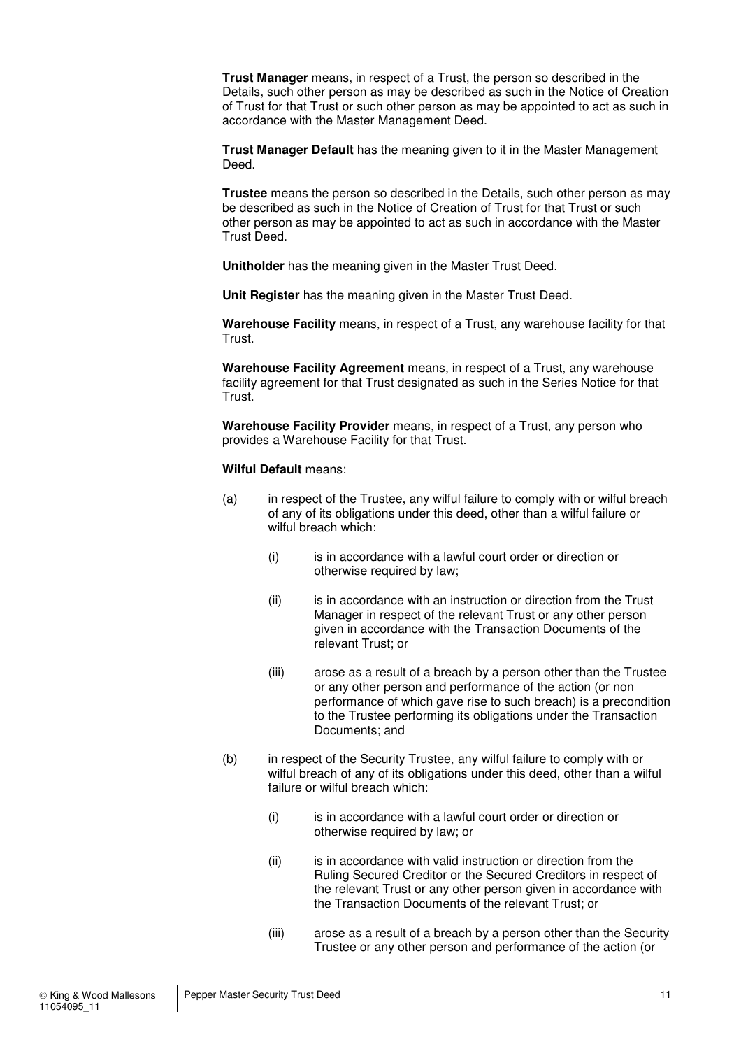**Trust Manager** means, in respect of a Trust, the person so described in the Details, such other person as may be described as such in the Notice of Creation of Trust for that Trust or such other person as may be appointed to act as such in accordance with the Master Management Deed.

**Trust Manager Default** has the meaning given to it in the Master Management Deed.

**Trustee** means the person so described in the Details, such other person as may be described as such in the Notice of Creation of Trust for that Trust or such other person as may be appointed to act as such in accordance with the Master Trust Deed.

**Unitholder** has the meaning given in the Master Trust Deed.

**Unit Register** has the meaning given in the Master Trust Deed.

**Warehouse Facility** means, in respect of a Trust, any warehouse facility for that Trust.

**Warehouse Facility Agreement** means, in respect of a Trust, any warehouse facility agreement for that Trust designated as such in the Series Notice for that Trust.

**Warehouse Facility Provider** means, in respect of a Trust, any person who provides a Warehouse Facility for that Trust.

**Wilful Default** means:

(a) in respect of the Trustee, any wilful failure to comply with or wilful breach of any of its obligations under this deed, other than a wilful failure or wilful breach which:

  (i) is in accordance with a lawful court order or direction or otherwise required by law;

  (ii) is in accordance with an instruction or direction from the Trust Manager in respect of the relevant Trust or any other person given in accordance with the Transaction Documents of the relevant Trust; or

  (iii) arose as a result of a breach by a person other than the Trustee or any other person and performance of the action (or non performance of which gave rise to such breach) is a precondition to the Trustee performing its obligations under the Transaction Documents; and

(b) in respect of the Security Trustee, any wilful failure to comply with or wilful breach of any of its obligations under this deed, other than a wilful failure or wilful breach which:

  (i) is in accordance with a lawful court order or direction or otherwise required by law; or

  (ii) is in accordance with valid instruction or direction from the Ruling Secured Creditor or the Secured Creditors in respect of the relevant Trust or any other person given in accordance with the Transaction Documents of the relevant Trust; or

  (iii) arose as a result of a breach by a person other than the Security Trustee or any other person and performance of the action (or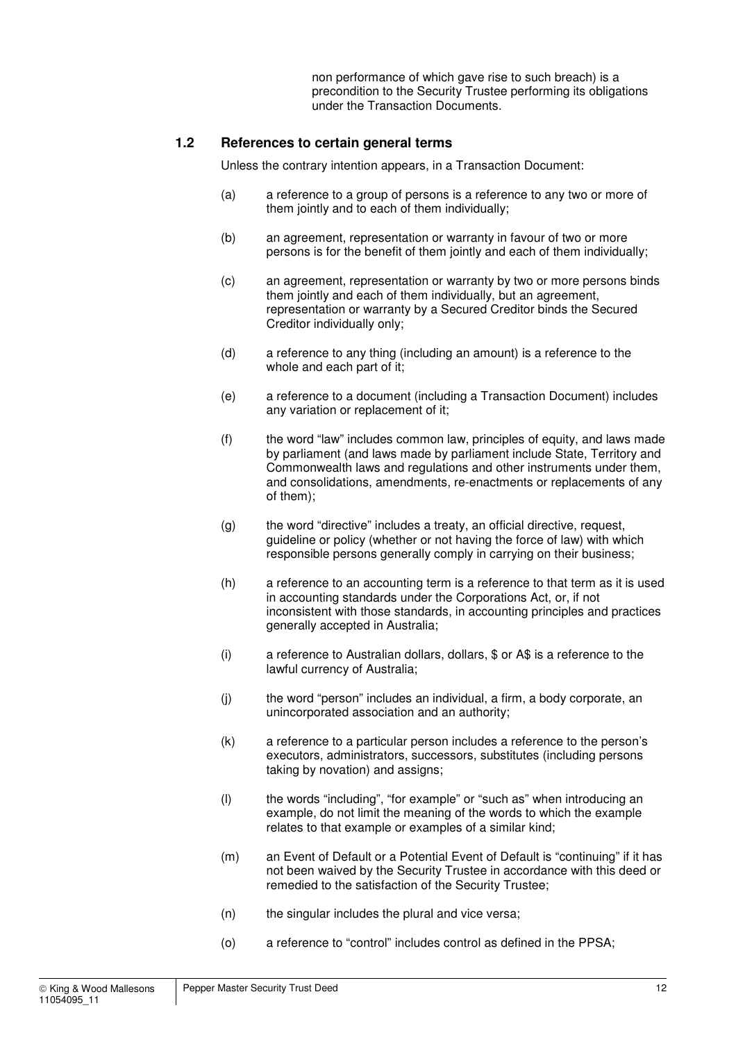non performance of which gave rise to such breach) is a precondition to the Security Trustee performing its obligations under the Transaction Documents.

## 1.2 References to certain general terms

Unless the contrary intention appears, in a Transaction Document:

(a) a reference to a group of persons is a reference to any two or more of them jointly and to each of them individually;

(b) an agreement, representation or warranty in favour of two or more persons is for the benefit of them jointly and each of them individually;

(c) an agreement, representation or warranty by two or more persons binds them jointly and each of them individually, but an agreement, representation or warranty by a Secured Creditor binds the Secured Creditor individually only;

(d) a reference to any thing (including an amount) is a reference to the whole and each part of it;

(e) a reference to a document (including a Transaction Document) includes any variation or replacement of it;

(f) the word "law" includes common law, principles of equity, and laws made by parliament (and laws made by parliament include State, Territory and Commonwealth laws and regulations and other instruments under them, and consolidations, amendments, re-enactments or replacements of any of them);

(g) the word "directive" includes a treaty, an official directive, request, guideline or policy (whether or not having the force of law) with which responsible persons generally comply in carrying on their business;

(h) a reference to an accounting term is a reference to that term as it is used in accounting standards under the Corporations Act, or, if not inconsistent with those standards, in accounting principles and practices generally accepted in Australia;

(i) a reference to Australian dollars, dollars, $ or A$ is a reference to the lawful currency of Australia;

(j) the word "person" includes an individual, a firm, a body corporate, an unincorporated association and an authority;

(k) a reference to a particular person includes a reference to the person's executors, administrators, successors, substitutes (including persons taking by novation) and assigns;

(l) the words "including", "for example" or "such as" when introducing an example, do not limit the meaning of the words to which the example relates to that example or examples of a similar kind;

(m) an Event of Default or a Potential Event of Default is "continuing" if it has not been waived by the Security Trustee in accordance with this deed or remedied to the satisfaction of the Security Trustee;

(n) the singular includes the plural and vice versa;

(o) a reference to "control" includes control as defined in the PPSA;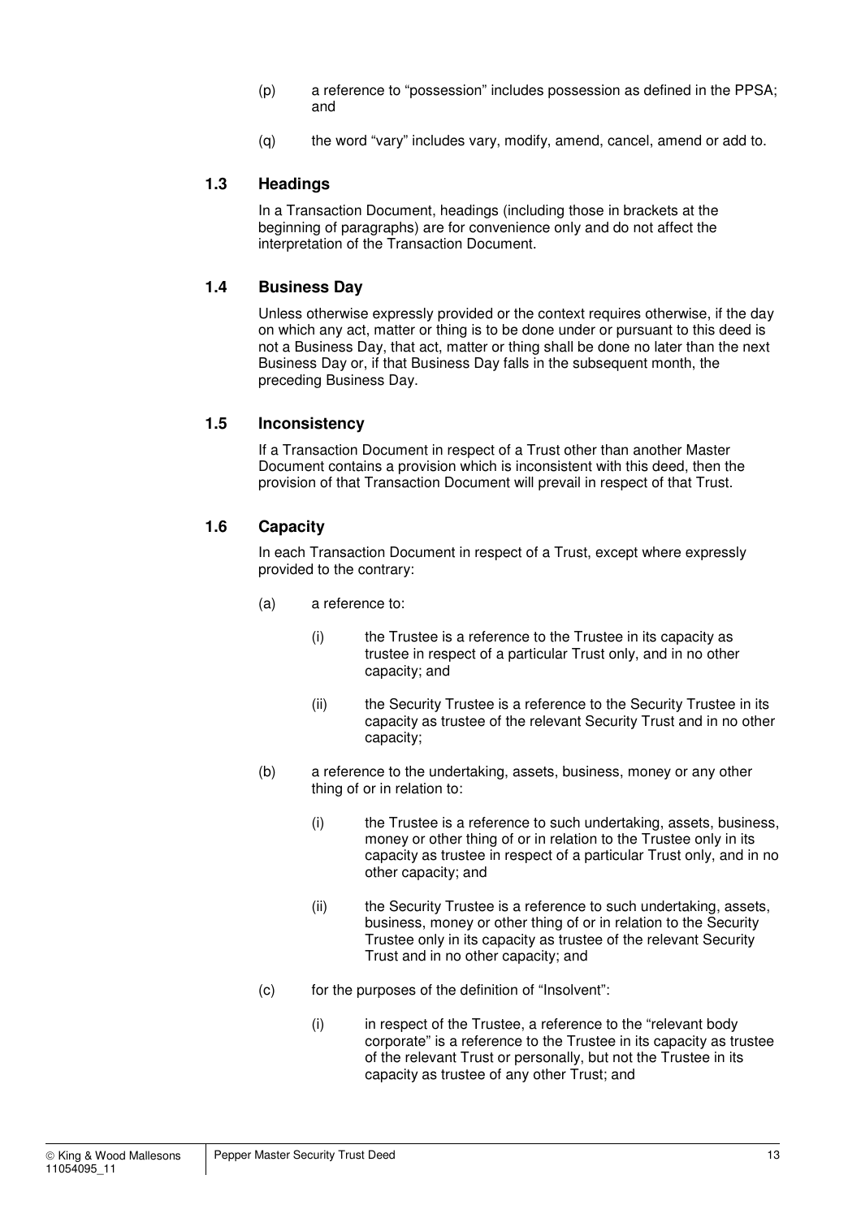(p) a reference to "possession" includes possession as defined in the PPSA; and

(q) the word "vary" includes vary, modify, amend, cancel, amend or add to.

### 1.3 Headings

In a Transaction Document, headings (including those in brackets at the beginning of paragraphs) are for convenience only and do not affect the interpretation of the Transaction Document.

### 1.4 Business Day

Unless otherwise expressly provided or the context requires otherwise, if the day on which any act, matter or thing is to be done under or pursuant to this deed is not a Business Day, that act, matter or thing shall be done no later than the next Business Day or, if that Business Day falls in the subsequent month, the preceding Business Day.

### 1.5 Inconsistency

If a Transaction Document in respect of a Trust other than another Master Document contains a provision which is inconsistent with this deed, then the provision of that Transaction Document will prevail in respect of that Trust.

### 1.6 Capacity

In each Transaction Document in respect of a Trust, except where expressly provided to the contrary:

(a) a reference to:

  (i) the Trustee is a reference to the Trustee in its capacity as trustee in respect of a particular Trust only, and in no other capacity; and

  (ii) the Security Trustee is a reference to the Security Trustee in its capacity as trustee of the relevant Security Trust and in no other capacity;

(b) a reference to the undertaking, assets, business, money or any other thing of or in relation to:

  (i) the Trustee is a reference to such undertaking, assets, business, money or other thing of or in relation to the Trustee only in its capacity as trustee in respect of a particular Trust only, and in no other capacity; and

  (ii) the Security Trustee is a reference to such undertaking, assets, business, money or other thing of or in relation to the Security Trustee only in its capacity as trustee of the relevant Security Trust and in no other capacity; and

(c) for the purposes of the definition of "Insolvent":

  (i) in respect of the Trustee, a reference to the "relevant body corporate" is a reference to the Trustee in its capacity as trustee of the relevant Trust or personally, but not the Trustee in its capacity as trustee of any other Trust; and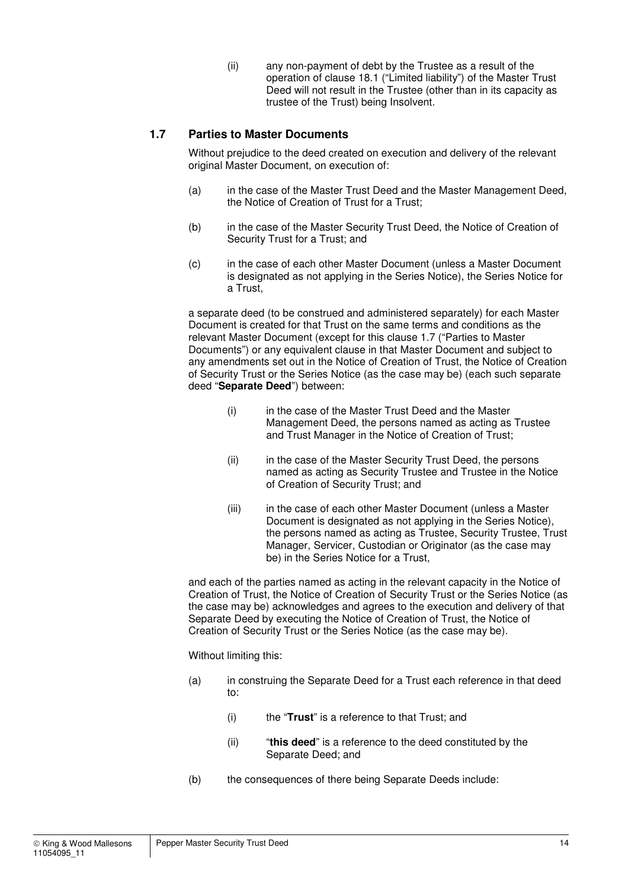(ii) any non-payment of debt by the Trustee as a result of the operation of clause 18.1 ("Limited liability") of the Master Trust Deed will not result in the Trustee (other than in its capacity as trustee of the Trust) being Insolvent.

## 1.7 Parties to Master Documents

Without prejudice to the deed created on execution and delivery of the relevant original Master Document, on execution of:

(a) in the case of the Master Trust Deed and the Master Management Deed, the Notice of Creation of Trust for a Trust;

(b) in the case of the Master Security Trust Deed, the Notice of Creation of Security Trust for a Trust; and

(c) in the case of each other Master Document (unless a Master Document is designated as not applying in the Series Notice), the Series Notice for a Trust,

a separate deed (to be construed and administered separately) for each Master Document is created for that Trust on the same terms and conditions as the relevant Master Document (except for this clause 1.7 ("Parties to Master Documents") or any equivalent clause in that Master Document and subject to any amendments set out in the Notice of Creation of Trust, the Notice of Creation of Security Trust or the Series Notice (as the case may be) (each such separate deed "**Separate Deed**") between:

(i) in the case of the Master Trust Deed and the Master Management Deed, the persons named as acting as Trustee and Trust Manager in the Notice of Creation of Trust;

(ii) in the case of the Master Security Trust Deed, the persons named as acting as Security Trustee and Trustee in the Notice of Creation of Security Trust; and

(iii) in the case of each other Master Document (unless a Master Document is designated as not applying in the Series Notice), the persons named as acting as Trustee, Security Trustee, Trust Manager, Servicer, Custodian or Originator (as the case may be) in the Series Notice for a Trust,

and each of the parties named as acting in the relevant capacity in the Notice of Creation of Trust, the Notice of Creation of Security Trust or the Series Notice (as the case may be) acknowledges and agrees to the execution and delivery of that Separate Deed by executing the Notice of Creation of Trust, the Notice of Creation of Security Trust or the Series Notice (as the case may be).

Without limiting this:

(a) in construing the Separate Deed for a Trust each reference in that deed to:

(i) the "**Trust**" is a reference to that Trust; and

(ii) "**this deed**" is a reference to the deed constituted by the Separate Deed; and

(b) the consequences of there being Separate Deeds include: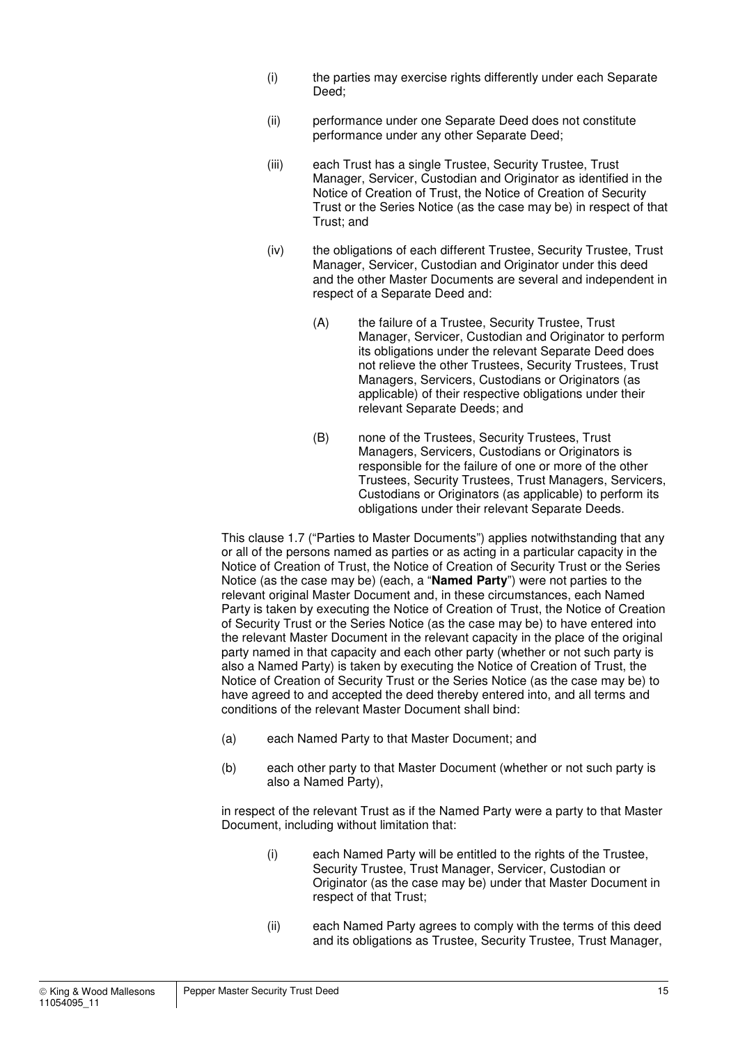(i) the parties may exercise rights differently under each Separate Deed;

(ii) performance under one Separate Deed does not constitute performance under any other Separate Deed;

(iii) each Trust has a single Trustee, Security Trustee, Trust Manager, Servicer, Custodian and Originator as identified in the Notice of Creation of Trust, the Notice of Creation of Security Trust or the Series Notice (as the case may be) in respect of that Trust; and

(iv) the obligations of each different Trustee, Security Trustee, Trust Manager, Servicer, Custodian and Originator under this deed and the other Master Documents are several and independent in respect of a Separate Deed and:

(A) the failure of a Trustee, Security Trustee, Trust Manager, Servicer, Custodian and Originator to perform its obligations under the relevant Separate Deed does not relieve the other Trustees, Security Trustees, Trust Managers, Servicers, Custodians or Originators (as applicable) of their respective obligations under their relevant Separate Deeds; and

(B) none of the Trustees, Security Trustees, Trust Managers, Servicers, Custodians or Originators is responsible for the failure of one or more of the other Trustees, Security Trustees, Trust Managers, Servicers, Custodians or Originators (as applicable) to perform its obligations under their relevant Separate Deeds.

This clause 1.7 ("Parties to Master Documents") applies notwithstanding that any or all of the persons named as parties or as acting in a particular capacity in the Notice of Creation of Trust, the Notice of Creation of Security Trust or the Series Notice (as the case may be) (each, a "**Named Party**") were not parties to the relevant original Master Document and, in these circumstances, each Named Party is taken by executing the Notice of Creation of Trust, the Notice of Creation of Security Trust or the Series Notice (as the case may be) to have entered into the relevant Master Document in the relevant capacity in the place of the original party named in that capacity and each other party (whether or not such party is also a Named Party) is taken by executing the Notice of Creation of Trust, the Notice of Creation of Security Trust or the Series Notice (as the case may be) to have agreed to and accepted the deed thereby entered into, and all terms and conditions of the relevant Master Document shall bind:

(a) each Named Party to that Master Document; and

(b) each other party to that Master Document (whether or not such party is also a Named Party),

in respect of the relevant Trust as if the Named Party were a party to that Master Document, including without limitation that:

(i) each Named Party will be entitled to the rights of the Trustee, Security Trustee, Trust Manager, Servicer, Custodian or Originator (as the case may be) under that Master Document in respect of that Trust;

(ii) each Named Party agrees to comply with the terms of this deed and its obligations as Trustee, Security Trustee, Trust Manager,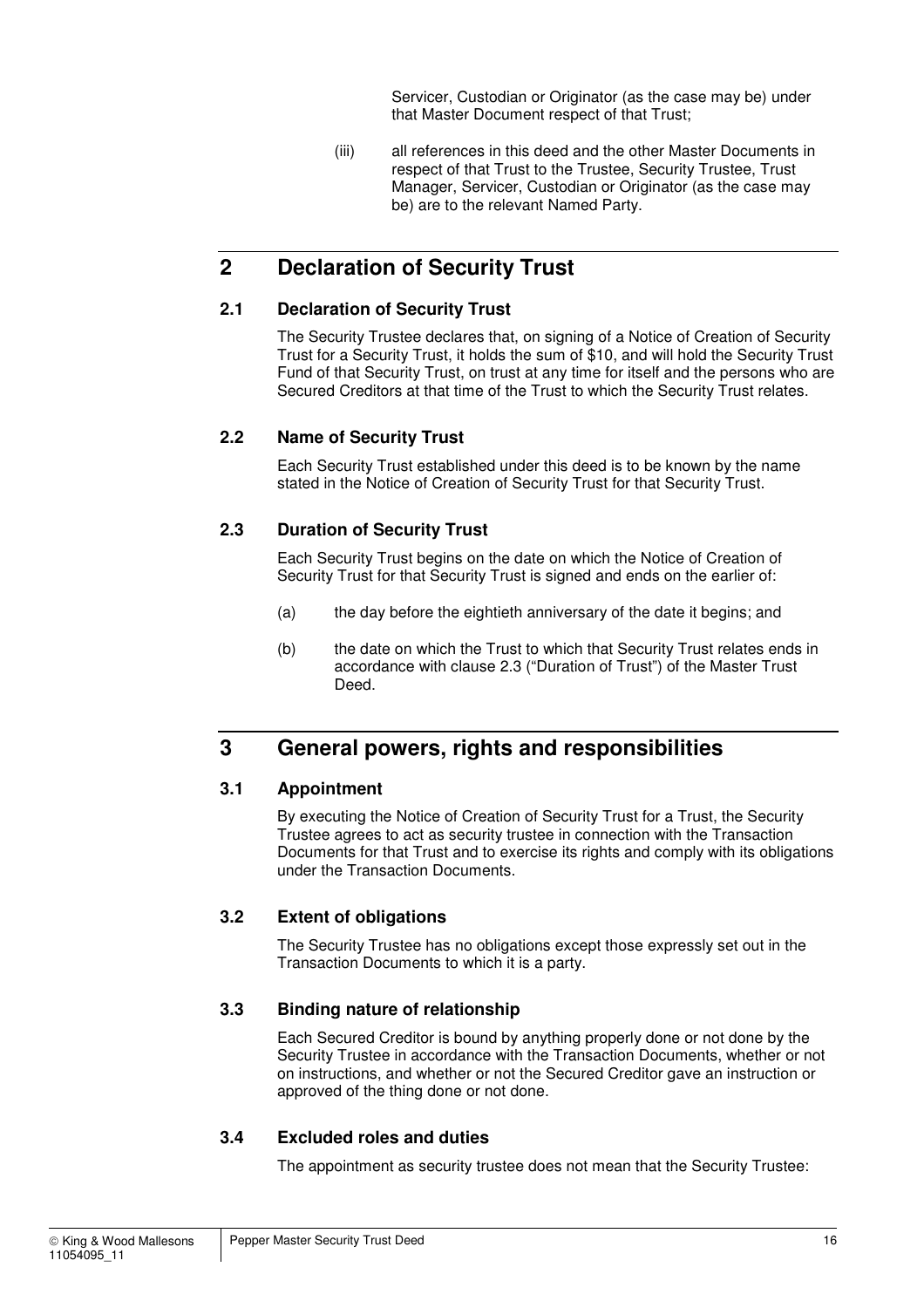Servicer, Custodian or Originator (as the case may be) under that Master Document respect of that Trust;

(iii) all references in this deed and the other Master Documents in respect of that Trust to the Trustee, Security Trustee, Trust Manager, Servicer, Custodian or Originator (as the case may be) are to the relevant Named Party.

# 2 Declaration of Security Trust

## 2.1 Declaration of Security Trust

The Security Trustee declares that, on signing of a Notice of Creation of Security Trust for a Security Trust, it holds the sum of $10, and will hold the Security Trust Fund of that Security Trust, on trust at any time for itself and the persons who are Secured Creditors at that time of the Trust to which the Security Trust relates.

## 2.2 Name of Security Trust

Each Security Trust established under this deed is to be known by the name stated in the Notice of Creation of Security Trust for that Security Trust.

## 2.3 Duration of Security Trust

Each Security Trust begins on the date on which the Notice of Creation of Security Trust for that Security Trust is signed and ends on the earlier of:

(a) the day before the eightieth anniversary of the date it begins; and

(b) the date on which the Trust to which that Security Trust relates ends in accordance with clause 2.3 ("Duration of Trust") of the Master Trust Deed.

# 3 General powers, rights and responsibilities

## 3.1 Appointment

By executing the Notice of Creation of Security Trust for a Trust, the Security Trustee agrees to act as security trustee in connection with the Transaction Documents for that Trust and to exercise its rights and comply with its obligations under the Transaction Documents.

## 3.2 Extent of obligations

The Security Trustee has no obligations except those expressly set out in the Transaction Documents to which it is a party.

## 3.3 Binding nature of relationship

Each Secured Creditor is bound by anything properly done or not done by the Security Trustee in accordance with the Transaction Documents, whether or not on instructions, and whether or not the Secured Creditor gave an instruction or approved of the thing done or not done.

## 3.4 Excluded roles and duties

The appointment as security trustee does not mean that the Security Trustee: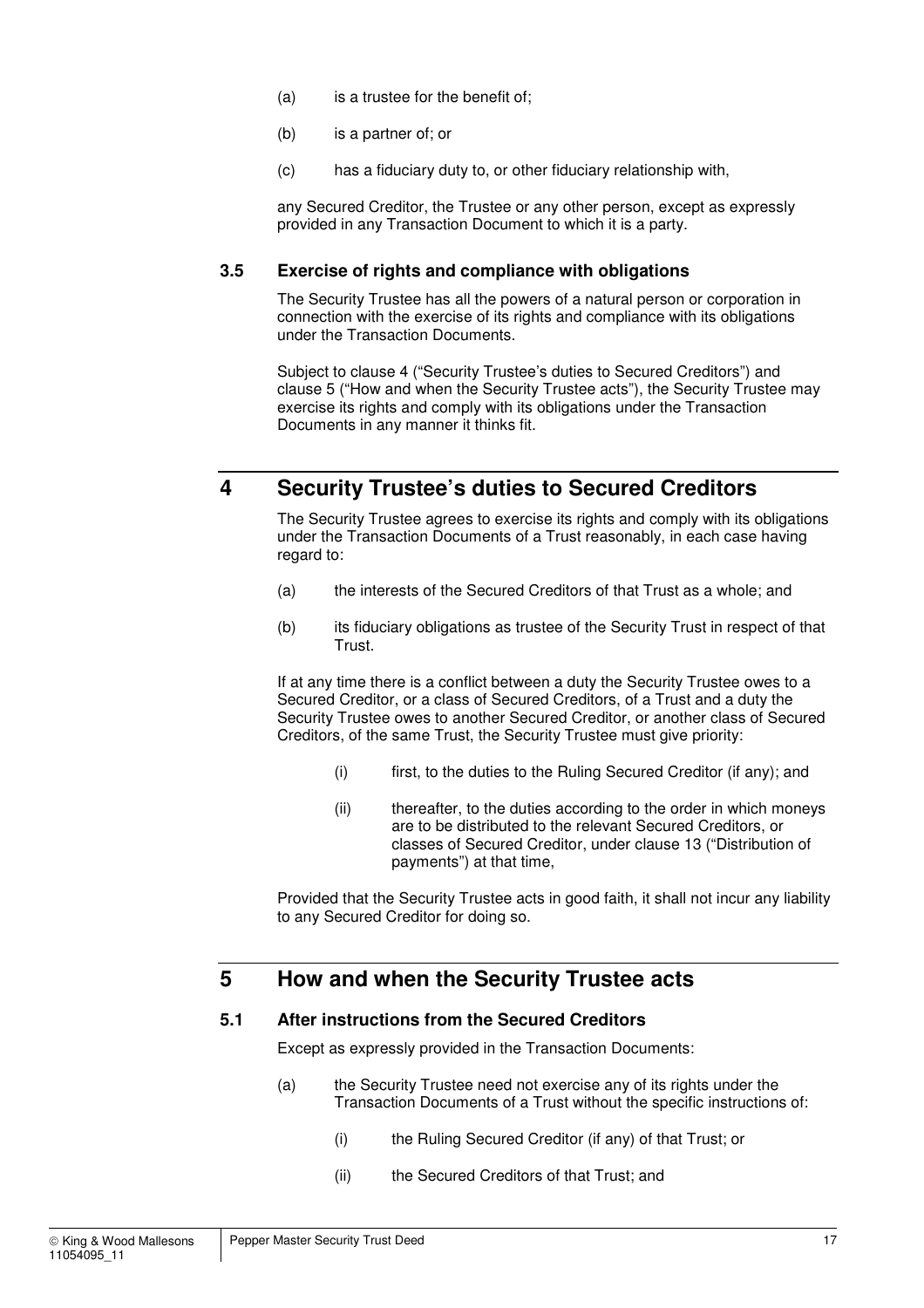(a) is a trustee for the benefit of;

(b) is a partner of; or

(c) has a fiduciary duty to, or other fiduciary relationship with,

any Secured Creditor, the Trustee or any other person, except as expressly provided in any Transaction Document to which it is a party.

### 3.5 Exercise of rights and compliance with obligations

The Security Trustee has all the powers of a natural person or corporation in connection with the exercise of its rights and compliance with its obligations under the Transaction Documents.

Subject to clause 4 ("Security Trustee's duties to Secured Creditors") and clause 5 ("How and when the Security Trustee acts"), the Security Trustee may exercise its rights and comply with its obligations under the Transaction Documents in any manner it thinks fit.

## 4 Security Trustee's duties to Secured Creditors

The Security Trustee agrees to exercise its rights and comply with its obligations under the Transaction Documents of a Trust reasonably, in each case having regard to:

(a) the interests of the Secured Creditors of that Trust as a whole; and

(b) its fiduciary obligations as trustee of the Security Trust in respect of that Trust.

If at any time there is a conflict between a duty the Security Trustee owes to a Secured Creditor, or a class of Secured Creditors, of a Trust and a duty the Security Trustee owes to another Secured Creditor, or another class of Secured Creditors, of the same Trust, the Security Trustee must give priority:

(i) first, to the duties to the Ruling Secured Creditor (if any); and

(ii) thereafter, to the duties according to the order in which moneys are to be distributed to the relevant Secured Creditors, or classes of Secured Creditor, under clause 13 ("Distribution of payments") at that time,

Provided that the Security Trustee acts in good faith, it shall not incur any liability to any Secured Creditor for doing so.

## 5 How and when the Security Trustee acts

### 5.1 After instructions from the Secured Creditors

Except as expressly provided in the Transaction Documents:

(a) the Security Trustee need not exercise any of its rights under the Transaction Documents of a Trust without the specific instructions of:

(i) the Ruling Secured Creditor (if any) of that Trust; or

(ii) the Secured Creditors of that Trust; and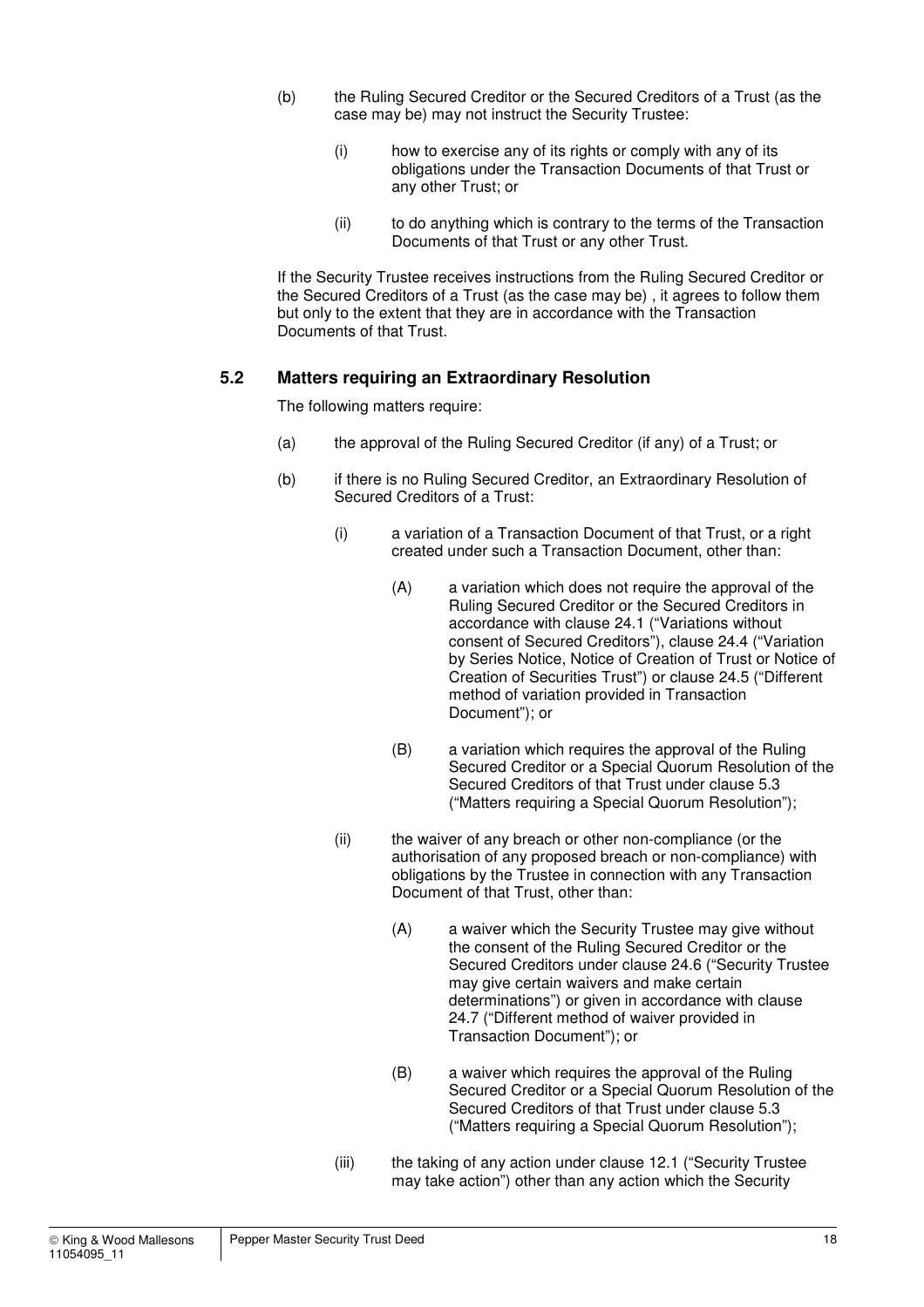(b) the Ruling Secured Creditor or the Secured Creditors of a Trust (as the case may be) may not instruct the Security Trustee:

(i) how to exercise any of its rights or comply with any of its obligations under the Transaction Documents of that Trust or any other Trust; or

(ii) to do anything which is contrary to the terms of the Transaction Documents of that Trust or any other Trust.

If the Security Trustee receives instructions from the Ruling Secured Creditor or the Secured Creditors of a Trust (as the case may be) , it agrees to follow them but only to the extent that they are in accordance with the Transaction Documents of that Trust.

### 5.2 Matters requiring an Extraordinary Resolution

The following matters require:

(a) the approval of the Ruling Secured Creditor (if any) of a Trust; or

(b) if there is no Ruling Secured Creditor, an Extraordinary Resolution of Secured Creditors of a Trust:

(i) a variation of a Transaction Document of that Trust, or a right created under such a Transaction Document, other than:

(A) a variation which does not require the approval of the Ruling Secured Creditor or the Secured Creditors in accordance with clause 24.1 ("Variations without consent of Secured Creditors"), clause 24.4 ("Variation by Series Notice, Notice of Creation of Trust or Notice of Creation of Securities Trust") or clause 24.5 ("Different method of variation provided in Transaction Document"); or

(B) a variation which requires the approval of the Ruling Secured Creditor or a Special Quorum Resolution of the Secured Creditors of that Trust under clause 5.3 ("Matters requiring a Special Quorum Resolution");

(ii) the waiver of any breach or other non-compliance (or the authorisation of any proposed breach or non-compliance) with obligations by the Trustee in connection with any Transaction Document of that Trust, other than:

(A) a waiver which the Security Trustee may give without the consent of the Ruling Secured Creditor or the Secured Creditors under clause 24.6 ("Security Trustee may give certain waivers and make certain determinations") or given in accordance with clause 24.7 ("Different method of waiver provided in Transaction Document"); or

(B) a waiver which requires the approval of the Ruling Secured Creditor or a Special Quorum Resolution of the Secured Creditors of that Trust under clause 5.3 ("Matters requiring a Special Quorum Resolution");

(iii) the taking of any action under clause 12.1 ("Security Trustee may take action") other than any action which the Security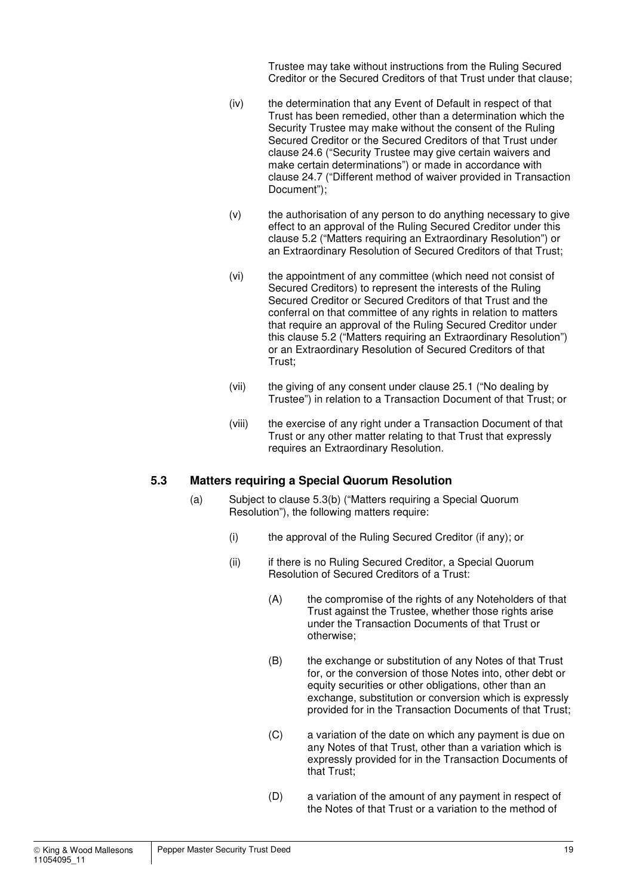Trustee may take without instructions from the Ruling Secured Creditor or the Secured Creditors of that Trust under that clause;

(iv) the determination that any Event of Default in respect of that Trust has been remedied, other than a determination which the Security Trustee may make without the consent of the Ruling Secured Creditor or the Secured Creditors of that Trust under clause 24.6 ("Security Trustee may give certain waivers and make certain determinations") or made in accordance with clause 24.7 ("Different method of waiver provided in Transaction Document");

(v) the authorisation of any person to do anything necessary to give effect to an approval of the Ruling Secured Creditor under this clause 5.2 ("Matters requiring an Extraordinary Resolution") or an Extraordinary Resolution of Secured Creditors of that Trust;

(vi) the appointment of any committee (which need not consist of Secured Creditors) to represent the interests of the Ruling Secured Creditor or Secured Creditors of that Trust and the conferral on that committee of any rights in relation to matters that require an approval of the Ruling Secured Creditor under this clause 5.2 ("Matters requiring an Extraordinary Resolution") or an Extraordinary Resolution of Secured Creditors of that Trust;

(vii) the giving of any consent under clause 25.1 ("No dealing by Trustee") in relation to a Transaction Document of that Trust; or

(viii) the exercise of any right under a Transaction Document of that Trust or any other matter relating to that Trust that expressly requires an Extraordinary Resolution.

### 5.3 Matters requiring a Special Quorum Resolution

(a) Subject to clause 5.3(b) ("Matters requiring a Special Quorum Resolution"), the following matters require:

(i) the approval of the Ruling Secured Creditor (if any); or

(ii) if there is no Ruling Secured Creditor, a Special Quorum Resolution of Secured Creditors of a Trust:

(A) the compromise of the rights of any Noteholders of that Trust against the Trustee, whether those rights arise under the Transaction Documents of that Trust or otherwise;

(B) the exchange or substitution of any Notes of that Trust for, or the conversion of those Notes into, other debt or equity securities or other obligations, other than an exchange, substitution or conversion which is expressly provided for in the Transaction Documents of that Trust;

(C) a variation of the date on which any payment is due on any Notes of that Trust, other than a variation which is expressly provided for in the Transaction Documents of that Trust;

(D) a variation of the amount of any payment in respect of the Notes of that Trust or a variation to the method of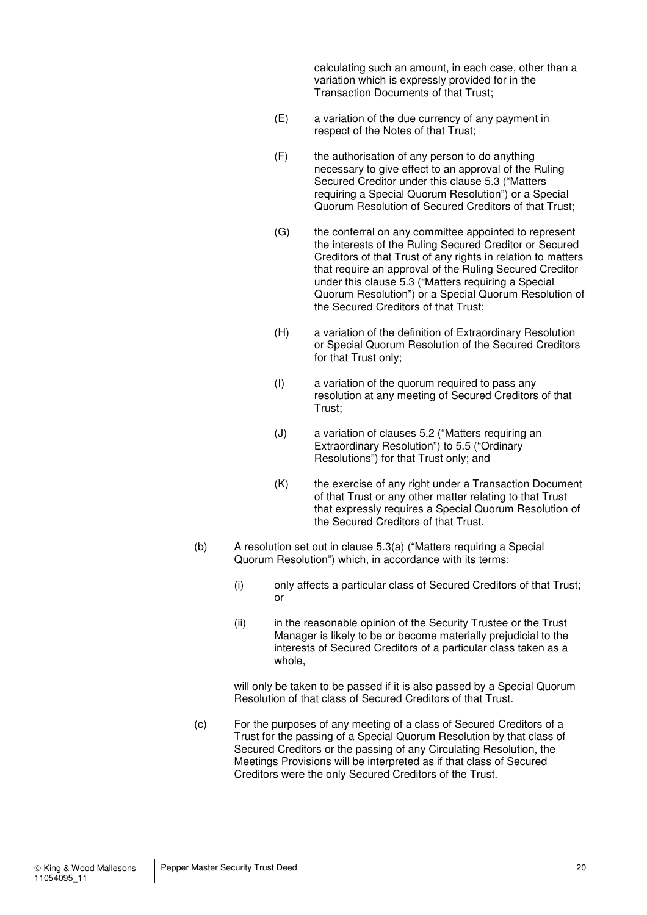calculating such an amount, in each case, other than a variation which is expressly provided for in the Transaction Documents of that Trust;

(E) a variation of the due currency of any payment in respect of the Notes of that Trust;

(F) the authorisation of any person to do anything necessary to give effect to an approval of the Ruling Secured Creditor under this clause 5.3 ("Matters requiring a Special Quorum Resolution") or a Special Quorum Resolution of Secured Creditors of that Trust;

(G) the conferral on any committee appointed to represent the interests of the Ruling Secured Creditor or Secured Creditors of that Trust of any rights in relation to matters that require an approval of the Ruling Secured Creditor under this clause 5.3 ("Matters requiring a Special Quorum Resolution") or a Special Quorum Resolution of the Secured Creditors of that Trust;

(H) a variation of the definition of Extraordinary Resolution or Special Quorum Resolution of the Secured Creditors for that Trust only;

(I) a variation of the quorum required to pass any resolution at any meeting of Secured Creditors of that Trust;

(J) a variation of clauses 5.2 ("Matters requiring an Extraordinary Resolution") to 5.5 ("Ordinary Resolutions") for that Trust only; and

(K) the exercise of any right under a Transaction Document of that Trust or any other matter relating to that Trust that expressly requires a Special Quorum Resolution of the Secured Creditors of that Trust.

(b) A resolution set out in clause 5.3(a) ("Matters requiring a Special Quorum Resolution") which, in accordance with its terms:

(i) only affects a particular class of Secured Creditors of that Trust; or

(ii) in the reasonable opinion of the Security Trustee or the Trust Manager is likely to be or become materially prejudicial to the interests of Secured Creditors of a particular class taken as a whole,

will only be taken to be passed if it is also passed by a Special Quorum Resolution of that class of Secured Creditors of that Trust.

(c) For the purposes of any meeting of a class of Secured Creditors of a Trust for the passing of a Special Quorum Resolution by that class of Secured Creditors or the passing of any Circulating Resolution, the Meetings Provisions will be interpreted as if that class of Secured Creditors were the only Secured Creditors of the Trust.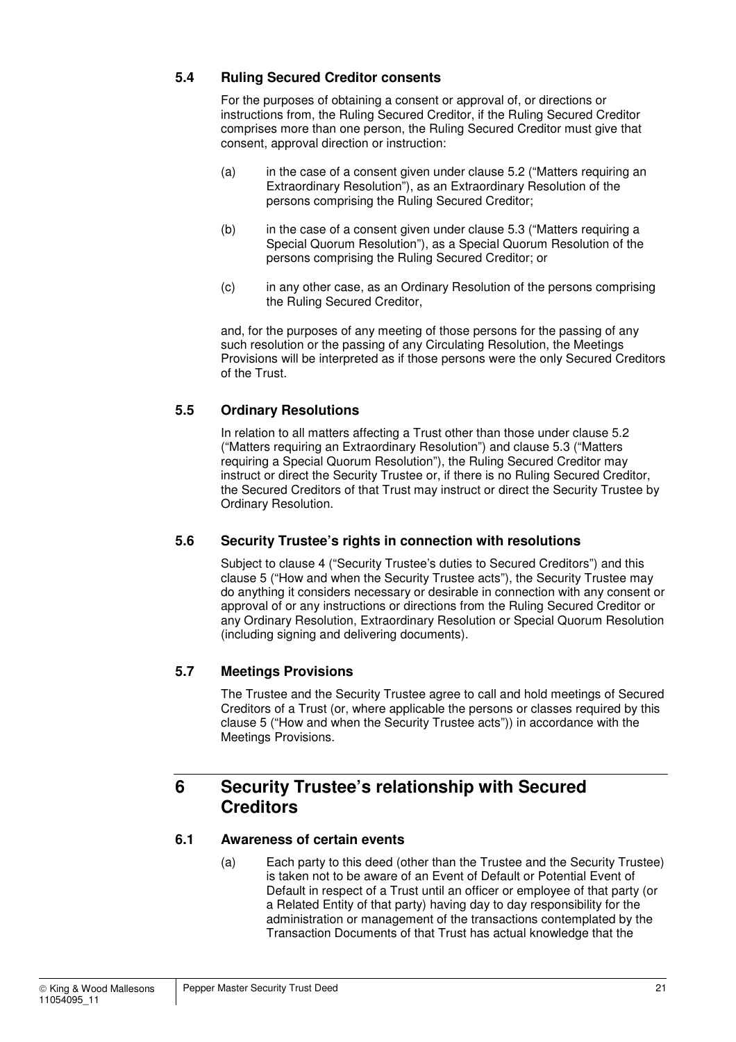### 5.4 Ruling Secured Creditor consents

For the purposes of obtaining a consent or approval of, or directions or instructions from, the Ruling Secured Creditor, if the Ruling Secured Creditor comprises more than one person, the Ruling Secured Creditor must give that consent, approval direction or instruction:

(a) in the case of a consent given under clause 5.2 ("Matters requiring an Extraordinary Resolution"), as an Extraordinary Resolution of the persons comprising the Ruling Secured Creditor;

(b) in the case of a consent given under clause 5.3 ("Matters requiring a Special Quorum Resolution"), as a Special Quorum Resolution of the persons comprising the Ruling Secured Creditor; or

(c) in any other case, as an Ordinary Resolution of the persons comprising the Ruling Secured Creditor,

and, for the purposes of any meeting of those persons for the passing of any such resolution or the passing of any Circulating Resolution, the Meetings Provisions will be interpreted as if those persons were the only Secured Creditors of the Trust.

### 5.5 Ordinary Resolutions

In relation to all matters affecting a Trust other than those under clause 5.2 ("Matters requiring an Extraordinary Resolution") and clause 5.3 ("Matters requiring a Special Quorum Resolution"), the Ruling Secured Creditor may instruct or direct the Security Trustee or, if there is no Ruling Secured Creditor, the Secured Creditors of that Trust may instruct or direct the Security Trustee by Ordinary Resolution.

### 5.6 Security Trustee's rights in connection with resolutions

Subject to clause 4 ("Security Trustee's duties to Secured Creditors") and this clause 5 ("How and when the Security Trustee acts"), the Security Trustee may do anything it considers necessary or desirable in connection with any consent or approval of or any instructions or directions from the Ruling Secured Creditor or any Ordinary Resolution, Extraordinary Resolution or Special Quorum Resolution (including signing and delivering documents).

### 5.7 Meetings Provisions

The Trustee and the Security Trustee agree to call and hold meetings of Secured Creditors of a Trust (or, where applicable the persons or classes required by this clause 5 ("How and when the Security Trustee acts")) in accordance with the Meetings Provisions.

## 6 Security Trustee's relationship with Secured Creditors

### 6.1 Awareness of certain events

(a) Each party to this deed (other than the Trustee and the Security Trustee) is taken not to be aware of an Event of Default or Potential Event of Default in respect of a Trust until an officer or employee of that party (or a Related Entity of that party) having day to day responsibility for the administration or management of the transactions contemplated by the Transaction Documents of that Trust has actual knowledge that the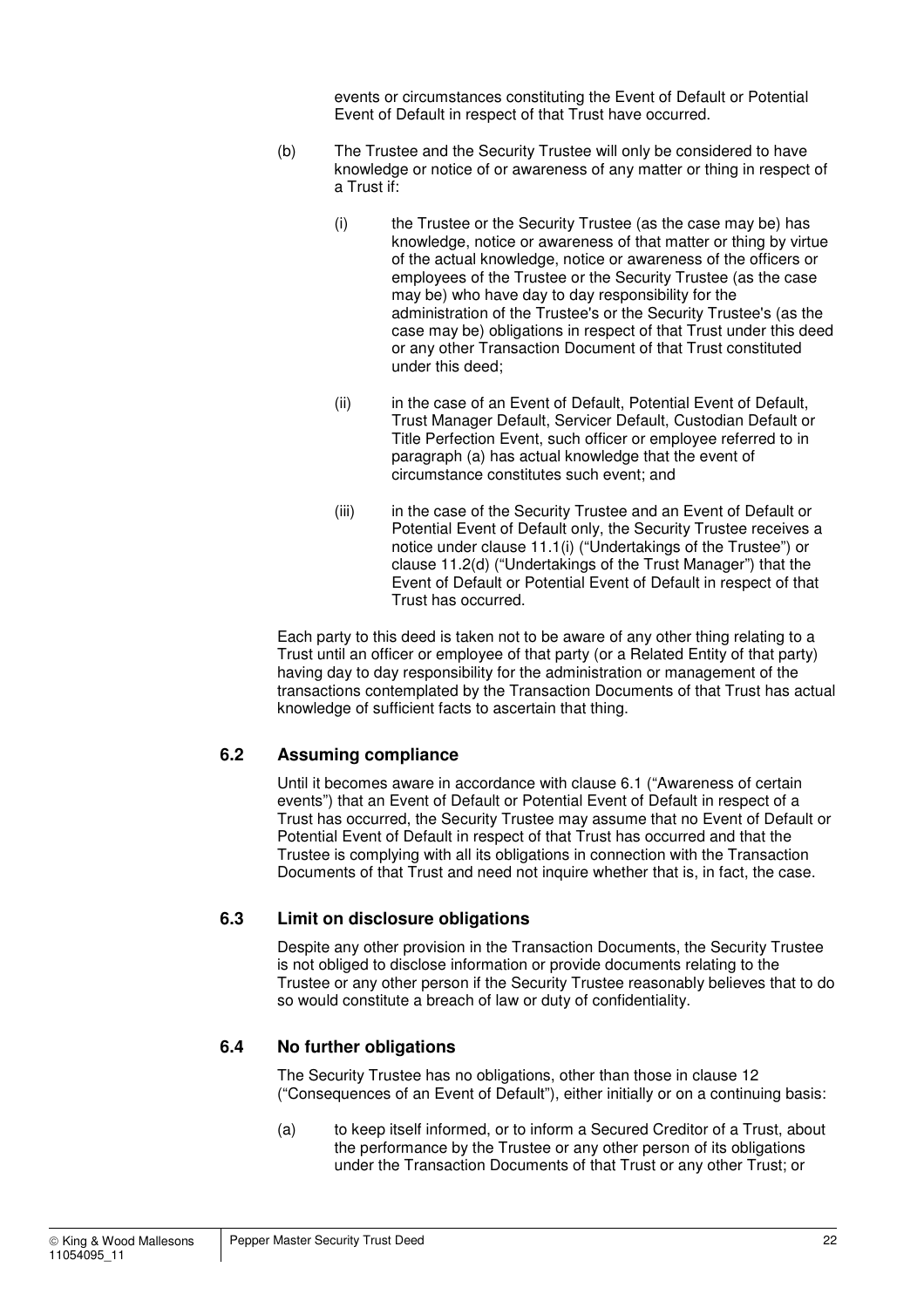events or circumstances constituting the Event of Default or Potential Event of Default in respect of that Trust have occurred.

(b) The Trustee and the Security Trustee will only be considered to have knowledge or notice of or awareness of any matter or thing in respect of a Trust if:

(i) the Trustee or the Security Trustee (as the case may be) has knowledge, notice or awareness of that matter or thing by virtue of the actual knowledge, notice or awareness of the officers or employees of the Trustee or the Security Trustee (as the case may be) who have day to day responsibility for the administration of the Trustee's or the Security Trustee's (as the case may be) obligations in respect of that Trust under this deed or any other Transaction Document of that Trust constituted under this deed;

(ii) in the case of an Event of Default, Potential Event of Default, Trust Manager Default, Servicer Default, Custodian Default or Title Perfection Event, such officer or employee referred to in paragraph (a) has actual knowledge that the event of circumstance constitutes such event; and

(iii) in the case of the Security Trustee and an Event of Default or Potential Event of Default only, the Security Trustee receives a notice under clause 11.1(i) ("Undertakings of the Trustee") or clause 11.2(d) ("Undertakings of the Trust Manager") that the Event of Default or Potential Event of Default in respect of that Trust has occurred.

Each party to this deed is taken not to be aware of any other thing relating to a Trust until an officer or employee of that party (or a Related Entity of that party) having day to day responsibility for the administration or management of the transactions contemplated by the Transaction Documents of that Trust has actual knowledge of sufficient facts to ascertain that thing.

### 6.2 Assuming compliance

Until it becomes aware in accordance with clause 6.1 ("Awareness of certain events") that an Event of Default or Potential Event of Default in respect of a Trust has occurred, the Security Trustee may assume that no Event of Default or Potential Event of Default in respect of that Trust has occurred and that the Trustee is complying with all its obligations in connection with the Transaction Documents of that Trust and need not inquire whether that is, in fact, the case.

### 6.3 Limit on disclosure obligations

Despite any other provision in the Transaction Documents, the Security Trustee is not obliged to disclose information or provide documents relating to the Trustee or any other person if the Security Trustee reasonably believes that to do so would constitute a breach of law or duty of confidentiality.

### 6.4 No further obligations

The Security Trustee has no obligations, other than those in clause 12 ("Consequences of an Event of Default"), either initially or on a continuing basis:

(a) to keep itself informed, or to inform a Secured Creditor of a Trust, about the performance by the Trustee or any other person of its obligations under the Transaction Documents of that Trust or any other Trust; or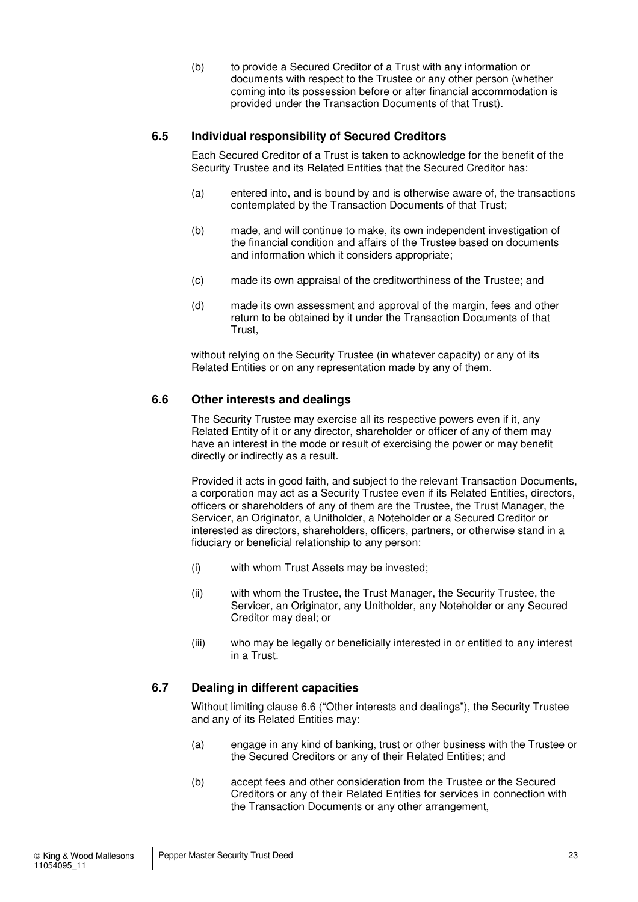(b) to provide a Secured Creditor of a Trust with any information or documents with respect to the Trustee or any other person (whether coming into its possession before or after financial accommodation is provided under the Transaction Documents of that Trust).

### 6.5 Individual responsibility of Secured Creditors

Each Secured Creditor of a Trust is taken to acknowledge for the benefit of the Security Trustee and its Related Entities that the Secured Creditor has:

(a) entered into, and is bound by and is otherwise aware of, the transactions contemplated by the Transaction Documents of that Trust;

(b) made, and will continue to make, its own independent investigation of the financial condition and affairs of the Trustee based on documents and information which it considers appropriate;

(c) made its own appraisal of the creditworthiness of the Trustee; and

(d) made its own assessment and approval of the margin, fees and other return to be obtained by it under the Transaction Documents of that Trust,

without relying on the Security Trustee (in whatever capacity) or any of its Related Entities or on any representation made by any of them.

### 6.6 Other interests and dealings

The Security Trustee may exercise all its respective powers even if it, any Related Entity of it or any director, shareholder or officer of any of them may have an interest in the mode or result of exercising the power or may benefit directly or indirectly as a result.

Provided it acts in good faith, and subject to the relevant Transaction Documents, a corporation may act as a Security Trustee even if its Related Entities, directors, officers or shareholders of any of them are the Trustee, the Trust Manager, the Servicer, an Originator, a Unitholder, a Noteholder or a Secured Creditor or interested as directors, shareholders, officers, partners, or otherwise stand in a fiduciary or beneficial relationship to any person:

(i) with whom Trust Assets may be invested;

(ii) with whom the Trustee, the Trust Manager, the Security Trustee, the Servicer, an Originator, any Unitholder, any Noteholder or any Secured Creditor may deal; or

(iii) who may be legally or beneficially interested in or entitled to any interest in a Trust.

### 6.7 Dealing in different capacities

Without limiting clause 6.6 ("Other interests and dealings"), the Security Trustee and any of its Related Entities may:

(a) engage in any kind of banking, trust or other business with the Trustee or the Secured Creditors or any of their Related Entities; and

(b) accept fees and other consideration from the Trustee or the Secured Creditors or any of their Related Entities for services in connection with the Transaction Documents or any other arrangement,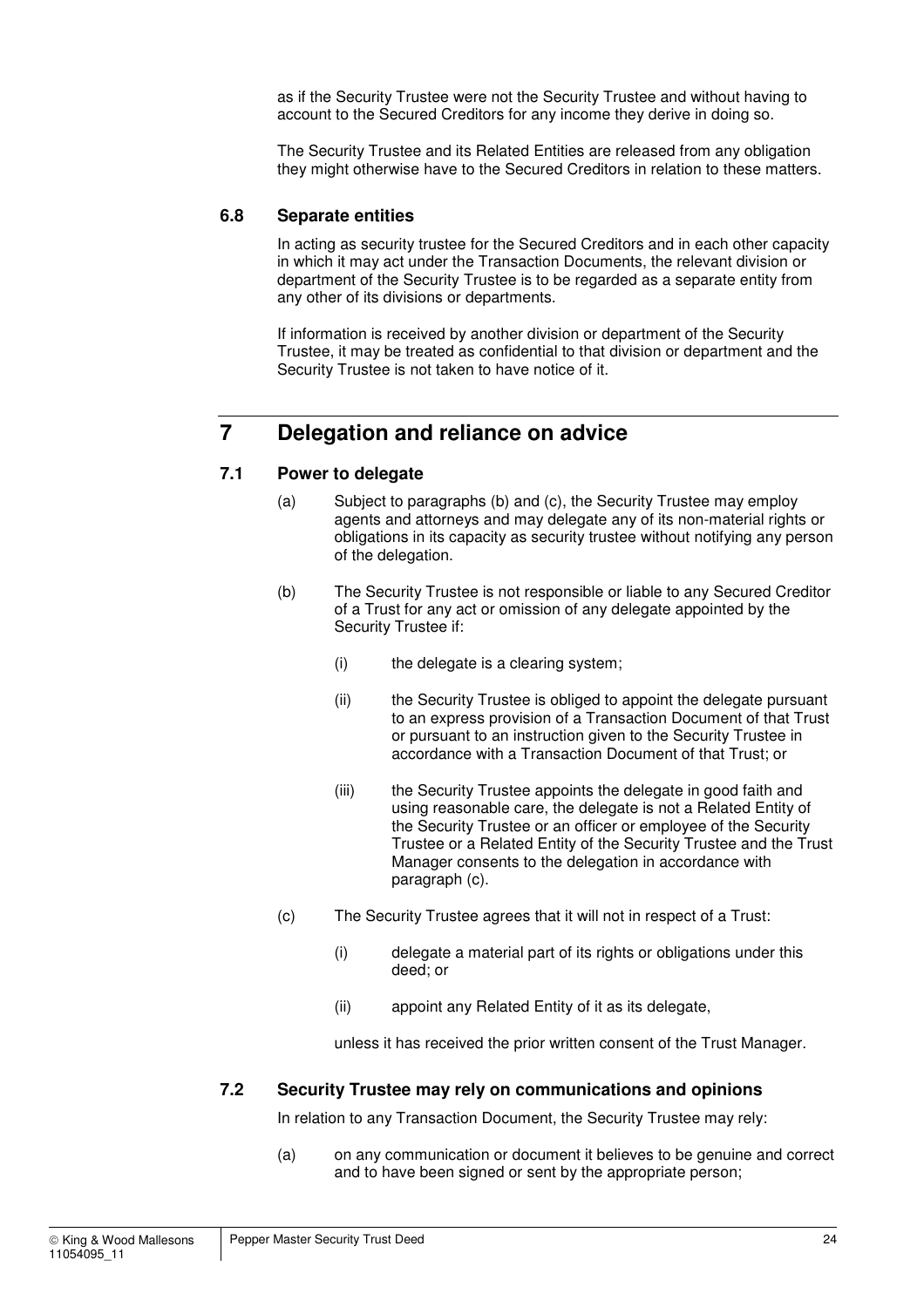as if the Security Trustee were not the Security Trustee and without having to account to the Secured Creditors for any income they derive in doing so.

The Security Trustee and its Related Entities are released from any obligation they might otherwise have to the Secured Creditors in relation to these matters.

### 6.8 Separate entities

In acting as security trustee for the Secured Creditors and in each other capacity in which it may act under the Transaction Documents, the relevant division or department of the Security Trustee is to be regarded as a separate entity from any other of its divisions or departments.

If information is received by another division or department of the Security Trustee, it may be treated as confidential to that division or department and the Security Trustee is not taken to have notice of it.

## 7 Delegation and reliance on advice

### 7.1 Power to delegate

(a) Subject to paragraphs (b) and (c), the Security Trustee may employ agents and attorneys and may delegate any of its non-material rights or obligations in its capacity as security trustee without notifying any person of the delegation.

(b) The Security Trustee is not responsible or liable to any Secured Creditor of a Trust for any act or omission of any delegate appointed by the Security Trustee if:

(i) the delegate is a clearing system;

(ii) the Security Trustee is obliged to appoint the delegate pursuant to an express provision of a Transaction Document of that Trust or pursuant to an instruction given to the Security Trustee in accordance with a Transaction Document of that Trust; or

(iii) the Security Trustee appoints the delegate in good faith and using reasonable care, the delegate is not a Related Entity of the Security Trustee or an officer or employee of the Security Trustee or a Related Entity of the Security Trustee and the Trust Manager consents to the delegation in accordance with paragraph (c).

(c) The Security Trustee agrees that it will not in respect of a Trust:

(i) delegate a material part of its rights or obligations under this deed; or

(ii) appoint any Related Entity of it as its delegate,

unless it has received the prior written consent of the Trust Manager.

### 7.2 Security Trustee may rely on communications and opinions

In relation to any Transaction Document, the Security Trustee may rely:

(a) on any communication or document it believes to be genuine and correct and to have been signed or sent by the appropriate person;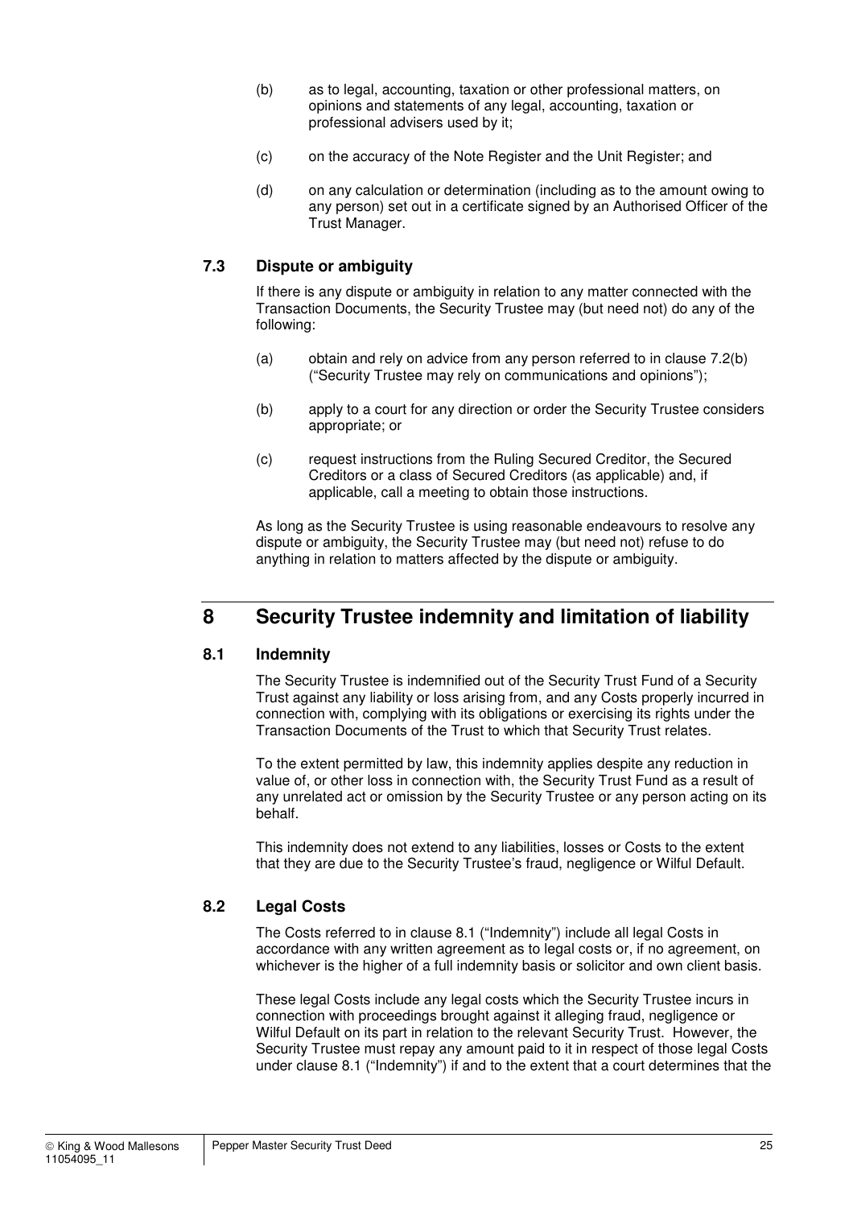(b) as to legal, accounting, taxation or other professional matters, on opinions and statements of any legal, accounting, taxation or professional advisers used by it;

(c) on the accuracy of the Note Register and the Unit Register; and

(d) on any calculation or determination (including as to the amount owing to any person) set out in a certificate signed by an Authorised Officer of the Trust Manager.

### 7.3 Dispute or ambiguity

If there is any dispute or ambiguity in relation to any matter connected with the Transaction Documents, the Security Trustee may (but need not) do any of the following:

(a) obtain and rely on advice from any person referred to in clause 7.2(b) ("Security Trustee may rely on communications and opinions");

(b) apply to a court for any direction or order the Security Trustee considers appropriate; or

(c) request instructions from the Ruling Secured Creditor, the Secured Creditors or a class of Secured Creditors (as applicable) and, if applicable, call a meeting to obtain those instructions.

As long as the Security Trustee is using reasonable endeavours to resolve any dispute or ambiguity, the Security Trustee may (but need not) refuse to do anything in relation to matters affected by the dispute or ambiguity.

## 8 Security Trustee indemnity and limitation of liability

### 8.1 Indemnity

The Security Trustee is indemnified out of the Security Trust Fund of a Security Trust against any liability or loss arising from, and any Costs properly incurred in connection with, complying with its obligations or exercising its rights under the Transaction Documents of the Trust to which that Security Trust relates.

To the extent permitted by law, this indemnity applies despite any reduction in value of, or other loss in connection with, the Security Trust Fund as a result of any unrelated act or omission by the Security Trustee or any person acting on its behalf.

This indemnity does not extend to any liabilities, losses or Costs to the extent that they are due to the Security Trustee's fraud, negligence or Wilful Default.

### 8.2 Legal Costs

The Costs referred to in clause 8.1 ("Indemnity") include all legal Costs in accordance with any written agreement as to legal costs or, if no agreement, on whichever is the higher of a full indemnity basis or solicitor and own client basis.

These legal Costs include any legal costs which the Security Trustee incurs in connection with proceedings brought against it alleging fraud, negligence or Wilful Default on its part in relation to the relevant Security Trust. However, the Security Trustee must repay any amount paid to it in respect of those legal Costs under clause 8.1 ("Indemnity") if and to the extent that a court determines that the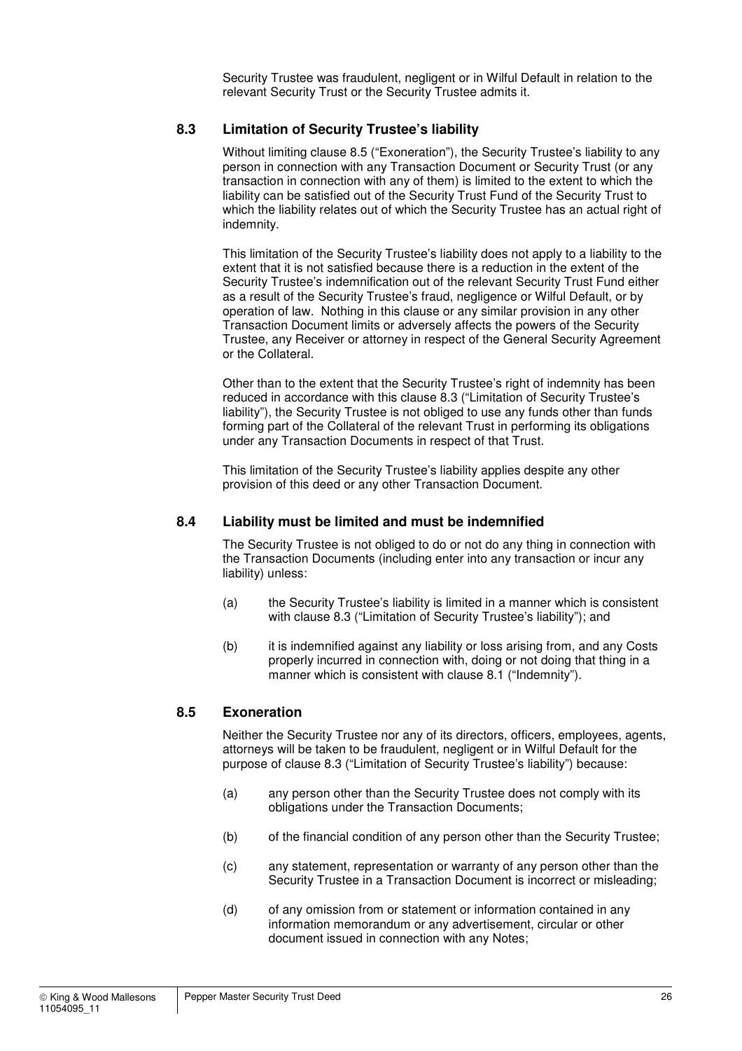Security Trustee was fraudulent, negligent or in Wilful Default in relation to the relevant Security Trust or the Security Trustee admits it.

### 8.3 Limitation of Security Trustee's liability

Without limiting clause 8.5 ("Exoneration"), the Security Trustee's liability to any person in connection with any Transaction Document or Security Trust (or any transaction in connection with any of them) is limited to the extent to which the liability can be satisfied out of the Security Trust Fund of the Security Trust to which the liability relates out of which the Security Trustee has an actual right of indemnity.

This limitation of the Security Trustee's liability does not apply to a liability to the extent that it is not satisfied because there is a reduction in the extent of the Security Trustee's indemnification out of the relevant Security Trust Fund either as a result of the Security Trustee's fraud, negligence or Wilful Default, or by operation of law. Nothing in this clause or any similar provision in any other Transaction Document limits or adversely affects the powers of the Security Trustee, any Receiver or attorney in respect of the General Security Agreement or the Collateral.

Other than to the extent that the Security Trustee's right of indemnity has been reduced in accordance with this clause 8.3 ("Limitation of Security Trustee's liability"), the Security Trustee is not obliged to use any funds other than funds forming part of the Collateral of the relevant Trust in performing its obligations under any Transaction Documents in respect of that Trust.

This limitation of the Security Trustee's liability applies despite any other provision of this deed or any other Transaction Document.

### 8.4 Liability must be limited and must be indemnified

The Security Trustee is not obliged to do or not do any thing in connection with the Transaction Documents (including enter into any transaction or incur any liability) unless:

(a) the Security Trustee's liability is limited in a manner which is consistent with clause 8.3 ("Limitation of Security Trustee's liability"); and

(b) it is indemnified against any liability or loss arising from, and any Costs properly incurred in connection with, doing or not doing that thing in a manner which is consistent with clause 8.1 ("Indemnity").

### 8.5 Exoneration

Neither the Security Trustee nor any of its directors, officers, employees, agents, attorneys will be taken to be fraudulent, negligent or in Wilful Default for the purpose of clause 8.3 ("Limitation of Security Trustee's liability") because:

(a) any person other than the Security Trustee does not comply with its obligations under the Transaction Documents;

(b) of the financial condition of any person other than the Security Trustee;

(c) any statement, representation or warranty of any person other than the Security Trustee in a Transaction Document is incorrect or misleading;

(d) of any omission from or statement or information contained in any information memorandum or any advertisement, circular or other document issued in connection with any Notes;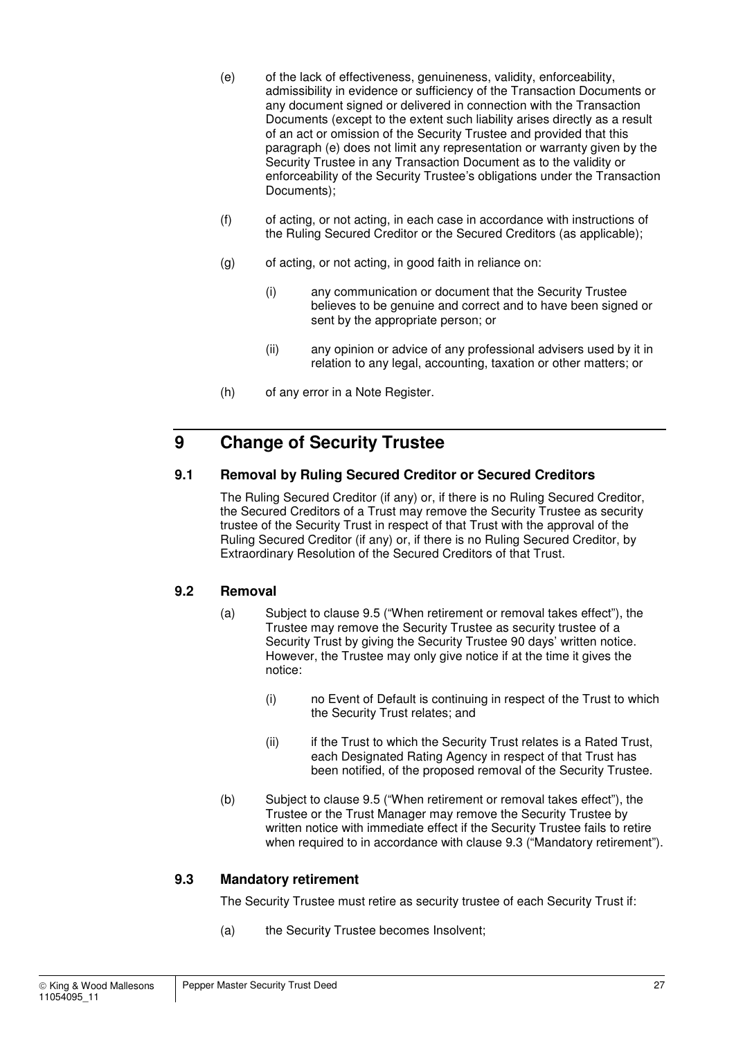(e) of the lack of effectiveness, genuineness, validity, enforceability, admissibility in evidence or sufficiency of the Transaction Documents or any document signed or delivered in connection with the Transaction Documents (except to the extent such liability arises directly as a result of an act or omission of the Security Trustee and provided that this paragraph (e) does not limit any representation or warranty given by the Security Trustee in any Transaction Document as to the validity or enforceability of the Security Trustee's obligations under the Transaction Documents);

(f) of acting, or not acting, in each case in accordance with instructions of the Ruling Secured Creditor or the Secured Creditors (as applicable);

(g) of acting, or not acting, in good faith in reliance on:

(i) any communication or document that the Security Trustee believes to be genuine and correct and to have been signed or sent by the appropriate person; or

(ii) any opinion or advice of any professional advisers used by it in relation to any legal, accounting, taxation or other matters; or

(h) of any error in a Note Register.

# 9 Change of Security Trustee

### 9.1 Removal by Ruling Secured Creditor or Secured Creditors

The Ruling Secured Creditor (if any) or, if there is no Ruling Secured Creditor, the Secured Creditors of a Trust may remove the Security Trustee as security trustee of the Security Trust in respect of that Trust with the approval of the Ruling Secured Creditor (if any) or, if there is no Ruling Secured Creditor, by Extraordinary Resolution of the Secured Creditors of that Trust.

### 9.2 Removal

(a) Subject to clause 9.5 ("When retirement or removal takes effect"), the Trustee may remove the Security Trustee as security trustee of a Security Trust by giving the Security Trustee 90 days' written notice. However, the Trustee may only give notice if at the time it gives the notice:

(i) no Event of Default is continuing in respect of the Trust to which the Security Trust relates; and

(ii) if the Trust to which the Security Trust relates is a Rated Trust, each Designated Rating Agency in respect of that Trust has been notified, of the proposed removal of the Security Trustee.

(b) Subject to clause 9.5 ("When retirement or removal takes effect"), the Trustee or the Trust Manager may remove the Security Trustee by written notice with immediate effect if the Security Trustee fails to retire when required to in accordance with clause 9.3 ("Mandatory retirement").

### 9.3 Mandatory retirement

The Security Trustee must retire as security trustee of each Security Trust if:

(a) the Security Trustee becomes Insolvent;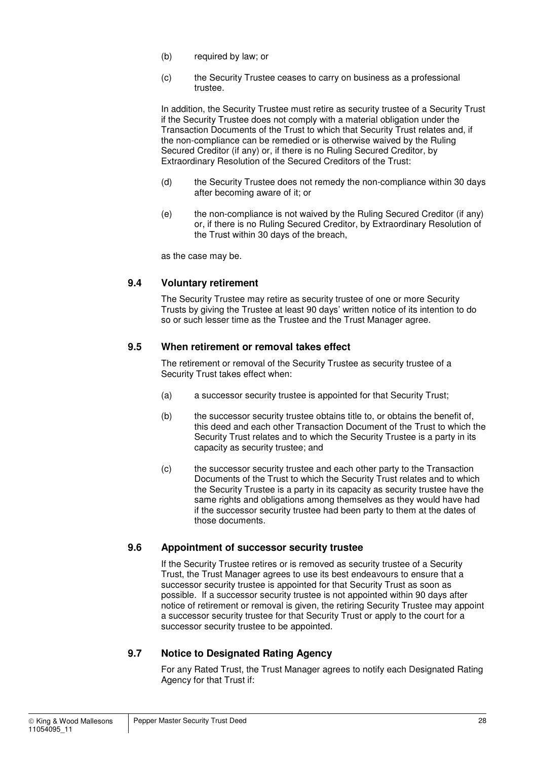(b) required by law; or

(c) the Security Trustee ceases to carry on business as a professional trustee.

In addition, the Security Trustee must retire as security trustee of a Security Trust if the Security Trustee does not comply with a material obligation under the Transaction Documents of the Trust to which that Security Trust relates and, if the non-compliance can be remedied or is otherwise waived by the Ruling Secured Creditor (if any) or, if there is no Ruling Secured Creditor, by Extraordinary Resolution of the Secured Creditors of the Trust:

(d) the Security Trustee does not remedy the non-compliance within 30 days after becoming aware of it; or

(e) the non-compliance is not waived by the Ruling Secured Creditor (if any) or, if there is no Ruling Secured Creditor, by Extraordinary Resolution of the Trust within 30 days of the breach,

as the case may be.

### 9.4 Voluntary retirement

The Security Trustee may retire as security trustee of one or more Security Trusts by giving the Trustee at least 90 days' written notice of its intention to do so or such lesser time as the Trustee and the Trust Manager agree.

### 9.5 When retirement or removal takes effect

The retirement or removal of the Security Trustee as security trustee of a Security Trust takes effect when:

(a) a successor security trustee is appointed for that Security Trust;

(b) the successor security trustee obtains title to, or obtains the benefit of, this deed and each other Transaction Document of the Trust to which the Security Trust relates and to which the Security Trustee is a party in its capacity as security trustee; and

(c) the successor security trustee and each other party to the Transaction Documents of the Trust to which the Security Trust relates and to which the Security Trustee is a party in its capacity as security trustee have the same rights and obligations among themselves as they would have had if the successor security trustee had been party to them at the dates of those documents.

### 9.6 Appointment of successor security trustee

If the Security Trustee retires or is removed as security trustee of a Security Trust, the Trust Manager agrees to use its best endeavours to ensure that a successor security trustee is appointed for that Security Trust as soon as possible. If a successor security trustee is not appointed within 90 days after notice of retirement or removal is given, the retiring Security Trustee may appoint a successor security trustee for that Security Trust or apply to the court for a successor security trustee to be appointed.

### 9.7 Notice to Designated Rating Agency

For any Rated Trust, the Trust Manager agrees to notify each Designated Rating Agency for that Trust if: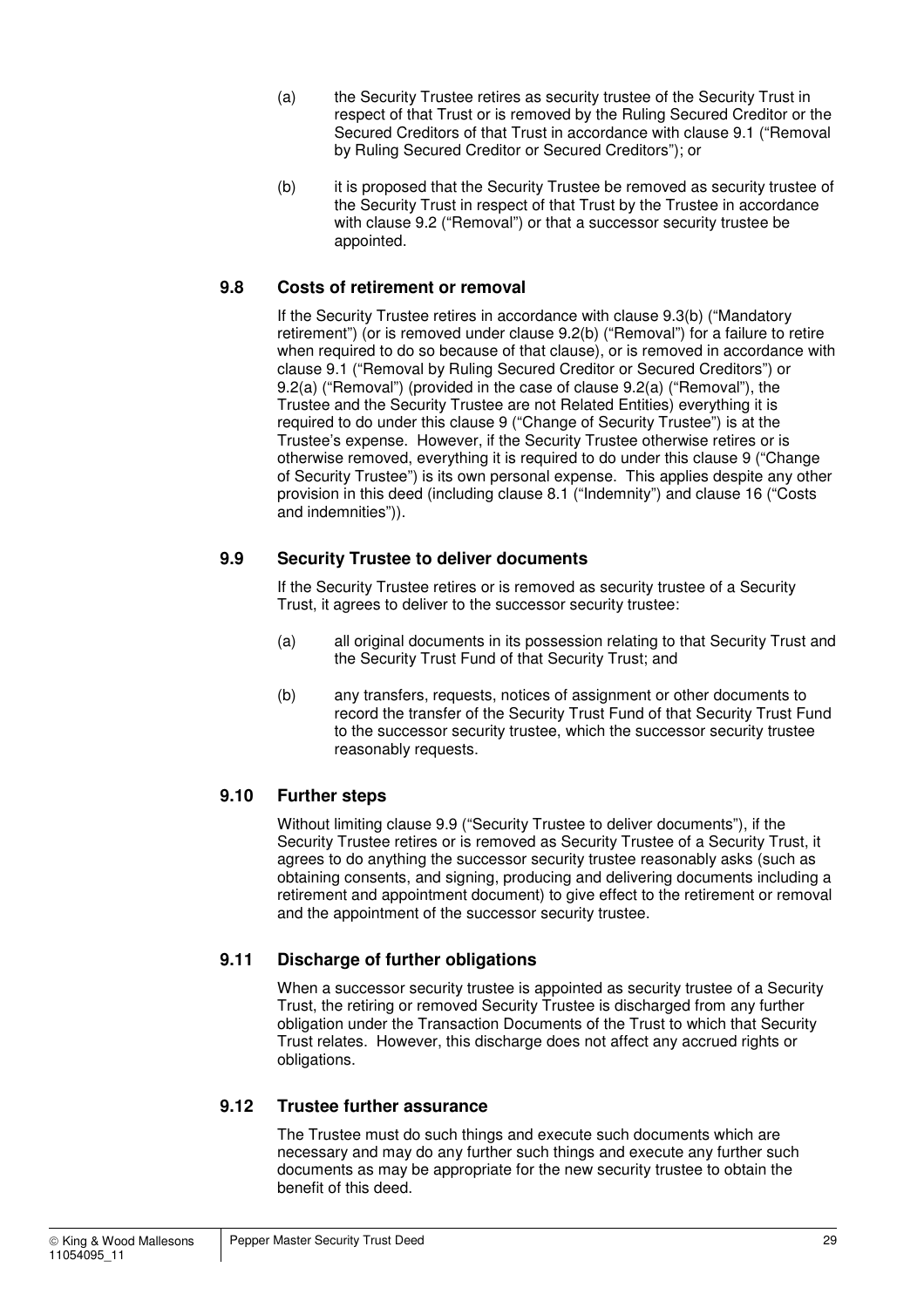(a) the Security Trustee retires as security trustee of the Security Trust in respect of that Trust or is removed by the Ruling Secured Creditor or the Secured Creditors of that Trust in accordance with clause 9.1 ("Removal by Ruling Secured Creditor or Secured Creditors"); or

(b) it is proposed that the Security Trustee be removed as security trustee of the Security Trust in respect of that Trust by the Trustee in accordance with clause 9.2 ("Removal") or that a successor security trustee be appointed.

### 9.8 Costs of retirement or removal

If the Security Trustee retires in accordance with clause 9.3(b) ("Mandatory retirement") (or is removed under clause 9.2(b) ("Removal") for a failure to retire when required to do so because of that clause), or is removed in accordance with clause 9.1 ("Removal by Ruling Secured Creditor or Secured Creditors") or 9.2(a) ("Removal") (provided in the case of clause 9.2(a) ("Removal"), the Trustee and the Security Trustee are not Related Entities) everything it is required to do under this clause 9 ("Change of Security Trustee") is at the Trustee's expense. However, if the Security Trustee otherwise retires or is otherwise removed, everything it is required to do under this clause 9 ("Change of Security Trustee") is its own personal expense. This applies despite any other provision in this deed (including clause 8.1 ("Indemnity") and clause 16 ("Costs and indemnities")).

### 9.9 Security Trustee to deliver documents

If the Security Trustee retires or is removed as security trustee of a Security Trust, it agrees to deliver to the successor security trustee:

(a) all original documents in its possession relating to that Security Trust and the Security Trust Fund of that Security Trust; and

(b) any transfers, requests, notices of assignment or other documents to record the transfer of the Security Trust Fund of that Security Trust Fund to the successor security trustee, which the successor security trustee reasonably requests.

### 9.10 Further steps

Without limiting clause 9.9 ("Security Trustee to deliver documents"), if the Security Trustee retires or is removed as Security Trustee of a Security Trust, it agrees to do anything the successor security trustee reasonably asks (such as obtaining consents, and signing, producing and delivering documents including a retirement and appointment document) to give effect to the retirement or removal and the appointment of the successor security trustee.

### 9.11 Discharge of further obligations

When a successor security trustee is appointed as security trustee of a Security Trust, the retiring or removed Security Trustee is discharged from any further obligation under the Transaction Documents of the Trust to which that Security Trust relates. However, this discharge does not affect any accrued rights or obligations.

### 9.12 Trustee further assurance

The Trustee must do such things and execute such documents which are necessary and may do any further such things and execute any further such documents as may be appropriate for the new security trustee to obtain the benefit of this deed.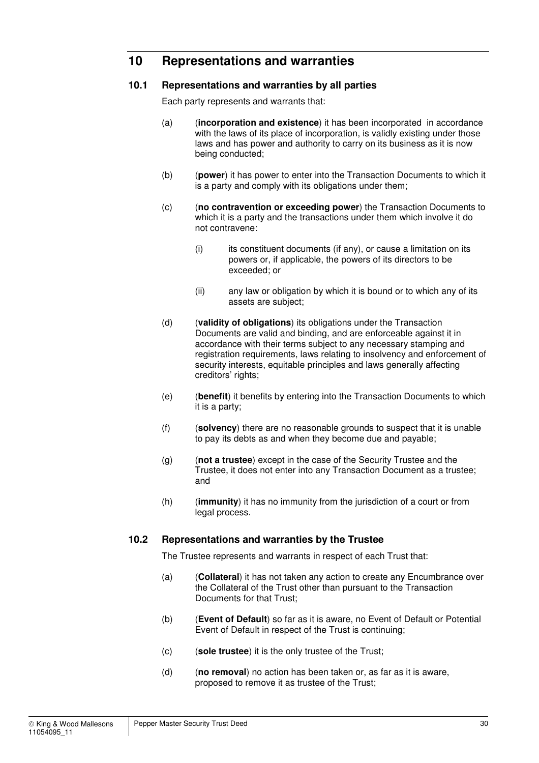# 10 Representations and warranties

## 10.1 Representations and warranties by all parties

Each party represents and warrants that:

(a) (**incorporation and existence**) it has been incorporated in accordance with the laws of its place of incorporation, is validly existing under those laws and has power and authority to carry on its business as it is now being conducted;

(b) (**power**) it has power to enter into the Transaction Documents to which it is a party and comply with its obligations under them;

(c) (**no contravention or exceeding power**) the Transaction Documents to which it is a party and the transactions under them which involve it do not contravene:

(i) its constituent documents (if any), or cause a limitation on its powers or, if applicable, the powers of its directors to be exceeded; or

(ii) any law or obligation by which it is bound or to which any of its assets are subject;

(d) (**validity of obligations**) its obligations under the Transaction Documents are valid and binding, and are enforceable against it in accordance with their terms subject to any necessary stamping and registration requirements, laws relating to insolvency and enforcement of security interests, equitable principles and laws generally affecting creditors' rights;

(e) (**benefit**) it benefits by entering into the Transaction Documents to which it is a party;

(f) (**solvency**) there are no reasonable grounds to suspect that it is unable to pay its debts as and when they become due and payable;

(g) (**not a trustee**) except in the case of the Security Trustee and the Trustee, it does not enter into any Transaction Document as a trustee; and

(h) (**immunity**) it has no immunity from the jurisdiction of a court or from legal process.

## 10.2 Representations and warranties by the Trustee

The Trustee represents and warrants in respect of each Trust that:

(a) (**Collateral**) it has not taken any action to create any Encumbrance over the Collateral of the Trust other than pursuant to the Transaction Documents for that Trust;

(b) (**Event of Default**) so far as it is aware, no Event of Default or Potential Event of Default in respect of the Trust is continuing;

(c) (**sole trustee**) it is the only trustee of the Trust;

(d) (**no removal**) no action has been taken or, as far as it is aware, proposed to remove it as trustee of the Trust;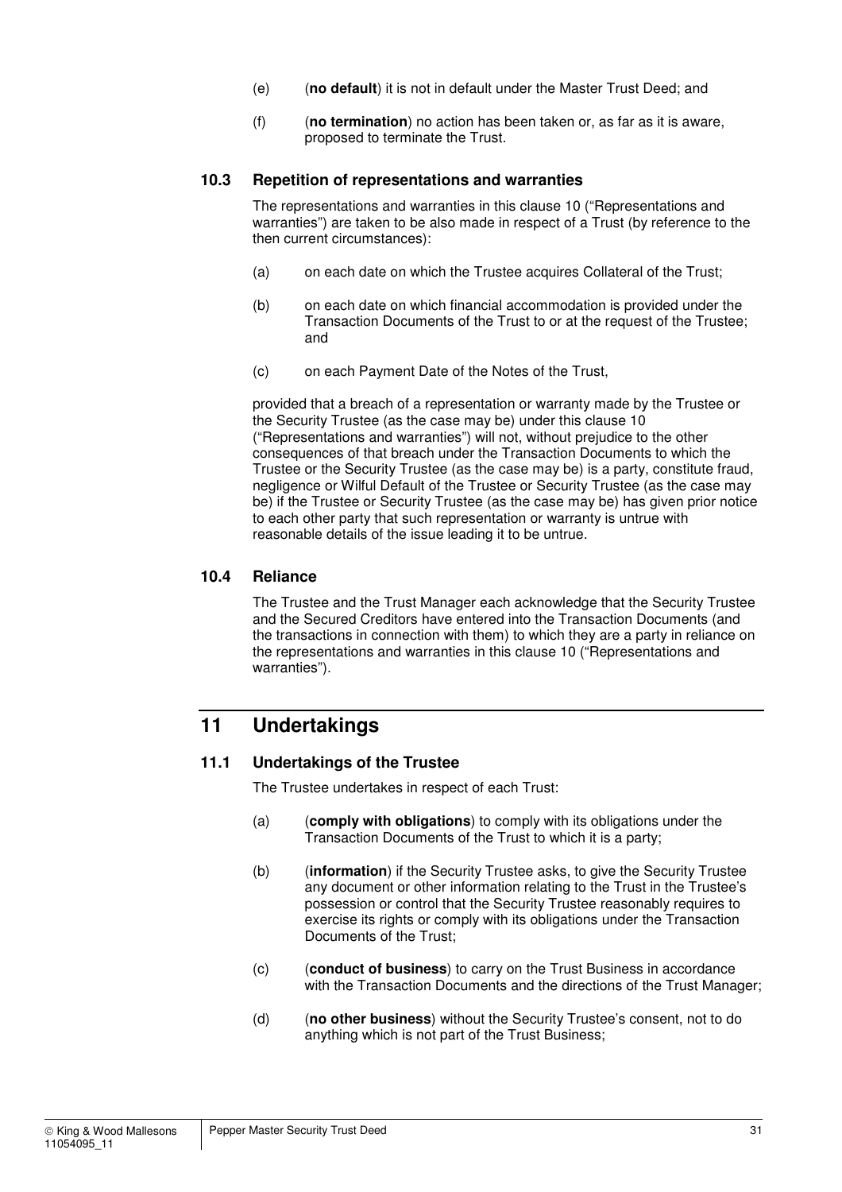(e) (**no default**) it is not in default under the Master Trust Deed; and

(f) (**no termination**) no action has been taken or, as far as it is aware, proposed to terminate the Trust.

### 10.3 Repetition of representations and warranties

The representations and warranties in this clause 10 ("Representations and warranties") are taken to be also made in respect of a Trust (by reference to the then current circumstances):

(a) on each date on which the Trustee acquires Collateral of the Trust;

(b) on each date on which financial accommodation is provided under the Transaction Documents of the Trust to or at the request of the Trustee; and

(c) on each Payment Date of the Notes of the Trust,

provided that a breach of a representation or warranty made by the Trustee or the Security Trustee (as the case may be) under this clause 10 ("Representations and warranties") will not, without prejudice to the other consequences of that breach under the Transaction Documents to which the Trustee or the Security Trustee (as the case may be) is a party, constitute fraud, negligence or Wilful Default of the Trustee or Security Trustee (as the case may be) if the Trustee or Security Trustee (as the case may be) has given prior notice to each other party that such representation or warranty is untrue with reasonable details of the issue leading it to be untrue.

### 10.4 Reliance

The Trustee and the Trust Manager each acknowledge that the Security Trustee and the Secured Creditors have entered into the Transaction Documents (and the transactions in connection with them) to which they are a party in reliance on the representations and warranties in this clause 10 ("Representations and warranties").

## 11 Undertakings

### 11.1 Undertakings of the Trustee

The Trustee undertakes in respect of each Trust:

(a) (**comply with obligations**) to comply with its obligations under the Transaction Documents of the Trust to which it is a party;

(b) (**information**) if the Security Trustee asks, to give the Security Trustee any document or other information relating to the Trust in the Trustee's possession or control that the Security Trustee reasonably requires to exercise its rights or comply with its obligations under the Transaction Documents of the Trust;

(c) (**conduct of business**) to carry on the Trust Business in accordance with the Transaction Documents and the directions of the Trust Manager;

(d) (**no other business**) without the Security Trustee's consent, not to do anything which is not part of the Trust Business;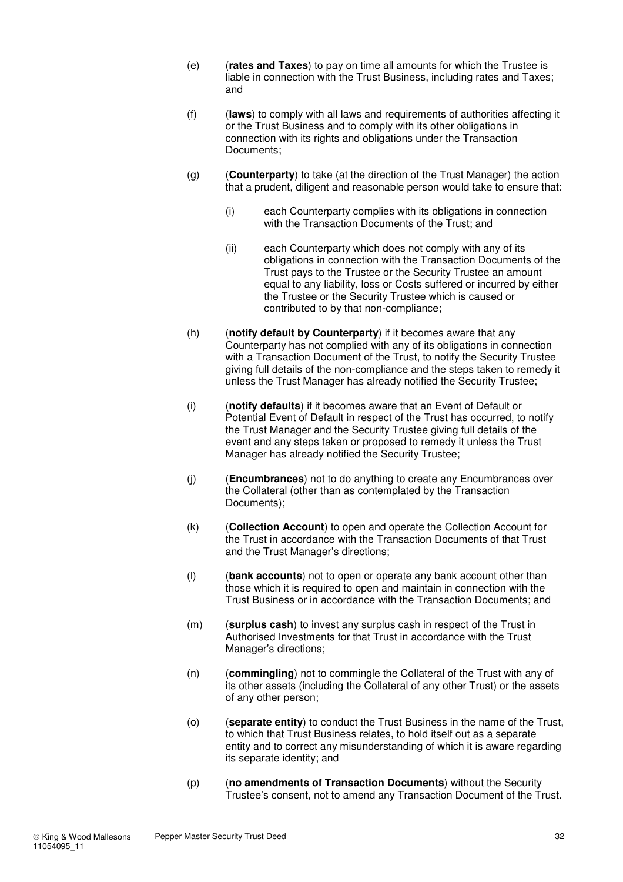(e) (**rates and Taxes**) to pay on time all amounts for which the Trustee is liable in connection with the Trust Business, including rates and Taxes; and

(f) (**laws**) to comply with all laws and requirements of authorities affecting it or the Trust Business and to comply with its other obligations in connection with its rights and obligations under the Transaction Documents;

(g) (**Counterparty**) to take (at the direction of the Trust Manager) the action that a prudent, diligent and reasonable person would take to ensure that:

  (i) each Counterparty complies with its obligations in connection with the Transaction Documents of the Trust; and

  (ii) each Counterparty which does not comply with any of its obligations in connection with the Transaction Documents of the Trust pays to the Trustee or the Security Trustee an amount equal to any liability, loss or Costs suffered or incurred by either the Trustee or the Security Trustee which is caused or contributed to by that non-compliance;

(h) (**notify default by Counterparty**) if it becomes aware that any Counterparty has not complied with any of its obligations in connection with a Transaction Document of the Trust, to notify the Security Trustee giving full details of the non-compliance and the steps taken to remedy it unless the Trust Manager has already notified the Security Trustee;

(i) (**notify defaults**) if it becomes aware that an Event of Default or Potential Event of Default in respect of the Trust has occurred, to notify the Trust Manager and the Security Trustee giving full details of the event and any steps taken or proposed to remedy it unless the Trust Manager has already notified the Security Trustee;

(j) (**Encumbrances**) not to do anything to create any Encumbrances over the Collateral (other than as contemplated by the Transaction Documents);

(k) (**Collection Account**) to open and operate the Collection Account for the Trust in accordance with the Transaction Documents of that Trust and the Trust Manager's directions;

(l) (**bank accounts**) not to open or operate any bank account other than those which it is required to open and maintain in connection with the Trust Business or in accordance with the Transaction Documents; and

(m) (**surplus cash**) to invest any surplus cash in respect of the Trust in Authorised Investments for that Trust in accordance with the Trust Manager's directions;

(n) (**commingling**) not to commingle the Collateral of the Trust with any of its other assets (including the Collateral of any other Trust) or the assets of any other person;

(o) (**separate entity**) to conduct the Trust Business in the name of the Trust, to which that Trust Business relates, to hold itself out as a separate entity and to correct any misunderstanding of which it is aware regarding its separate identity; and

(p) (**no amendments of Transaction Documents**) without the Security Trustee's consent, not to amend any Transaction Document of the Trust.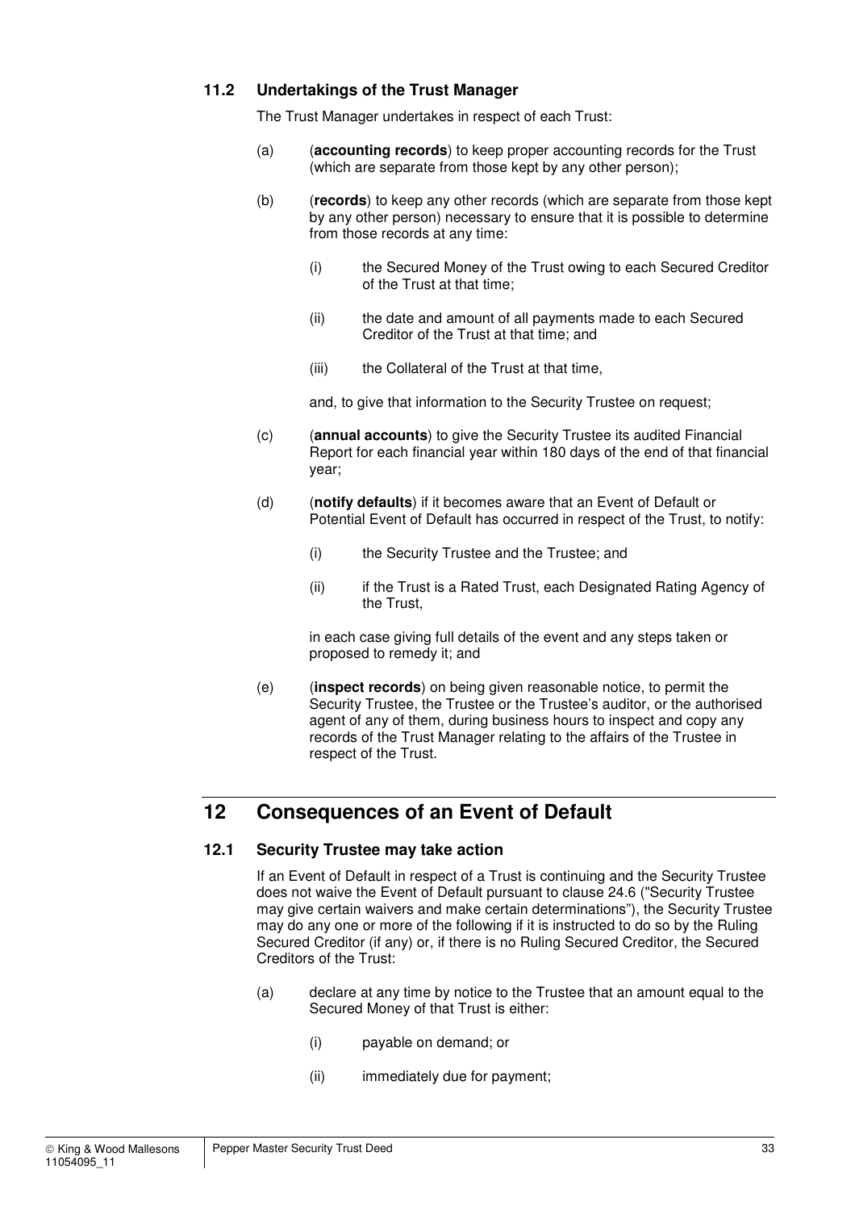### 11.2 Undertakings of the Trust Manager

The Trust Manager undertakes in respect of each Trust:

(a) (**accounting records**) to keep proper accounting records for the Trust (which are separate from those kept by any other person);

(b) (**records**) to keep any other records (which are separate from those kept by any other person) necessary to ensure that it is possible to determine from those records at any time:

  (i) the Secured Money of the Trust owing to each Secured Creditor of the Trust at that time;

  (ii) the date and amount of all payments made to each Secured Creditor of the Trust at that time; and

  (iii) the Collateral of the Trust at that time,

  and, to give that information to the Security Trustee on request;

(c) (**annual accounts**) to give the Security Trustee its audited Financial Report for each financial year within 180 days of the end of that financial year;

(d) (**notify defaults**) if it becomes aware that an Event of Default or Potential Event of Default has occurred in respect of the Trust, to notify:

  (i) the Security Trustee and the Trustee; and

  (ii) if the Trust is a Rated Trust, each Designated Rating Agency of the Trust,

  in each case giving full details of the event and any steps taken or proposed to remedy it; and

(e) (**inspect records**) on being given reasonable notice, to permit the Security Trustee, the Trustee or the Trustee's auditor, or the authorised agent of any of them, during business hours to inspect and copy any records of the Trust Manager relating to the affairs of the Trustee in respect of the Trust.

## 12 Consequences of an Event of Default

### 12.1 Security Trustee may take action

If an Event of Default in respect of a Trust is continuing and the Security Trustee does not waive the Event of Default pursuant to clause 24.6 ("Security Trustee may give certain waivers and make certain determinations"), the Security Trustee may do any one or more of the following if it is instructed to do so by the Ruling Secured Creditor (if any) or, if there is no Ruling Secured Creditor, the Secured Creditors of the Trust:

(a) declare at any time by notice to the Trustee that an amount equal to the Secured Money of that Trust is either:

  (i) payable on demand; or

  (ii) immediately due for payment;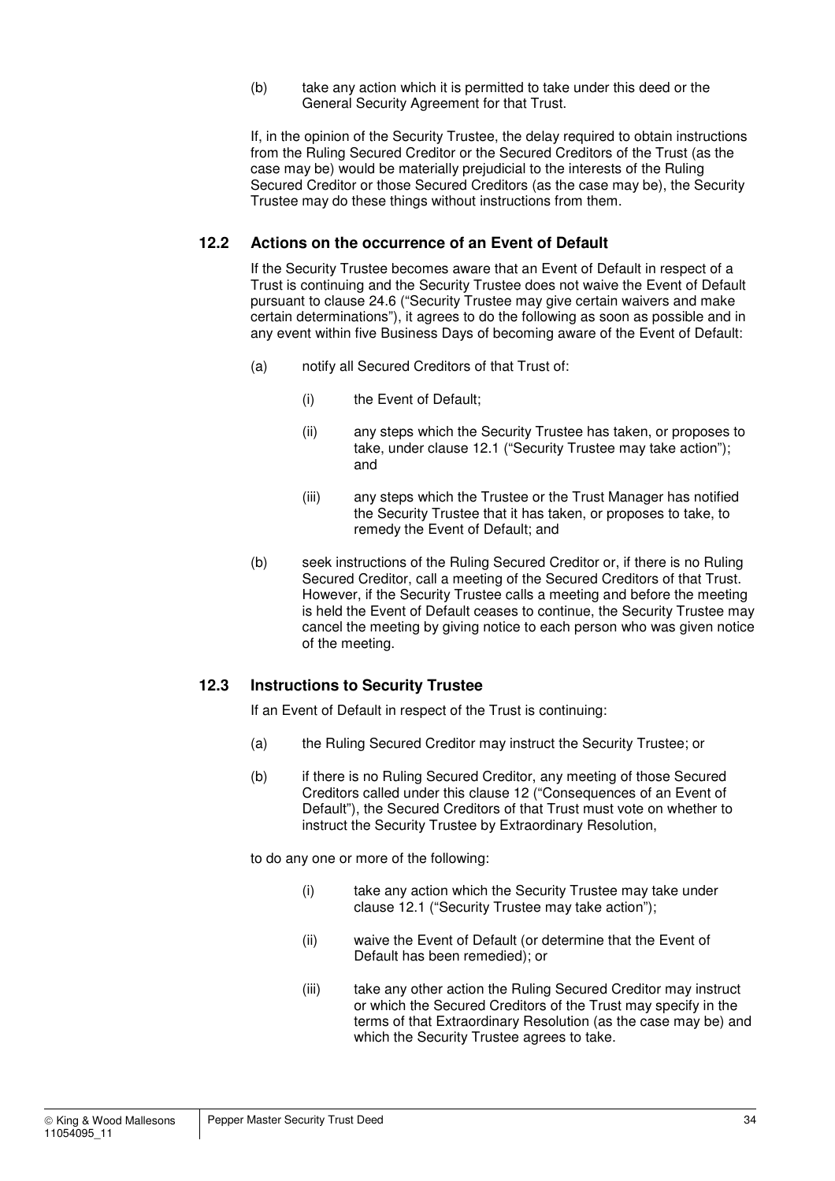(b) take any action which it is permitted to take under this deed or the General Security Agreement for that Trust.

If, in the opinion of the Security Trustee, the delay required to obtain instructions from the Ruling Secured Creditor or the Secured Creditors of the Trust (as the case may be) would be materially prejudicial to the interests of the Ruling Secured Creditor or those Secured Creditors (as the case may be), the Security Trustee may do these things without instructions from them.

### 12.2 Actions on the occurrence of an Event of Default

If the Security Trustee becomes aware that an Event of Default in respect of a Trust is continuing and the Security Trustee does not waive the Event of Default pursuant to clause 24.6 ("Security Trustee may give certain waivers and make certain determinations"), it agrees to do the following as soon as possible and in any event within five Business Days of becoming aware of the Event of Default:

(a) notify all Secured Creditors of that Trust of:

(i) the Event of Default;

(ii) any steps which the Security Trustee has taken, or proposes to take, under clause 12.1 ("Security Trustee may take action"); and

(iii) any steps which the Trustee or the Trust Manager has notified the Security Trustee that it has taken, or proposes to take, to remedy the Event of Default; and

(b) seek instructions of the Ruling Secured Creditor or, if there is no Ruling Secured Creditor, call a meeting of the Secured Creditors of that Trust. However, if the Security Trustee calls a meeting and before the meeting is held the Event of Default ceases to continue, the Security Trustee may cancel the meeting by giving notice to each person who was given notice of the meeting.

### 12.3 Instructions to Security Trustee

If an Event of Default in respect of the Trust is continuing:

(a) the Ruling Secured Creditor may instruct the Security Trustee; or

(b) if there is no Ruling Secured Creditor, any meeting of those Secured Creditors called under this clause 12 ("Consequences of an Event of Default"), the Secured Creditors of that Trust must vote on whether to instruct the Security Trustee by Extraordinary Resolution,

to do any one or more of the following:

(i) take any action which the Security Trustee may take under clause 12.1 ("Security Trustee may take action");

(ii) waive the Event of Default (or determine that the Event of Default has been remedied); or

(iii) take any other action the Ruling Secured Creditor may instruct or which the Secured Creditors of the Trust may specify in the terms of that Extraordinary Resolution (as the case may be) and which the Security Trustee agrees to take.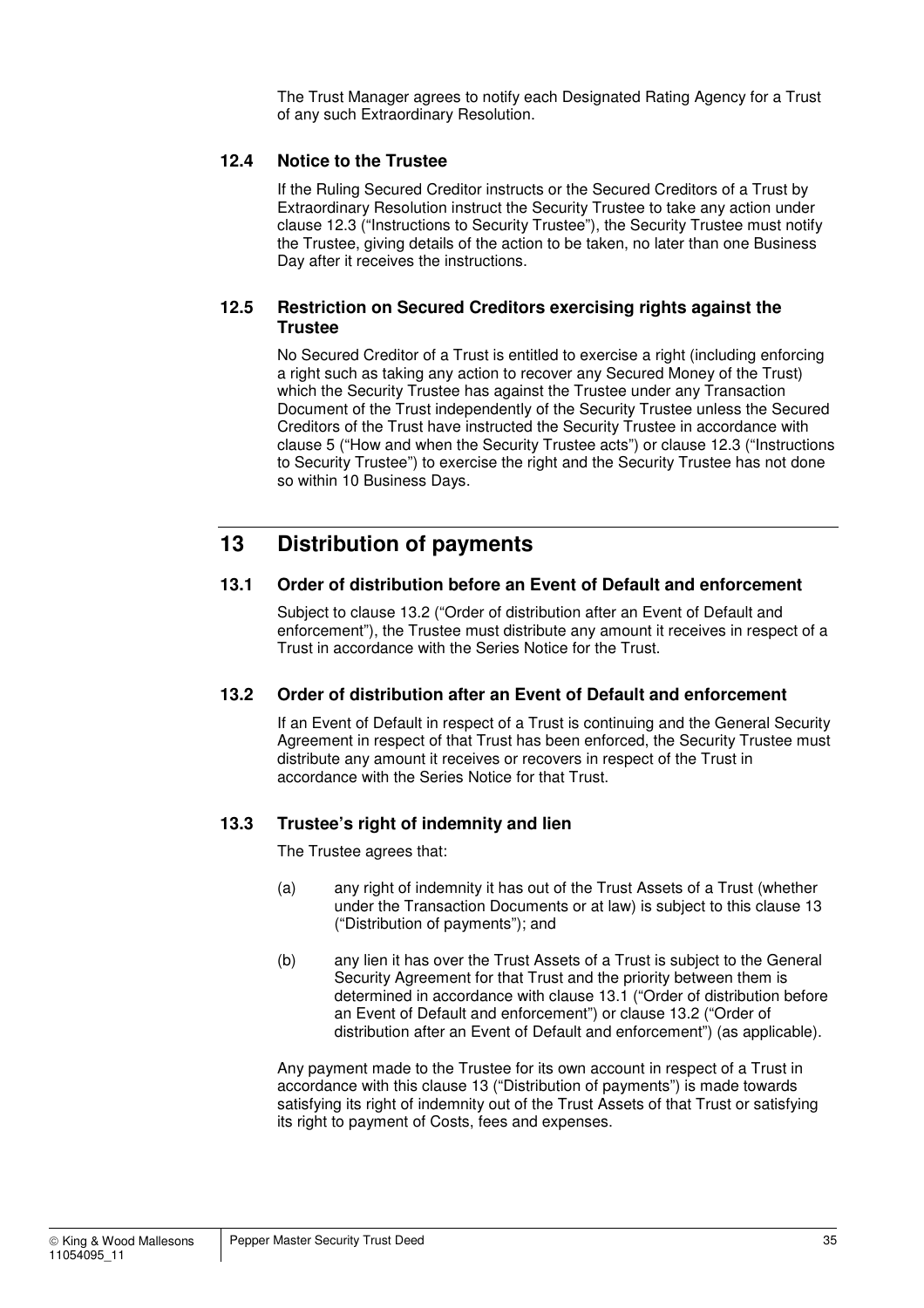The Trust Manager agrees to notify each Designated Rating Agency for a Trust of any such Extraordinary Resolution.

### 12.4 Notice to the Trustee

If the Ruling Secured Creditor instructs or the Secured Creditors of a Trust by Extraordinary Resolution instruct the Security Trustee to take any action under clause 12.3 ("Instructions to Security Trustee"), the Security Trustee must notify the Trustee, giving details of the action to be taken, no later than one Business Day after it receives the instructions.

### 12.5 Restriction on Secured Creditors exercising rights against the Trustee

No Secured Creditor of a Trust is entitled to exercise a right (including enforcing a right such as taking any action to recover any Secured Money of the Trust) which the Security Trustee has against the Trustee under any Transaction Document of the Trust independently of the Security Trustee unless the Secured Creditors of the Trust have instructed the Security Trustee in accordance with clause 5 ("How and when the Security Trustee acts") or clause 12.3 ("Instructions to Security Trustee") to exercise the right and the Security Trustee has not done so within 10 Business Days.

## 13 Distribution of payments

### 13.1 Order of distribution before an Event of Default and enforcement

Subject to clause 13.2 ("Order of distribution after an Event of Default and enforcement"), the Trustee must distribute any amount it receives in respect of a Trust in accordance with the Series Notice for the Trust.

### 13.2 Order of distribution after an Event of Default and enforcement

If an Event of Default in respect of a Trust is continuing and the General Security Agreement in respect of that Trust has been enforced, the Security Trustee must distribute any amount it receives or recovers in respect of the Trust in accordance with the Series Notice for that Trust.

### 13.3 Trustee's right of indemnity and lien

The Trustee agrees that:

(a) any right of indemnity it has out of the Trust Assets of a Trust (whether under the Transaction Documents or at law) is subject to this clause 13 ("Distribution of payments"); and

(b) any lien it has over the Trust Assets of a Trust is subject to the General Security Agreement for that Trust and the priority between them is determined in accordance with clause 13.1 ("Order of distribution before an Event of Default and enforcement") or clause 13.2 ("Order of distribution after an Event of Default and enforcement") (as applicable).

Any payment made to the Trustee for its own account in respect of a Trust in accordance with this clause 13 ("Distribution of payments") is made towards satisfying its right of indemnity out of the Trust Assets of that Trust or satisfying its right to payment of Costs, fees and expenses.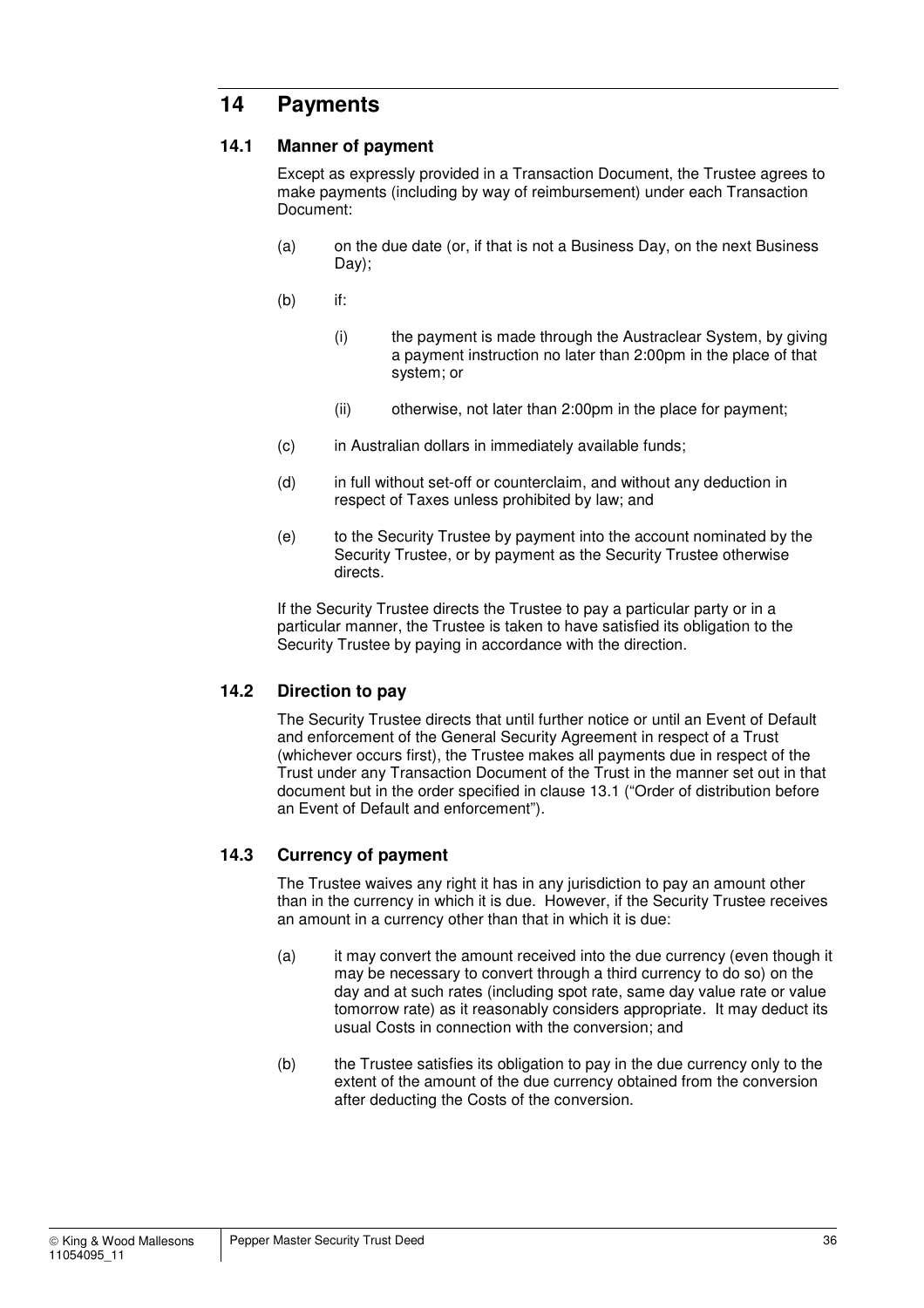# 14 Payments

## 14.1 Manner of payment

Except as expressly provided in a Transaction Document, the Trustee agrees to make payments (including by way of reimbursement) under each Transaction Document:

(a) on the due date (or, if that is not a Business Day, on the next Business Day);

(b) if:

(i) the payment is made through the Austraclear System, by giving a payment instruction no later than 2:00pm in the place of that system; or

(ii) otherwise, not later than 2:00pm in the place for payment;

(c) in Australian dollars in immediately available funds;

(d) in full without set-off or counterclaim, and without any deduction in respect of Taxes unless prohibited by law; and

(e) to the Security Trustee by payment into the account nominated by the Security Trustee, or by payment as the Security Trustee otherwise directs.

If the Security Trustee directs the Trustee to pay a particular party or in a particular manner, the Trustee is taken to have satisfied its obligation to the Security Trustee by paying in accordance with the direction.

## 14.2 Direction to pay

The Security Trustee directs that until further notice or until an Event of Default and enforcement of the General Security Agreement in respect of a Trust (whichever occurs first), the Trustee makes all payments due in respect of the Trust under any Transaction Document of the Trust in the manner set out in that document but in the order specified in clause 13.1 ("Order of distribution before an Event of Default and enforcement").

## 14.3 Currency of payment

The Trustee waives any right it has in any jurisdiction to pay an amount other than in the currency in which it is due. However, if the Security Trustee receives an amount in a currency other than that in which it is due:

(a) it may convert the amount received into the due currency (even though it may be necessary to convert through a third currency to do so) on the day and at such rates (including spot rate, same day value rate or value tomorrow rate) as it reasonably considers appropriate. It may deduct its usual Costs in connection with the conversion; and

(b) the Trustee satisfies its obligation to pay in the due currency only to the extent of the amount of the due currency obtained from the conversion after deducting the Costs of the conversion.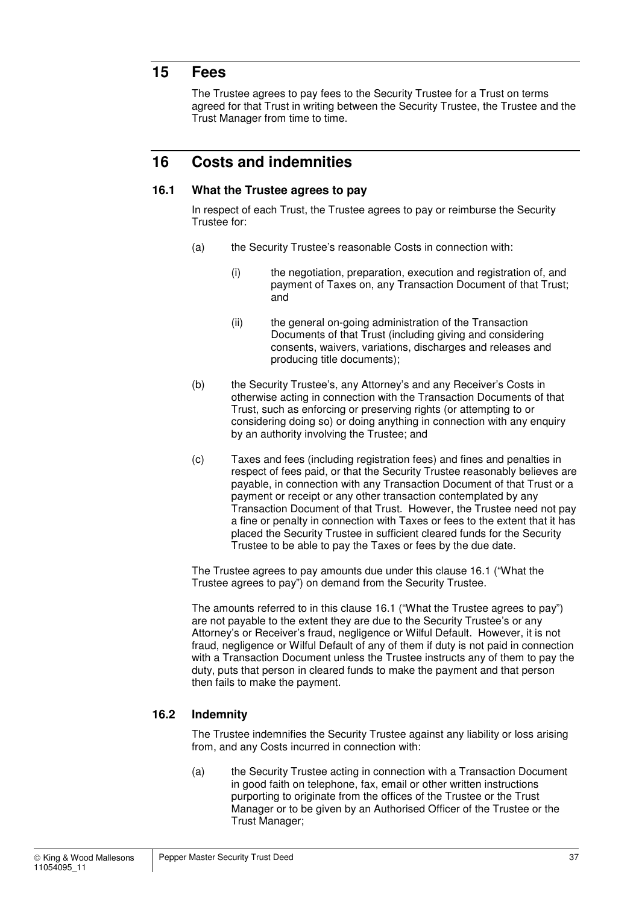# 15 Fees

The Trustee agrees to pay fees to the Security Trustee for a Trust on terms agreed for that Trust in writing between the Security Trustee, the Trustee and the Trust Manager from time to time.

# 16 Costs and indemnities

## 16.1 What the Trustee agrees to pay

In respect of each Trust, the Trustee agrees to pay or reimburse the Security Trustee for:

(a) the Security Trustee's reasonable Costs in connection with:

(i) the negotiation, preparation, execution and registration of, and payment of Taxes on, any Transaction Document of that Trust; and

(ii) the general on-going administration of the Transaction Documents of that Trust (including giving and considering consents, waivers, variations, discharges and releases and producing title documents);

(b) the Security Trustee's, any Attorney's and any Receiver's Costs in otherwise acting in connection with the Transaction Documents of that Trust, such as enforcing or preserving rights (or attempting to or considering doing so) or doing anything in connection with any enquiry by an authority involving the Trustee; and

(c) Taxes and fees (including registration fees) and fines and penalties in respect of fees paid, or that the Security Trustee reasonably believes are payable, in connection with any Transaction Document of that Trust or a payment or receipt or any other transaction contemplated by any Transaction Document of that Trust. However, the Trustee need not pay a fine or penalty in connection with Taxes or fees to the extent that it has placed the Security Trustee in sufficient cleared funds for the Security Trustee to be able to pay the Taxes or fees by the due date.

The Trustee agrees to pay amounts due under this clause 16.1 ("What the Trustee agrees to pay") on demand from the Security Trustee.

The amounts referred to in this clause 16.1 ("What the Trustee agrees to pay") are not payable to the extent they are due to the Security Trustee's or any Attorney's or Receiver's fraud, negligence or Wilful Default. However, it is not fraud, negligence or Wilful Default of any of them if duty is not paid in connection with a Transaction Document unless the Trustee instructs any of them to pay the duty, puts that person in cleared funds to make the payment and that person then fails to make the payment.

## 16.2 Indemnity

The Trustee indemnifies the Security Trustee against any liability or loss arising from, and any Costs incurred in connection with:

(a) the Security Trustee acting in connection with a Transaction Document in good faith on telephone, fax, email or other written instructions purporting to originate from the offices of the Trustee or the Trust Manager or to be given by an Authorised Officer of the Trustee or the Trust Manager;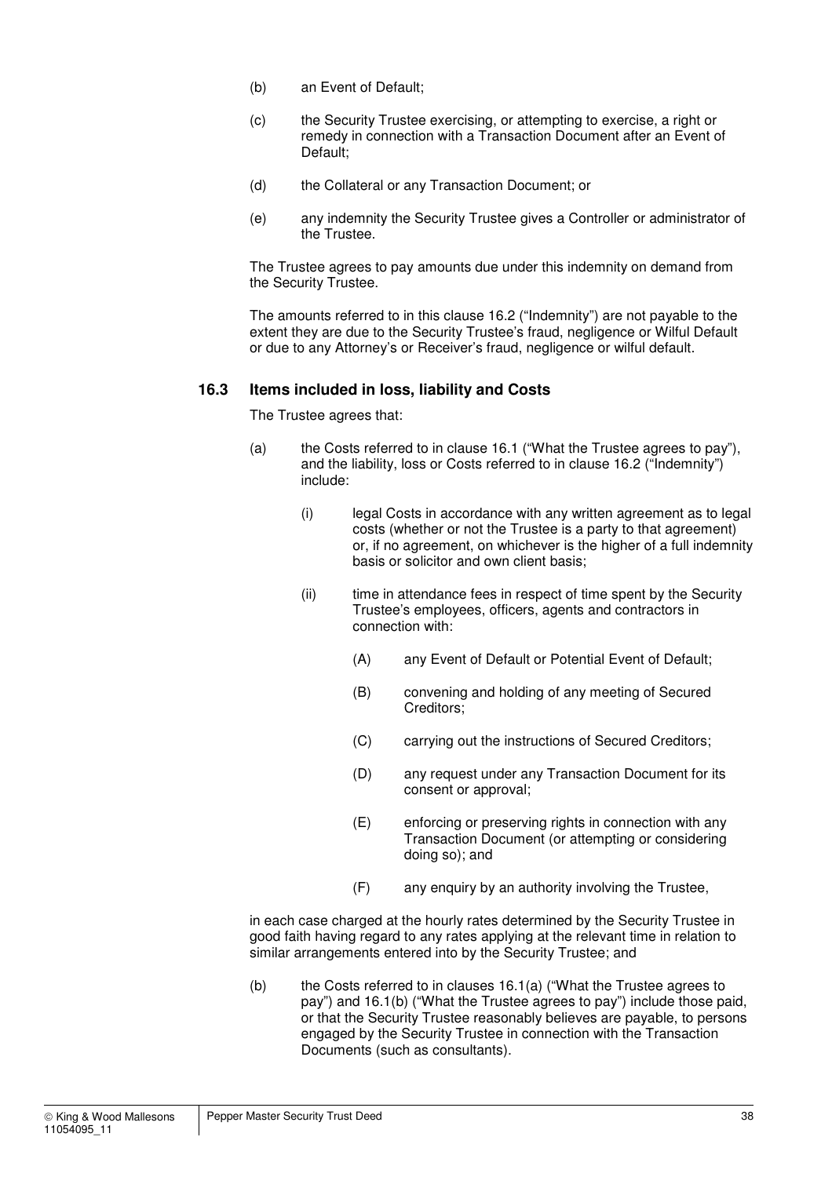(b) an Event of Default;

(c) the Security Trustee exercising, or attempting to exercise, a right or remedy in connection with a Transaction Document after an Event of Default;

(d) the Collateral or any Transaction Document; or

(e) any indemnity the Security Trustee gives a Controller or administrator of the Trustee.

The Trustee agrees to pay amounts due under this indemnity on demand from the Security Trustee.

The amounts referred to in this clause 16.2 ("Indemnity") are not payable to the extent they are due to the Security Trustee's fraud, negligence or Wilful Default or due to any Attorney's or Receiver's fraud, negligence or wilful default.

### 16.3 Items included in loss, liability and Costs

The Trustee agrees that:

(a) the Costs referred to in clause 16.1 ("What the Trustee agrees to pay"), and the liability, loss or Costs referred to in clause 16.2 ("Indemnity") include:

(i) legal Costs in accordance with any written agreement as to legal costs (whether or not the Trustee is a party to that agreement) or, if no agreement, on whichever is the higher of a full indemnity basis or solicitor and own client basis;

(ii) time in attendance fees in respect of time spent by the Security Trustee's employees, officers, agents and contractors in connection with:

(A) any Event of Default or Potential Event of Default;

(B) convening and holding of any meeting of Secured Creditors;

(C) carrying out the instructions of Secured Creditors;

(D) any request under any Transaction Document for its consent or approval;

(E) enforcing or preserving rights in connection with any Transaction Document (or attempting or considering doing so); and

(F) any enquiry by an authority involving the Trustee,

in each case charged at the hourly rates determined by the Security Trustee in good faith having regard to any rates applying at the relevant time in relation to similar arrangements entered into by the Security Trustee; and

(b) the Costs referred to in clauses 16.1(a) ("What the Trustee agrees to pay") and 16.1(b) ("What the Trustee agrees to pay") include those paid, or that the Security Trustee reasonably believes are payable, to persons engaged by the Security Trustee in connection with the Transaction Documents (such as consultants).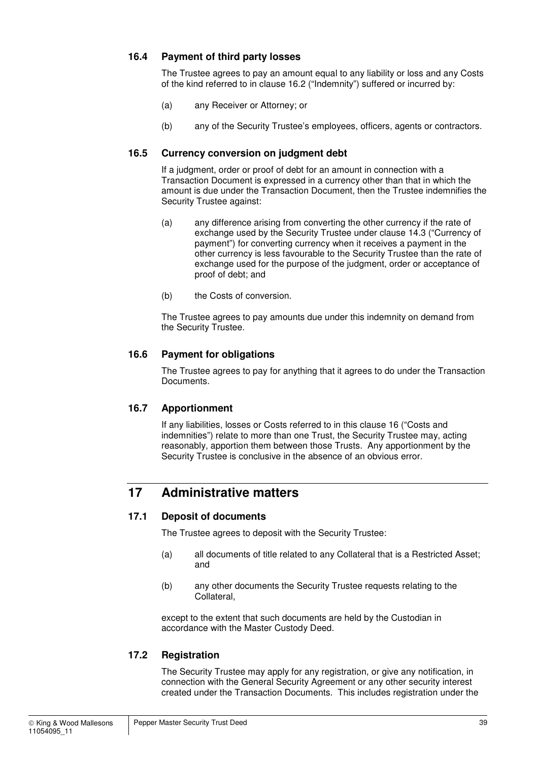### 16.4 Payment of third party losses

The Trustee agrees to pay an amount equal to any liability or loss and any Costs of the kind referred to in clause 16.2 ("Indemnity") suffered or incurred by:

(a) any Receiver or Attorney; or

(b) any of the Security Trustee's employees, officers, agents or contractors.

### 16.5 Currency conversion on judgment debt

If a judgment, order or proof of debt for an amount in connection with a Transaction Document is expressed in a currency other than that in which the amount is due under the Transaction Document, then the Trustee indemnifies the Security Trustee against:

(a) any difference arising from converting the other currency if the rate of exchange used by the Security Trustee under clause 14.3 ("Currency of payment") for converting currency when it receives a payment in the other currency is less favourable to the Security Trustee than the rate of exchange used for the purpose of the judgment, order or acceptance of proof of debt; and

(b) the Costs of conversion.

The Trustee agrees to pay amounts due under this indemnity on demand from the Security Trustee.

### 16.6 Payment for obligations

The Trustee agrees to pay for anything that it agrees to do under the Transaction Documents.

### 16.7 Apportionment

If any liabilities, losses or Costs referred to in this clause 16 ("Costs and indemnities") relate to more than one Trust, the Security Trustee may, acting reasonably, apportion them between those Trusts. Any apportionment by the Security Trustee is conclusive in the absence of an obvious error.

## 17 Administrative matters

### 17.1 Deposit of documents

The Trustee agrees to deposit with the Security Trustee:

(a) all documents of title related to any Collateral that is a Restricted Asset; and

(b) any other documents the Security Trustee requests relating to the Collateral,

except to the extent that such documents are held by the Custodian in accordance with the Master Custody Deed.

### 17.2 Registration

The Security Trustee may apply for any registration, or give any notification, in connection with the General Security Agreement or any other security interest created under the Transaction Documents. This includes registration under the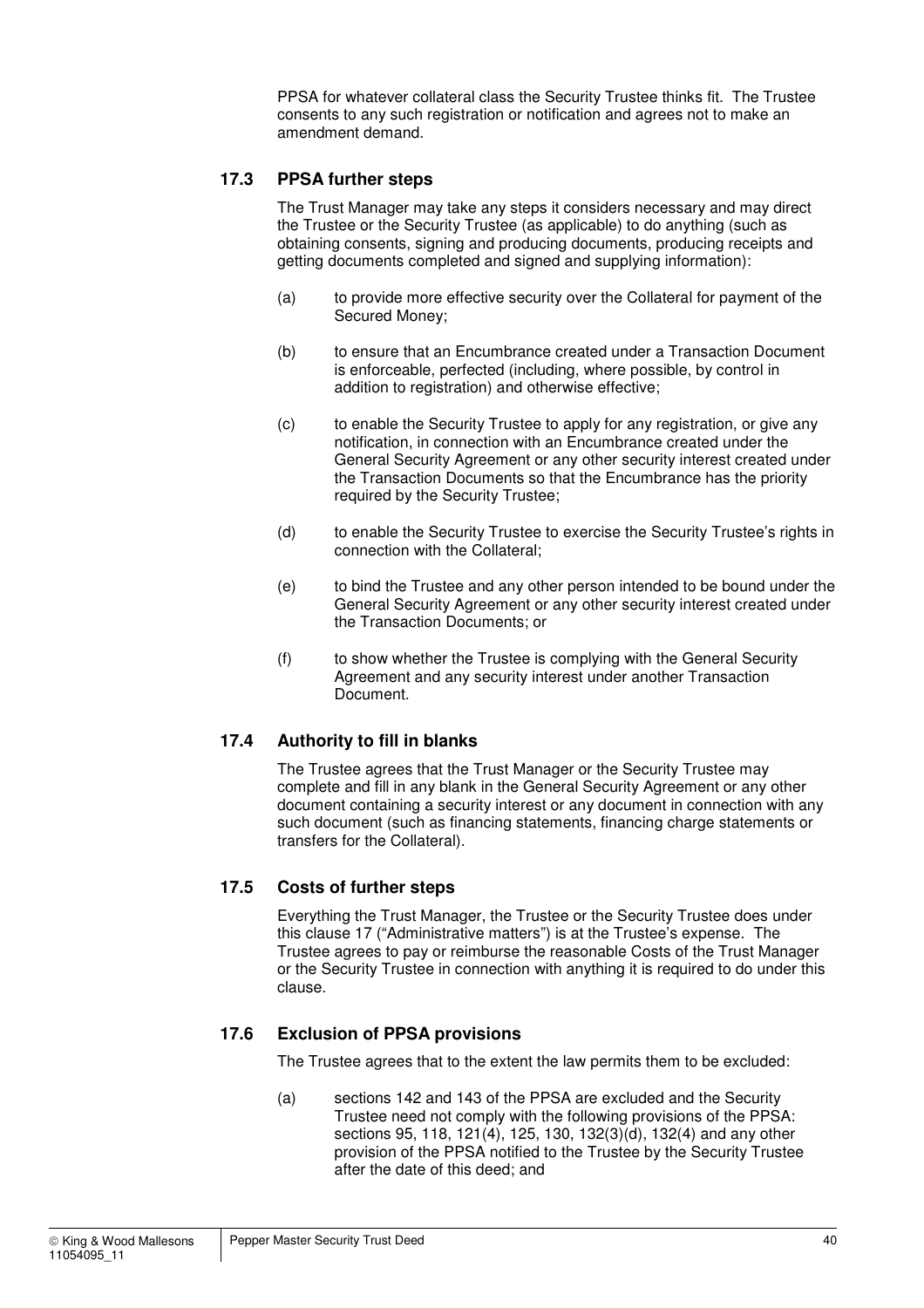PPSA for whatever collateral class the Security Trustee thinks fit. The Trustee consents to any such registration or notification and agrees not to make an amendment demand.

### 17.3 PPSA further steps

The Trust Manager may take any steps it considers necessary and may direct the Trustee or the Security Trustee (as applicable) to do anything (such as obtaining consents, signing and producing documents, producing receipts and getting documents completed and signed and supplying information):

(a) to provide more effective security over the Collateral for payment of the Secured Money;

(b) to ensure that an Encumbrance created under a Transaction Document is enforceable, perfected (including, where possible, by control in addition to registration) and otherwise effective;

(c) to enable the Security Trustee to apply for any registration, or give any notification, in connection with an Encumbrance created under the General Security Agreement or any other security interest created under the Transaction Documents so that the Encumbrance has the priority required by the Security Trustee;

(d) to enable the Security Trustee to exercise the Security Trustee's rights in connection with the Collateral;

(e) to bind the Trustee and any other person intended to be bound under the General Security Agreement or any other security interest created under the Transaction Documents; or

(f) to show whether the Trustee is complying with the General Security Agreement and any security interest under another Transaction Document.

### 17.4 Authority to fill in blanks

The Trustee agrees that the Trust Manager or the Security Trustee may complete and fill in any blank in the General Security Agreement or any other document containing a security interest or any document in connection with any such document (such as financing statements, financing charge statements or transfers for the Collateral).

### 17.5 Costs of further steps

Everything the Trust Manager, the Trustee or the Security Trustee does under this clause 17 ("Administrative matters") is at the Trustee's expense. The Trustee agrees to pay or reimburse the reasonable Costs of the Trust Manager or the Security Trustee in connection with anything it is required to do under this clause.

### 17.6 Exclusion of PPSA provisions

The Trustee agrees that to the extent the law permits them to be excluded:

(a) sections 142 and 143 of the PPSA are excluded and the Security Trustee need not comply with the following provisions of the PPSA: sections 95, 118, 121(4), 125, 130, 132(3)(d), 132(4) and any other provision of the PPSA notified to the Trustee by the Security Trustee after the date of this deed; and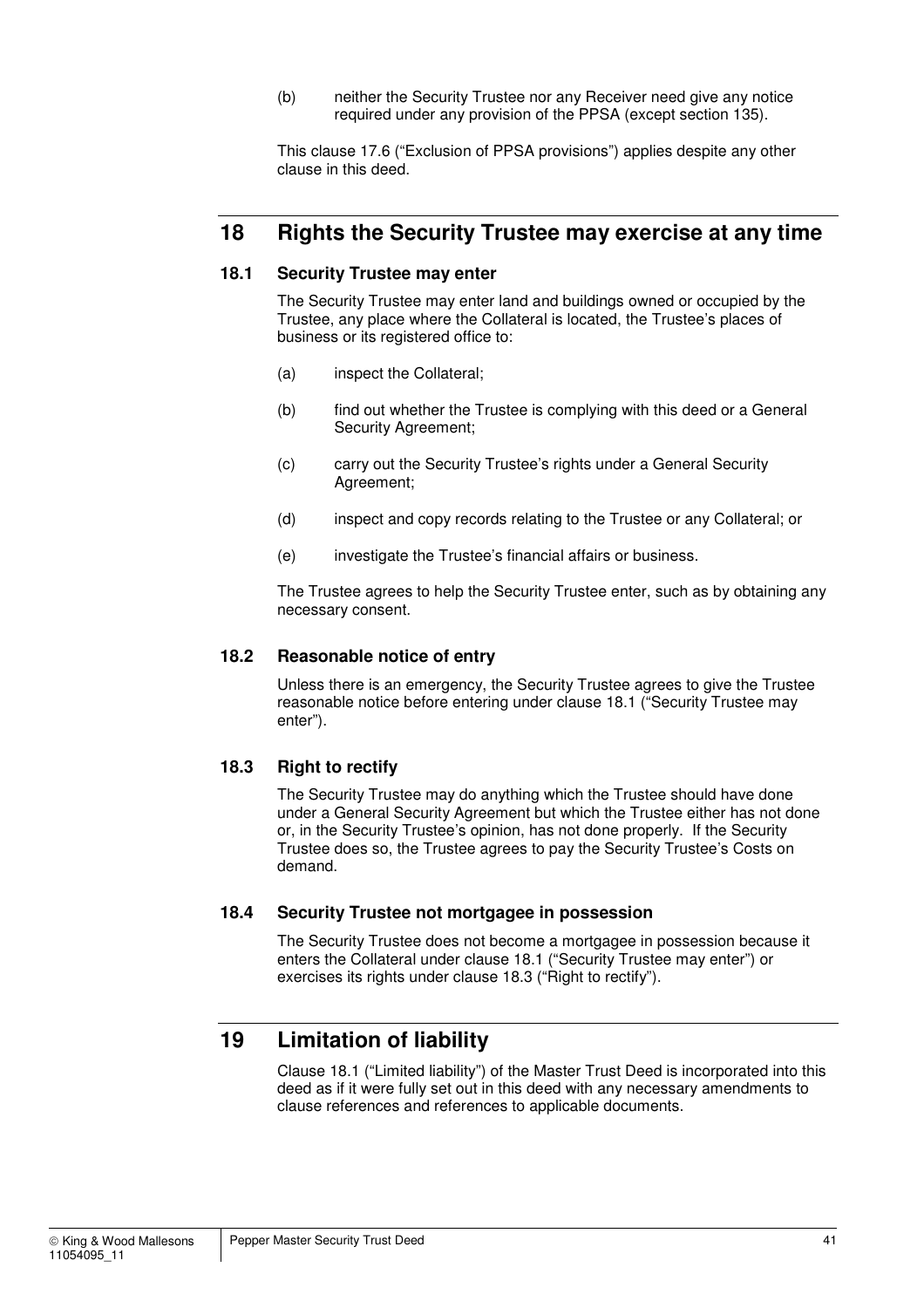(b) neither the Security Trustee nor any Receiver need give any notice required under any provision of the PPSA (except section 135).

This clause 17.6 ("Exclusion of PPSA provisions") applies despite any other clause in this deed.

# 18 Rights the Security Trustee may exercise at any time

## 18.1 Security Trustee may enter

The Security Trustee may enter land and buildings owned or occupied by the Trustee, any place where the Collateral is located, the Trustee's places of business or its registered office to:

(a) inspect the Collateral;

(b) find out whether the Trustee is complying with this deed or a General Security Agreement;

(c) carry out the Security Trustee's rights under a General Security Agreement;

(d) inspect and copy records relating to the Trustee or any Collateral; or

(e) investigate the Trustee's financial affairs or business.

The Trustee agrees to help the Security Trustee enter, such as by obtaining any necessary consent.

## 18.2 Reasonable notice of entry

Unless there is an emergency, the Security Trustee agrees to give the Trustee reasonable notice before entering under clause 18.1 ("Security Trustee may enter").

## 18.3 Right to rectify

The Security Trustee may do anything which the Trustee should have done under a General Security Agreement but which the Trustee either has not done or, in the Security Trustee's opinion, has not done properly. If the Security Trustee does so, the Trustee agrees to pay the Security Trustee's Costs on demand.

## 18.4 Security Trustee not mortgagee in possession

The Security Trustee does not become a mortgagee in possession because it enters the Collateral under clause 18.1 ("Security Trustee may enter") or exercises its rights under clause 18.3 ("Right to rectify").

# 19 Limitation of liability

Clause 18.1 ("Limited liability") of the Master Trust Deed is incorporated into this deed as if it were fully set out in this deed with any necessary amendments to clause references and references to applicable documents.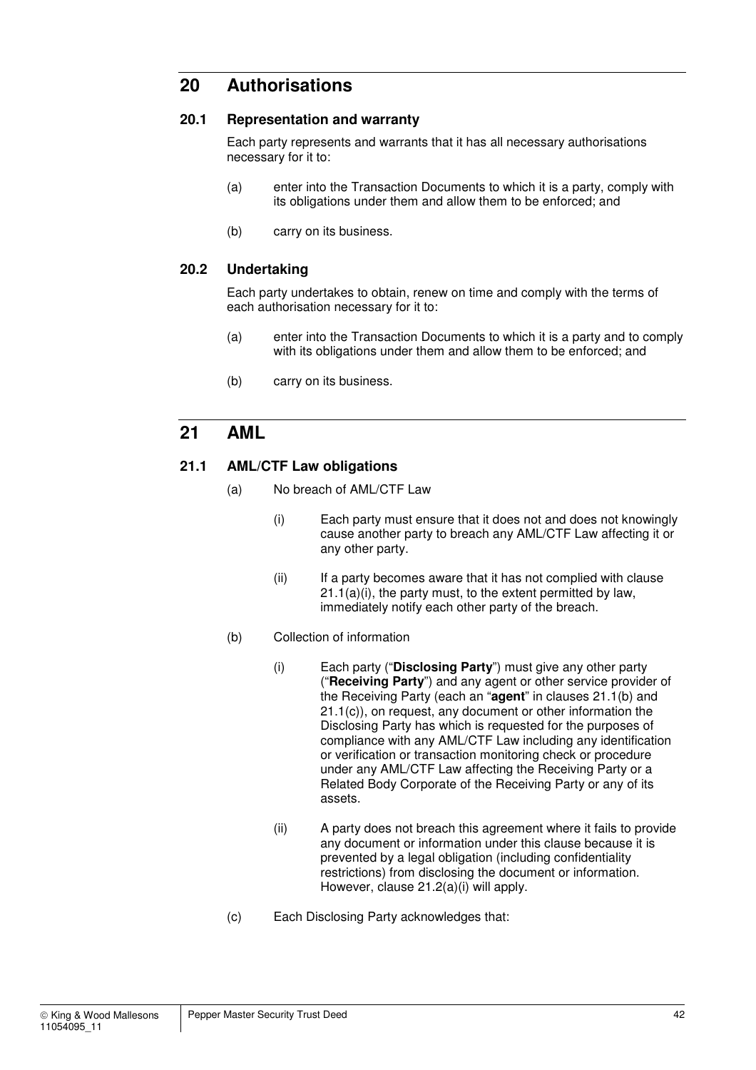## 20 Authorisations

### 20.1 Representation and warranty

Each party represents and warrants that it has all necessary authorisations necessary for it to:

(a) enter into the Transaction Documents to which it is a party, comply with its obligations under them and allow them to be enforced; and

(b) carry on its business.

### 20.2 Undertaking

Each party undertakes to obtain, renew on time and comply with the terms of each authorisation necessary for it to:

(a) enter into the Transaction Documents to which it is a party and to comply with its obligations under them and allow them to be enforced; and

(b) carry on its business.

## 21 AML

### 21.1 AML/CTF Law obligations

(a) No breach of AML/CTF Law

(i) Each party must ensure that it does not and does not knowingly cause another party to breach any AML/CTF Law affecting it or any other party.

(ii) If a party becomes aware that it has not complied with clause 21.1(a)(i), the party must, to the extent permitted by law, immediately notify each other party of the breach.

(b) Collection of information

(i) Each party ("**Disclosing Party**") must give any other party ("**Receiving Party**") and any agent or other service provider of the Receiving Party (each an "**agent**" in clauses 21.1(b) and 21.1(c)), on request, any document or other information the Disclosing Party has which is requested for the purposes of compliance with any AML/CTF Law including any identification or verification or transaction monitoring check or procedure under any AML/CTF Law affecting the Receiving Party or a Related Body Corporate of the Receiving Party or any of its assets.

(ii) A party does not breach this agreement where it fails to provide any document or information under this clause because it is prevented by a legal obligation (including confidentiality restrictions) from disclosing the document or information. However, clause 21.2(a)(i) will apply.

(c) Each Disclosing Party acknowledges that: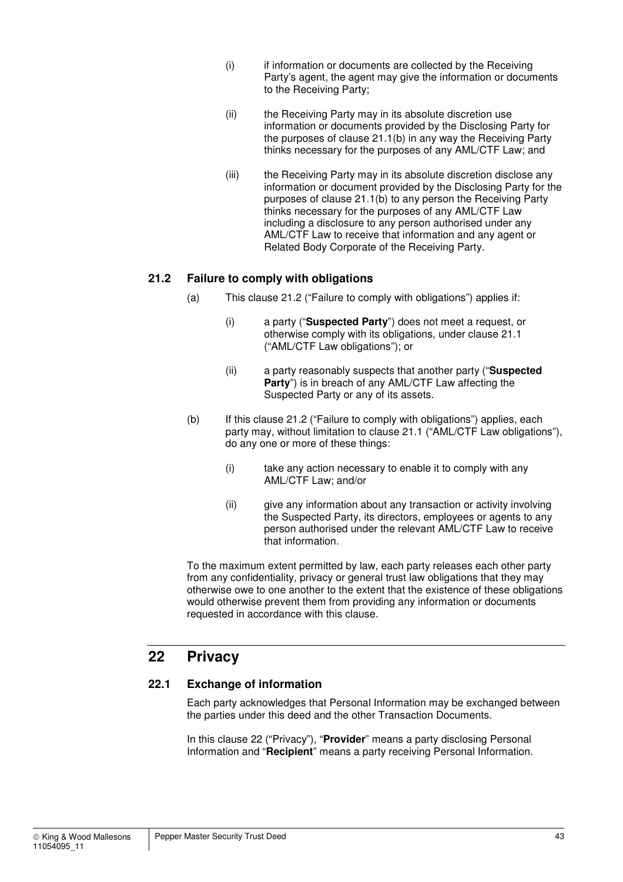(i) if information or documents are collected by the Receiving Party's agent, the agent may give the information or documents to the Receiving Party;

(ii) the Receiving Party may in its absolute discretion use information or documents provided by the Disclosing Party for the purposes of clause 21.1(b) in any way the Receiving Party thinks necessary for the purposes of any AML/CTF Law; and

(iii) the Receiving Party may in its absolute discretion disclose any information or document provided by the Disclosing Party for the purposes of clause 21.1(b) to any person the Receiving Party thinks necessary for the purposes of any AML/CTF Law including a disclosure to any person authorised under any AML/CTF Law to receive that information and any agent or Related Body Corporate of the Receiving Party.

### 21.2 Failure to comply with obligations

(a) This clause 21.2 ("Failure to comply with obligations") applies if:

(i) a party ("**Suspected Party**") does not meet a request, or otherwise comply with its obligations, under clause 21.1 ("AML/CTF Law obligations"); or

(ii) a party reasonably suspects that another party ("**Suspected Party**") is in breach of any AML/CTF Law affecting the Suspected Party or any of its assets.

(b) If this clause 21.2 ("Failure to comply with obligations") applies, each party may, without limitation to clause 21.1 ("AML/CTF Law obligations"), do any one or more of these things:

(i) take any action necessary to enable it to comply with any AML/CTF Law; and/or

(ii) give any information about any transaction or activity involving the Suspected Party, its directors, employees or agents to any person authorised under the relevant AML/CTF Law to receive that information.

To the maximum extent permitted by law, each party releases each other party from any confidentiality, privacy or general trust law obligations that they may otherwise owe to one another to the extent that the existence of these obligations would otherwise prevent them from providing any information or documents requested in accordance with this clause.

## 22 Privacy

### 22.1 Exchange of information

Each party acknowledges that Personal Information may be exchanged between the parties under this deed and the other Transaction Documents.

In this clause 22 ("Privacy"), "**Provider**" means a party disclosing Personal Information and "**Recipient**" means a party receiving Personal Information.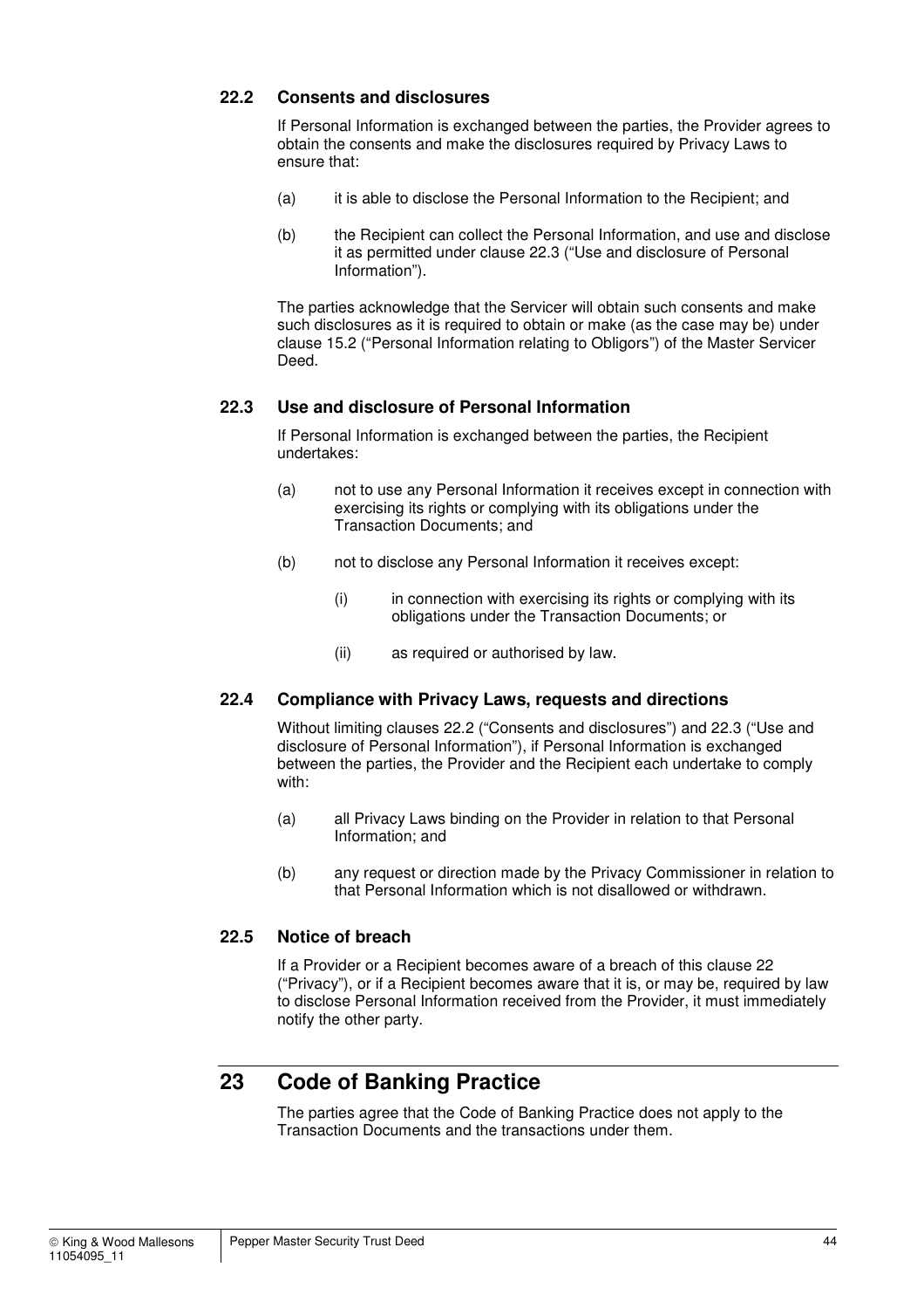### 22.2 Consents and disclosures

If Personal Information is exchanged between the parties, the Provider agrees to obtain the consents and make the disclosures required by Privacy Laws to ensure that:

(a) it is able to disclose the Personal Information to the Recipient; and

(b) the Recipient can collect the Personal Information, and use and disclose it as permitted under clause 22.3 ("Use and disclosure of Personal Information").

The parties acknowledge that the Servicer will obtain such consents and make such disclosures as it is required to obtain or make (as the case may be) under clause 15.2 ("Personal Information relating to Obligors") of the Master Servicer Deed.

### 22.3 Use and disclosure of Personal Information

If Personal Information is exchanged between the parties, the Recipient undertakes:

(a) not to use any Personal Information it receives except in connection with exercising its rights or complying with its obligations under the Transaction Documents; and

(b) not to disclose any Personal Information it receives except:

   (i) in connection with exercising its rights or complying with its obligations under the Transaction Documents; or

   (ii) as required or authorised by law.

### 22.4 Compliance with Privacy Laws, requests and directions

Without limiting clauses 22.2 ("Consents and disclosures") and 22.3 ("Use and disclosure of Personal Information"), if Personal Information is exchanged between the parties, the Provider and the Recipient each undertake to comply with:

(a) all Privacy Laws binding on the Provider in relation to that Personal Information; and

(b) any request or direction made by the Privacy Commissioner in relation to that Personal Information which is not disallowed or withdrawn.

### 22.5 Notice of breach

If a Provider or a Recipient becomes aware of a breach of this clause 22 ("Privacy"), or if a Recipient becomes aware that it is, or may be, required by law to disclose Personal Information received from the Provider, it must immediately notify the other party.

## 23 Code of Banking Practice

The parties agree that the Code of Banking Practice does not apply to the Transaction Documents and the transactions under them.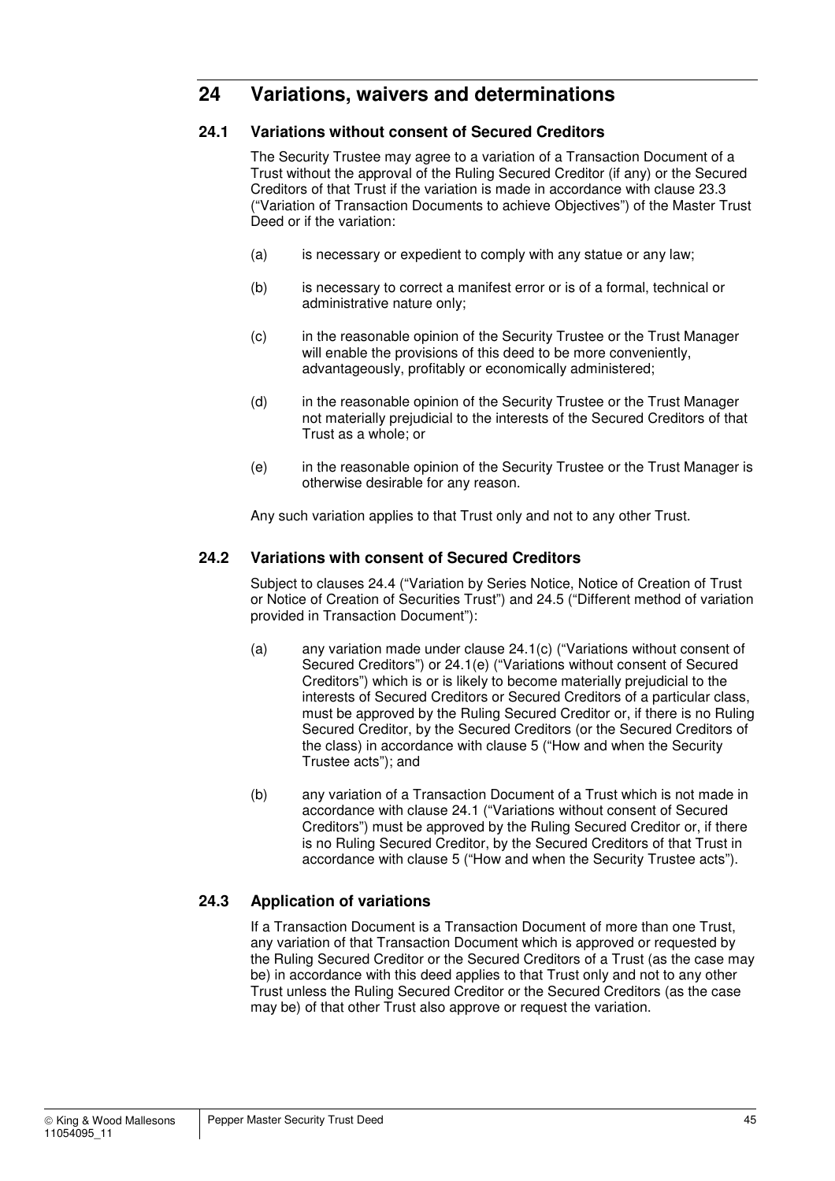## 24 Variations, waivers and determinations

### 24.1 Variations without consent of Secured Creditors

The Security Trustee may agree to a variation of a Transaction Document of a Trust without the approval of the Ruling Secured Creditor (if any) or the Secured Creditors of that Trust if the variation is made in accordance with clause 23.3 ("Variation of Transaction Documents to achieve Objectives") of the Master Trust Deed or if the variation:

(a) is necessary or expedient to comply with any statue or any law;

(b) is necessary to correct a manifest error or is of a formal, technical or administrative nature only;

(c) in the reasonable opinion of the Security Trustee or the Trust Manager will enable the provisions of this deed to be more conveniently, advantageously, profitably or economically administered;

(d) in the reasonable opinion of the Security Trustee or the Trust Manager not materially prejudicial to the interests of the Secured Creditors of that Trust as a whole; or

(e) in the reasonable opinion of the Security Trustee or the Trust Manager is otherwise desirable for any reason.

Any such variation applies to that Trust only and not to any other Trust.

### 24.2 Variations with consent of Secured Creditors

Subject to clauses 24.4 ("Variation by Series Notice, Notice of Creation of Trust or Notice of Creation of Securities Trust") and 24.5 ("Different method of variation provided in Transaction Document"):

(a) any variation made under clause 24.1(c) ("Variations without consent of Secured Creditors") or 24.1(e) ("Variations without consent of Secured Creditors") which is or is likely to become materially prejudicial to the interests of Secured Creditors or Secured Creditors of a particular class, must be approved by the Ruling Secured Creditor or, if there is no Ruling Secured Creditor, by the Secured Creditors (or the Secured Creditors of the class) in accordance with clause 5 ("How and when the Security Trustee acts"); and

(b) any variation of a Transaction Document of a Trust which is not made in accordance with clause 24.1 ("Variations without consent of Secured Creditors") must be approved by the Ruling Secured Creditor or, if there is no Ruling Secured Creditor, by the Secured Creditors of that Trust in accordance with clause 5 ("How and when the Security Trustee acts").

### 24.3 Application of variations

If a Transaction Document is a Transaction Document of more than one Trust, any variation of that Transaction Document which is approved or requested by the Ruling Secured Creditor or the Secured Creditors of a Trust (as the case may be) in accordance with this deed applies to that Trust only and not to any other Trust unless the Ruling Secured Creditor or the Secured Creditors (as the case may be) of that other Trust also approve or request the variation.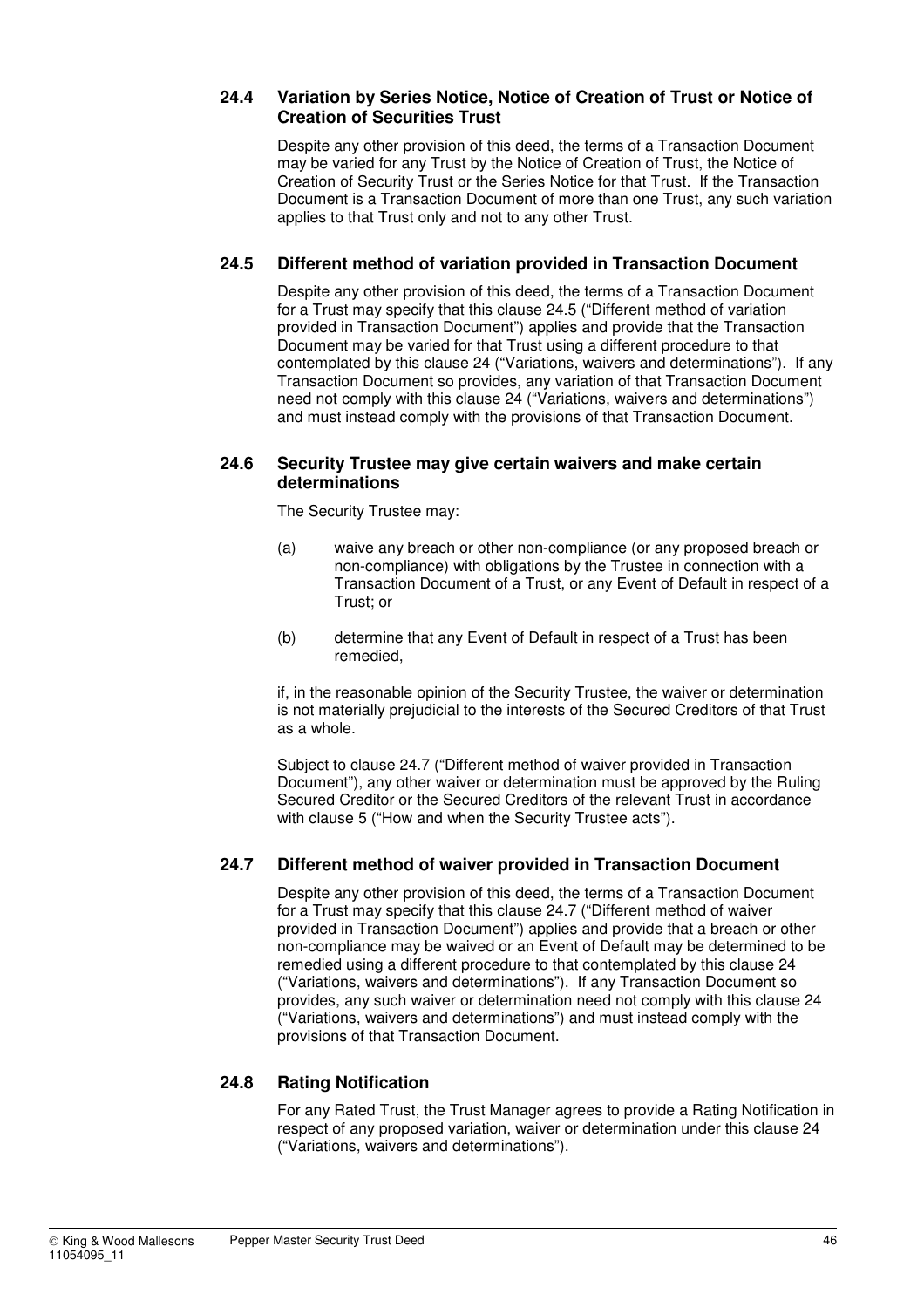### 24.4 Variation by Series Notice, Notice of Creation of Trust or Notice of Creation of Securities Trust

Despite any other provision of this deed, the terms of a Transaction Document may be varied for any Trust by the Notice of Creation of Trust, the Notice of Creation of Security Trust or the Series Notice for that Trust. If the Transaction Document is a Transaction Document of more than one Trust, any such variation applies to that Trust only and not to any other Trust.

### 24.5 Different method of variation provided in Transaction Document

Despite any other provision of this deed, the terms of a Transaction Document for a Trust may specify that this clause 24.5 ("Different method of variation provided in Transaction Document") applies and provide that the Transaction Document may be varied for that Trust using a different procedure to that contemplated by this clause 24 ("Variations, waivers and determinations"). If any Transaction Document so provides, any variation of that Transaction Document need not comply with this clause 24 ("Variations, waivers and determinations") and must instead comply with the provisions of that Transaction Document.

### 24.6 Security Trustee may give certain waivers and make certain determinations

The Security Trustee may:

(a) waive any breach or other non-compliance (or any proposed breach or non-compliance) with obligations by the Trustee in connection with a Transaction Document of a Trust, or any Event of Default in respect of a Trust; or

(b) determine that any Event of Default in respect of a Trust has been remedied,

if, in the reasonable opinion of the Security Trustee, the waiver or determination is not materially prejudicial to the interests of the Secured Creditors of that Trust as a whole.

Subject to clause 24.7 ("Different method of waiver provided in Transaction Document"), any other waiver or determination must be approved by the Ruling Secured Creditor or the Secured Creditors of the relevant Trust in accordance with clause 5 ("How and when the Security Trustee acts").

### 24.7 Different method of waiver provided in Transaction Document

Despite any other provision of this deed, the terms of a Transaction Document for a Trust may specify that this clause 24.7 ("Different method of waiver provided in Transaction Document") applies and provide that a breach or other non-compliance may be waived or an Event of Default may be determined to be remedied using a different procedure to that contemplated by this clause 24 ("Variations, waivers and determinations"). If any Transaction Document so provides, any such waiver or determination need not comply with this clause 24 ("Variations, waivers and determinations") and must instead comply with the provisions of that Transaction Document.

### 24.8 Rating Notification

For any Rated Trust, the Trust Manager agrees to provide a Rating Notification in respect of any proposed variation, waiver or determination under this clause 24 ("Variations, waivers and determinations").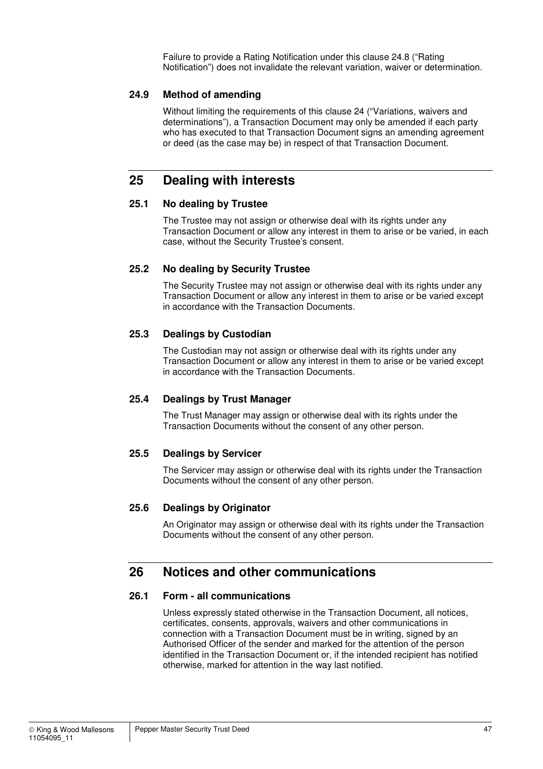Failure to provide a Rating Notification under this clause 24.8 ("Rating Notification") does not invalidate the relevant variation, waiver or determination.

### 24.9 Method of amending

Without limiting the requirements of this clause 24 ("Variations, waivers and determinations"), a Transaction Document may only be amended if each party who has executed to that Transaction Document signs an amending agreement or deed (as the case may be) in respect of that Transaction Document.

## 25 Dealing with interests

### 25.1 No dealing by Trustee

The Trustee may not assign or otherwise deal with its rights under any Transaction Document or allow any interest in them to arise or be varied, in each case, without the Security Trustee's consent.

### 25.2 No dealing by Security Trustee

The Security Trustee may not assign or otherwise deal with its rights under any Transaction Document or allow any interest in them to arise or be varied except in accordance with the Transaction Documents.

### 25.3 Dealings by Custodian

The Custodian may not assign or otherwise deal with its rights under any Transaction Document or allow any interest in them to arise or be varied except in accordance with the Transaction Documents.

### 25.4 Dealings by Trust Manager

The Trust Manager may assign or otherwise deal with its rights under the Transaction Documents without the consent of any other person.

### 25.5 Dealings by Servicer

The Servicer may assign or otherwise deal with its rights under the Transaction Documents without the consent of any other person.

### 25.6 Dealings by Originator

An Originator may assign or otherwise deal with its rights under the Transaction Documents without the consent of any other person.

## 26 Notices and other communications

### 26.1 Form - all communications

Unless expressly stated otherwise in the Transaction Document, all notices, certificates, consents, approvals, waivers and other communications in connection with a Transaction Document must be in writing, signed by an Authorised Officer of the sender and marked for the attention of the person identified in the Transaction Document or, if the intended recipient has notified otherwise, marked for attention in the way last notified.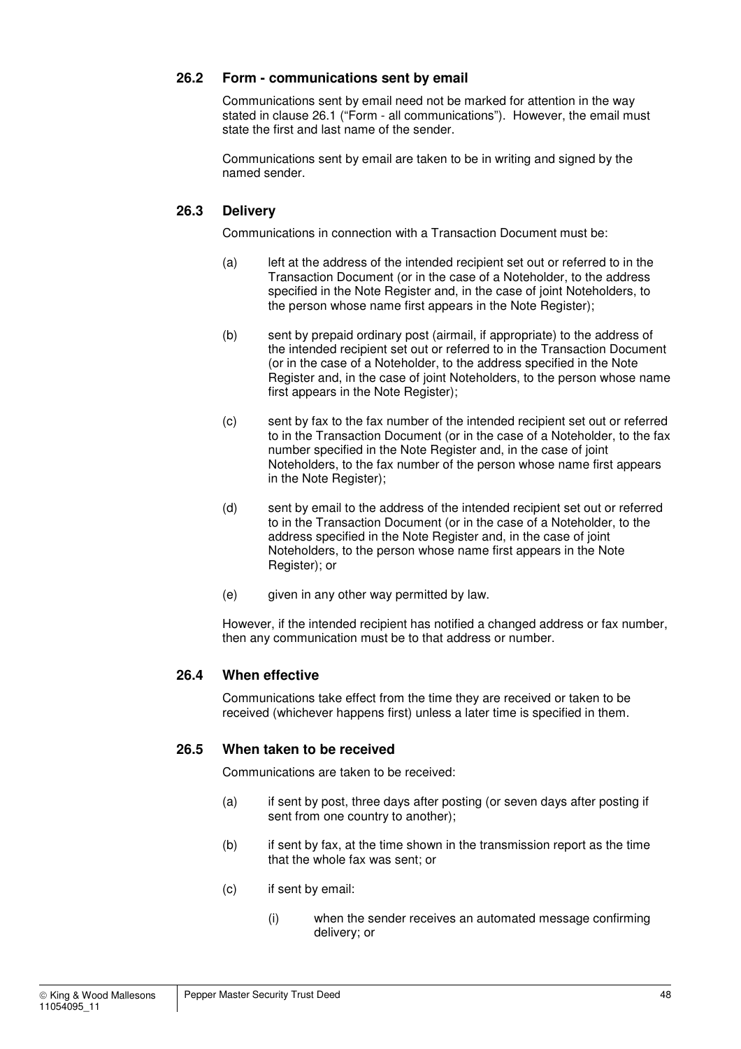### 26.2 Form - communications sent by email

Communications sent by email need not be marked for attention in the way stated in clause 26.1 ("Form - all communications"). However, the email must state the first and last name of the sender.

Communications sent by email are taken to be in writing and signed by the named sender.

### 26.3 Delivery

Communications in connection with a Transaction Document must be:

(a) left at the address of the intended recipient set out or referred to in the Transaction Document (or in the case of a Noteholder, to the address specified in the Note Register and, in the case of joint Noteholders, to the person whose name first appears in the Note Register);

(b) sent by prepaid ordinary post (airmail, if appropriate) to the address of the intended recipient set out or referred to in the Transaction Document (or in the case of a Noteholder, to the address specified in the Note Register and, in the case of joint Noteholders, to the person whose name first appears in the Note Register);

(c) sent by fax to the fax number of the intended recipient set out or referred to in the Transaction Document (or in the case of a Noteholder, to the fax number specified in the Note Register and, in the case of joint Noteholders, to the fax number of the person whose name first appears in the Note Register);

(d) sent by email to the address of the intended recipient set out or referred to in the Transaction Document (or in the case of a Noteholder, to the address specified in the Note Register and, in the case of joint Noteholders, to the person whose name first appears in the Note Register); or

(e) given in any other way permitted by law.

However, if the intended recipient has notified a changed address or fax number, then any communication must be to that address or number.

### 26.4 When effective

Communications take effect from the time they are received or taken to be received (whichever happens first) unless a later time is specified in them.

### 26.5 When taken to be received

Communications are taken to be received:

(a) if sent by post, three days after posting (or seven days after posting if sent from one country to another);

(b) if sent by fax, at the time shown in the transmission report as the time that the whole fax was sent; or

(c) if sent by email:

(i) when the sender receives an automated message confirming delivery; or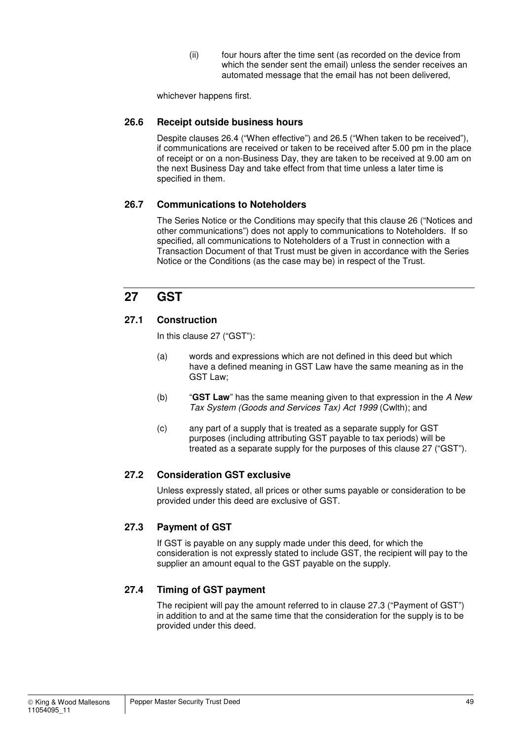(ii) four hours after the time sent (as recorded on the device from which the sender sent the email) unless the sender receives an automated message that the email has not been delivered,

whichever happens first.

### 26.6 Receipt outside business hours

Despite clauses 26.4 ("When effective") and 26.5 ("When taken to be received"), if communications are received or taken to be received after 5.00 pm in the place of receipt or on a non-Business Day, they are taken to be received at 9.00 am on the next Business Day and take effect from that time unless a later time is specified in them.

### 26.7 Communications to Noteholders

The Series Notice or the Conditions may specify that this clause 26 ("Notices and other communications") does not apply to communications to Noteholders. If so specified, all communications to Noteholders of a Trust in connection with a Transaction Document of that Trust must be given in accordance with the Series Notice or the Conditions (as the case may be) in respect of the Trust.

## 27 GST

### 27.1 Construction

In this clause 27 ("GST"):

(a) words and expressions which are not defined in this deed but which have a defined meaning in GST Law have the same meaning as in the GST Law;

(b) "**GST Law**" has the same meaning given to that expression in the *A New Tax System (Goods and Services Tax) Act 1999* (Cwlth); and

(c) any part of a supply that is treated as a separate supply for GST purposes (including attributing GST payable to tax periods) will be treated as a separate supply for the purposes of this clause 27 ("GST").

### 27.2 Consideration GST exclusive

Unless expressly stated, all prices or other sums payable or consideration to be provided under this deed are exclusive of GST.

### 27.3 Payment of GST

If GST is payable on any supply made under this deed, for which the consideration is not expressly stated to include GST, the recipient will pay to the supplier an amount equal to the GST payable on the supply.

### 27.4 Timing of GST payment

The recipient will pay the amount referred to in clause 27.3 ("Payment of GST") in addition to and at the same time that the consideration for the supply is to be provided under this deed.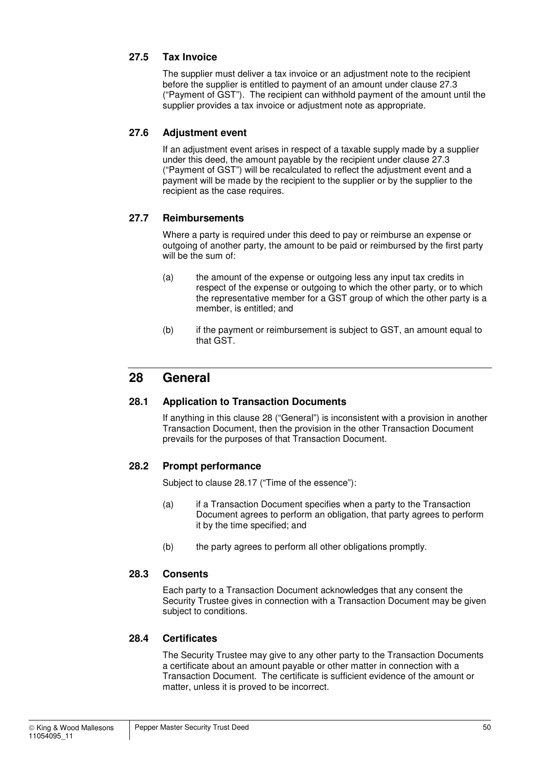### 27.5 Tax Invoice

The supplier must deliver a tax invoice or an adjustment note to the recipient before the supplier is entitled to payment of an amount under clause 27.3 ("Payment of GST"). The recipient can withhold payment of the amount until the supplier provides a tax invoice or adjustment note as appropriate.

### 27.6 Adjustment event

If an adjustment event arises in respect of a taxable supply made by a supplier under this deed, the amount payable by the recipient under clause 27.3 ("Payment of GST") will be recalculated to reflect the adjustment event and a payment will be made by the recipient to the supplier or by the supplier to the recipient as the case requires.

### 27.7 Reimbursements

Where a party is required under this deed to pay or reimburse an expense or outgoing of another party, the amount to be paid or reimbursed by the first party will be the sum of:

(a) the amount of the expense or outgoing less any input tax credits in respect of the expense or outgoing to which the other party, or to which the representative member for a GST group of which the other party is a member, is entitled; and

(b) if the payment or reimbursement is subject to GST, an amount equal to that GST.

## 28 General

### 28.1 Application to Transaction Documents

If anything in this clause 28 ("General") is inconsistent with a provision in another Transaction Document, then the provision in the other Transaction Document prevails for the purposes of that Transaction Document.

### 28.2 Prompt performance

Subject to clause 28.17 ("Time of the essence"):

(a) if a Transaction Document specifies when a party to the Transaction Document agrees to perform an obligation, that party agrees to perform it by the time specified; and

(b) the party agrees to perform all other obligations promptly.

### 28.3 Consents

Each party to a Transaction Document acknowledges that any consent the Security Trustee gives in connection with a Transaction Document may be given subject to conditions.

### 28.4 Certificates

The Security Trustee may give to any other party to the Transaction Documents a certificate about an amount payable or other matter in connection with a Transaction Document. The certificate is sufficient evidence of the amount or matter, unless it is proved to be incorrect.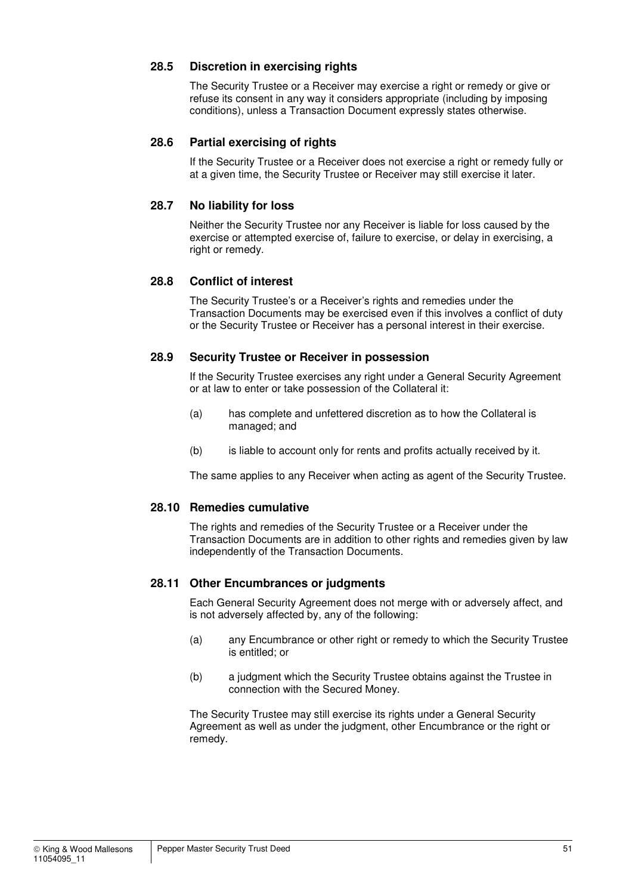### 28.5 Discretion in exercising rights

The Security Trustee or a Receiver may exercise a right or remedy or give or refuse its consent in any way it considers appropriate (including by imposing conditions), unless a Transaction Document expressly states otherwise.

### 28.6 Partial exercising of rights

If the Security Trustee or a Receiver does not exercise a right or remedy fully or at a given time, the Security Trustee or Receiver may still exercise it later.

### 28.7 No liability for loss

Neither the Security Trustee nor any Receiver is liable for loss caused by the exercise or attempted exercise of, failure to exercise, or delay in exercising, a right or remedy.

### 28.8 Conflict of interest

The Security Trustee's or a Receiver's rights and remedies under the Transaction Documents may be exercised even if this involves a conflict of duty or the Security Trustee or Receiver has a personal interest in their exercise.

### 28.9 Security Trustee or Receiver in possession

If the Security Trustee exercises any right under a General Security Agreement or at law to enter or take possession of the Collateral it:

(a) has complete and unfettered discretion as to how the Collateral is managed; and

(b) is liable to account only for rents and profits actually received by it.

The same applies to any Receiver when acting as agent of the Security Trustee.

### 28.10 Remedies cumulative

The rights and remedies of the Security Trustee or a Receiver under the Transaction Documents are in addition to other rights and remedies given by law independently of the Transaction Documents.

### 28.11 Other Encumbrances or judgments

Each General Security Agreement does not merge with or adversely affect, and is not adversely affected by, any of the following:

(a) any Encumbrance or other right or remedy to which the Security Trustee is entitled; or

(b) a judgment which the Security Trustee obtains against the Trustee in connection with the Secured Money.

The Security Trustee may still exercise its rights under a General Security Agreement as well as under the judgment, other Encumbrance or the right or remedy.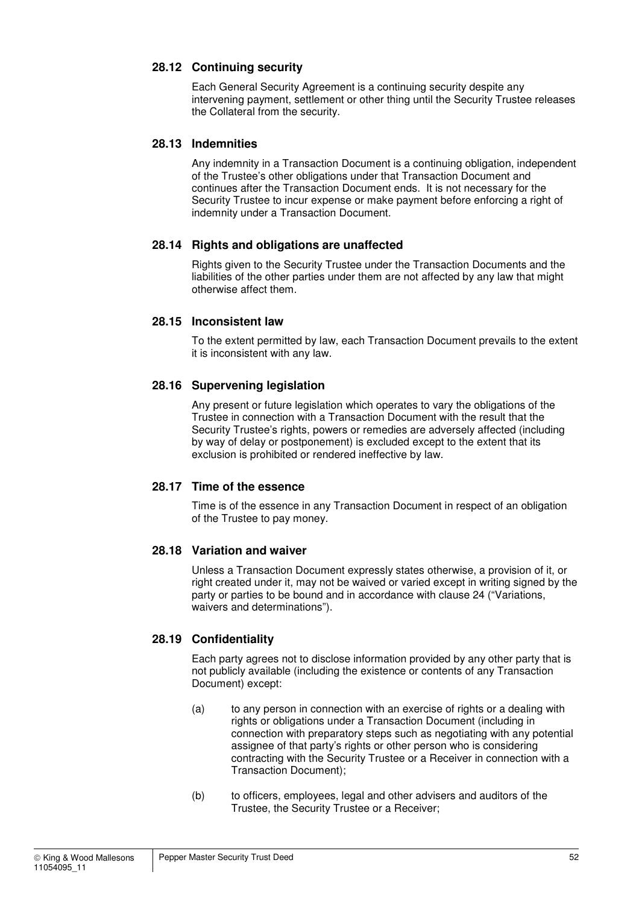### 28.12 Continuing security

Each General Security Agreement is a continuing security despite any intervening payment, settlement or other thing until the Security Trustee releases the Collateral from the security.

### 28.13 Indemnities

Any indemnity in a Transaction Document is a continuing obligation, independent of the Trustee's other obligations under that Transaction Document and continues after the Transaction Document ends. It is not necessary for the Security Trustee to incur expense or make payment before enforcing a right of indemnity under a Transaction Document.

### 28.14 Rights and obligations are unaffected

Rights given to the Security Trustee under the Transaction Documents and the liabilities of the other parties under them are not affected by any law that might otherwise affect them.

### 28.15 Inconsistent law

To the extent permitted by law, each Transaction Document prevails to the extent it is inconsistent with any law.

### 28.16 Supervening legislation

Any present or future legislation which operates to vary the obligations of the Trustee in connection with a Transaction Document with the result that the Security Trustee's rights, powers or remedies are adversely affected (including by way of delay or postponement) is excluded except to the extent that its exclusion is prohibited or rendered ineffective by law.

### 28.17 Time of the essence

Time is of the essence in any Transaction Document in respect of an obligation of the Trustee to pay money.

### 28.18 Variation and waiver

Unless a Transaction Document expressly states otherwise, a provision of it, or right created under it, may not be waived or varied except in writing signed by the party or parties to be bound and in accordance with clause 24 ("Variations, waivers and determinations").

### 28.19 Confidentiality

Each party agrees not to disclose information provided by any other party that is not publicly available (including the existence or contents of any Transaction Document) except:

(a) to any person in connection with an exercise of rights or a dealing with rights or obligations under a Transaction Document (including in connection with preparatory steps such as negotiating with any potential assignee of that party's rights or other person who is considering contracting with the Security Trustee or a Receiver in connection with a Transaction Document);

(b) to officers, employees, legal and other advisers and auditors of the Trustee, the Security Trustee or a Receiver;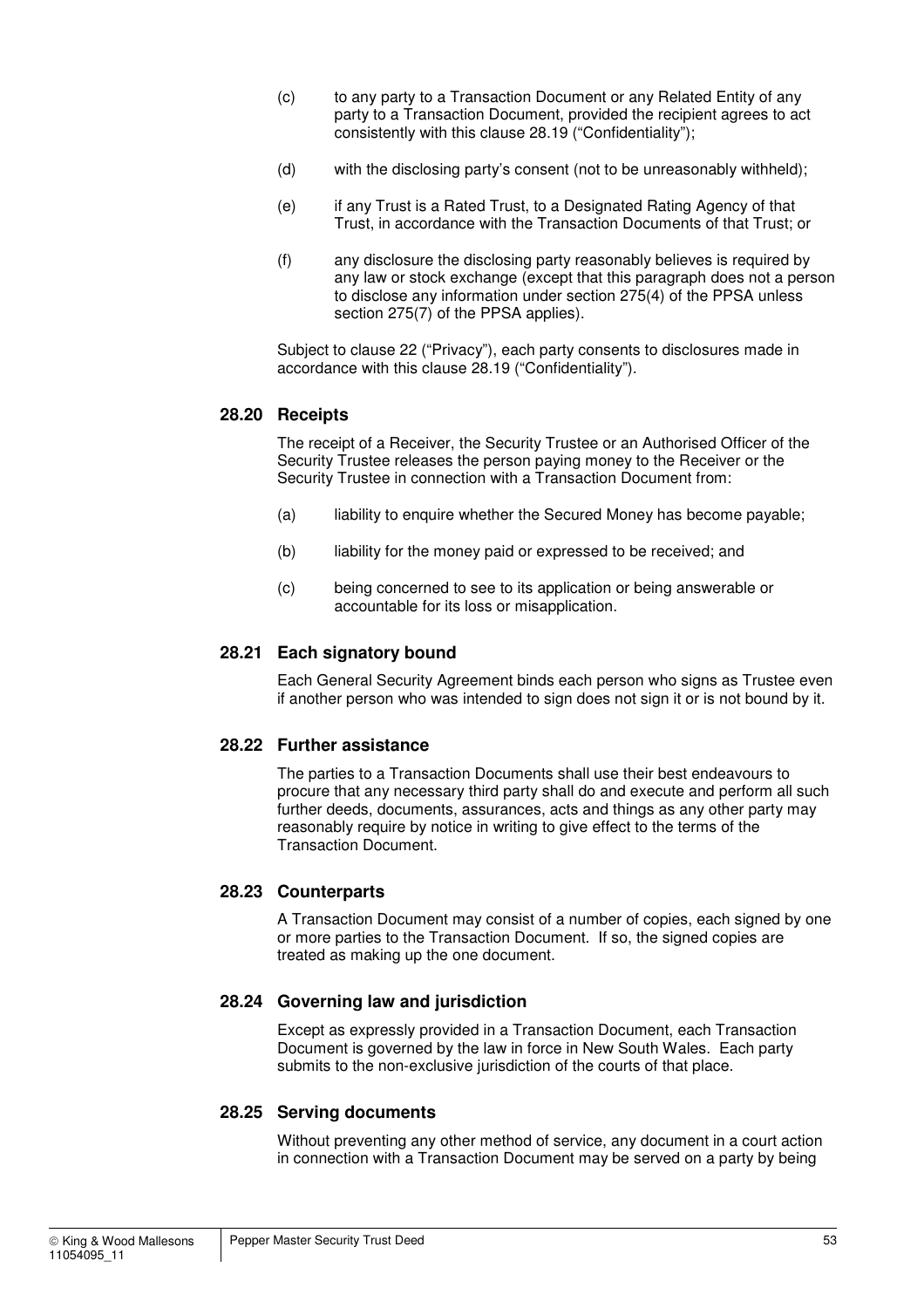(c) to any party to a Transaction Document or any Related Entity of any party to a Transaction Document, provided the recipient agrees to act consistently with this clause 28.19 ("Confidentiality");

(d) with the disclosing party's consent (not to be unreasonably withheld);

(e) if any Trust is a Rated Trust, to a Designated Rating Agency of that Trust, in accordance with the Transaction Documents of that Trust; or

(f) any disclosure the disclosing party reasonably believes is required by any law or stock exchange (except that this paragraph does not a person to disclose any information under section 275(4) of the PPSA unless section 275(7) of the PPSA applies).

Subject to clause 22 ("Privacy"), each party consents to disclosures made in accordance with this clause 28.19 ("Confidentiality").

### 28.20 Receipts

The receipt of a Receiver, the Security Trustee or an Authorised Officer of the Security Trustee releases the person paying money to the Receiver or the Security Trustee in connection with a Transaction Document from:

(a) liability to enquire whether the Secured Money has become payable;

(b) liability for the money paid or expressed to be received; and

(c) being concerned to see to its application or being answerable or accountable for its loss or misapplication.

### 28.21 Each signatory bound

Each General Security Agreement binds each person who signs as Trustee even if another person who was intended to sign does not sign it or is not bound by it.

### 28.22 Further assistance

The parties to a Transaction Documents shall use their best endeavours to procure that any necessary third party shall do and execute and perform all such further deeds, documents, assurances, acts and things as any other party may reasonably require by notice in writing to give effect to the terms of the Transaction Document.

### 28.23 Counterparts

A Transaction Document may consist of a number of copies, each signed by one or more parties to the Transaction Document. If so, the signed copies are treated as making up the one document.

### 28.24 Governing law and jurisdiction

Except as expressly provided in a Transaction Document, each Transaction Document is governed by the law in force in New South Wales. Each party submits to the non-exclusive jurisdiction of the courts of that place.

### 28.25 Serving documents

Without preventing any other method of service, any document in a court action in connection with a Transaction Document may be served on a party by being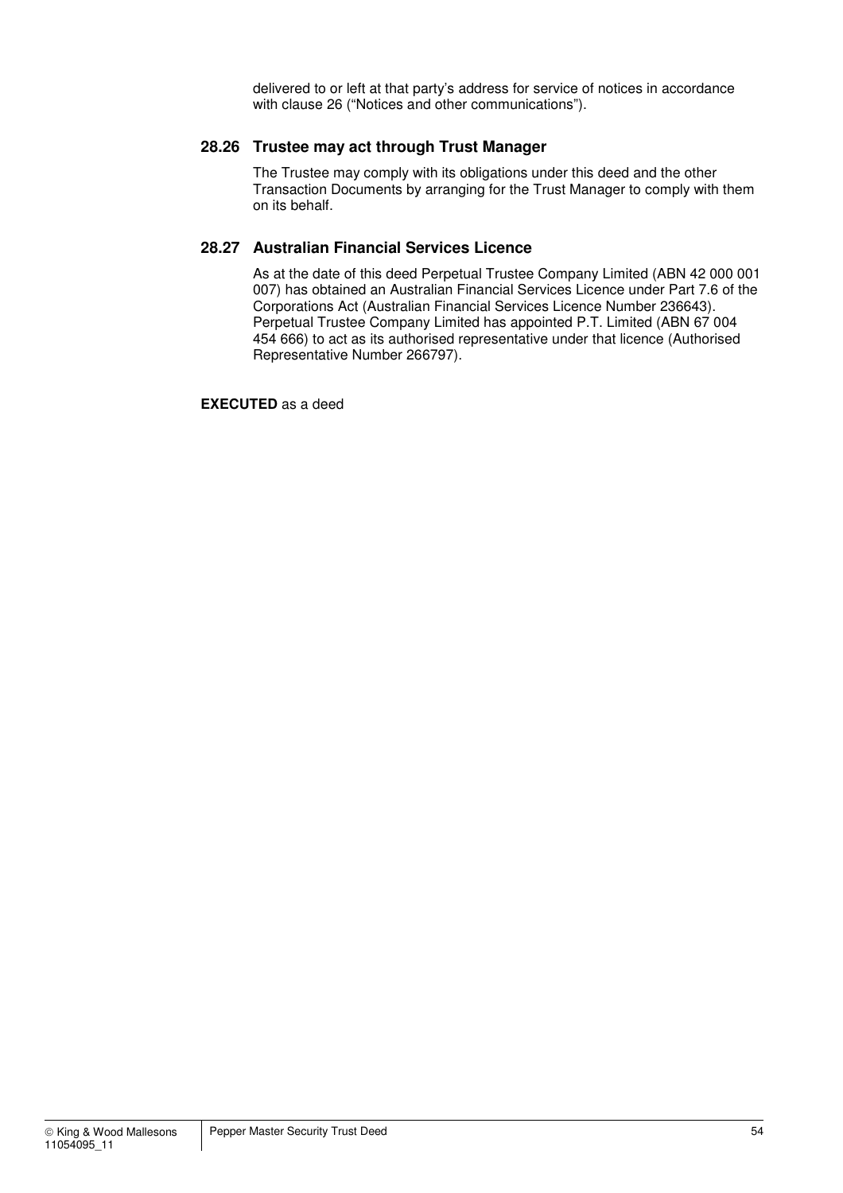delivered to or left at that party's address for service of notices in accordance with clause 26 ("Notices and other communications").

### 28.26 Trustee may act through Trust Manager

The Trustee may comply with its obligations under this deed and the other Transaction Documents by arranging for the Trust Manager to comply with them on its behalf.

### 28.27 Australian Financial Services Licence

As at the date of this deed Perpetual Trustee Company Limited (ABN 42 000 001 007) has obtained an Australian Financial Services Licence under Part 7.6 of the Corporations Act (Australian Financial Services Licence Number 236643). Perpetual Trustee Company Limited has appointed P.T. Limited (ABN 67 004 454 666) to act as its authorised representative under that licence (Authorised Representative Number 266797).

**EXECUTED** as a deed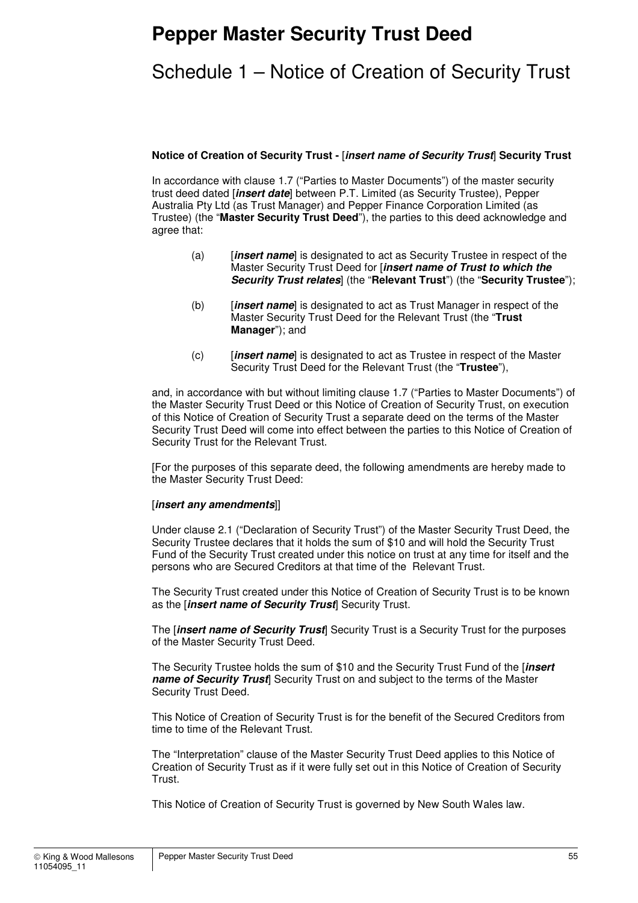# Pepper Master Security Trust Deed

## Schedule 1 – Notice of Creation of Security Trust

**Notice of Creation of Security Trust -** [***insert name of Security Trust***] **Security Trust**

In accordance with clause 1.7 ("Parties to Master Documents") of the master security trust deed dated [***insert date***] between P.T. Limited (as Security Trustee), Pepper Australia Pty Ltd (as Trust Manager) and Pepper Finance Corporation Limited (as Trustee) (the "**Master Security Trust Deed**"), the parties to this deed acknowledge and agree that:

(a) [***insert name***] is designated to act as Security Trustee in respect of the Master Security Trust Deed for [***insert name of Trust to which the Security Trust relates***] (the "**Relevant Trust**") (the "**Security Trustee**");

(b) [***insert name***] is designated to act as Trust Manager in respect of the Master Security Trust Deed for the Relevant Trust (the "**Trust Manager**"); and

(c) [***insert name***] is designated to act as Trustee in respect of the Master Security Trust Deed for the Relevant Trust (the "**Trustee**"),

and, in accordance with but without limiting clause 1.7 ("Parties to Master Documents") of the Master Security Trust Deed or this Notice of Creation of Security Trust, on execution of this Notice of Creation of Security Trust a separate deed on the terms of the Master Security Trust Deed will come into effect between the parties to this Notice of Creation of Security Trust for the Relevant Trust.

[For the purposes of this separate deed, the following amendments are hereby made to the Master Security Trust Deed:

[***insert any amendments***]]

Under clause 2.1 ("Declaration of Security Trust") of the Master Security Trust Deed, the Security Trustee declares that it holds the sum of $10 and will hold the Security Trust Fund of the Security Trust created under this notice on trust at any time for itself and the persons who are Secured Creditors at that time of the Relevant Trust.

The Security Trust created under this Notice of Creation of Security Trust is to be known as the [***insert name of Security Trust***] Security Trust.

The [***insert name of Security Trust***] Security Trust is a Security Trust for the purposes of the Master Security Trust Deed.

The Security Trustee holds the sum of $10 and the Security Trust Fund of the [***insert name of Security Trust***] Security Trust on and subject to the terms of the Master Security Trust Deed.

This Notice of Creation of Security Trust is for the benefit of the Secured Creditors from time to time of the Relevant Trust.

The "Interpretation" clause of the Master Security Trust Deed applies to this Notice of Creation of Security Trust as if it were fully set out in this Notice of Creation of Security Trust.

This Notice of Creation of Security Trust is governed by New South Wales law.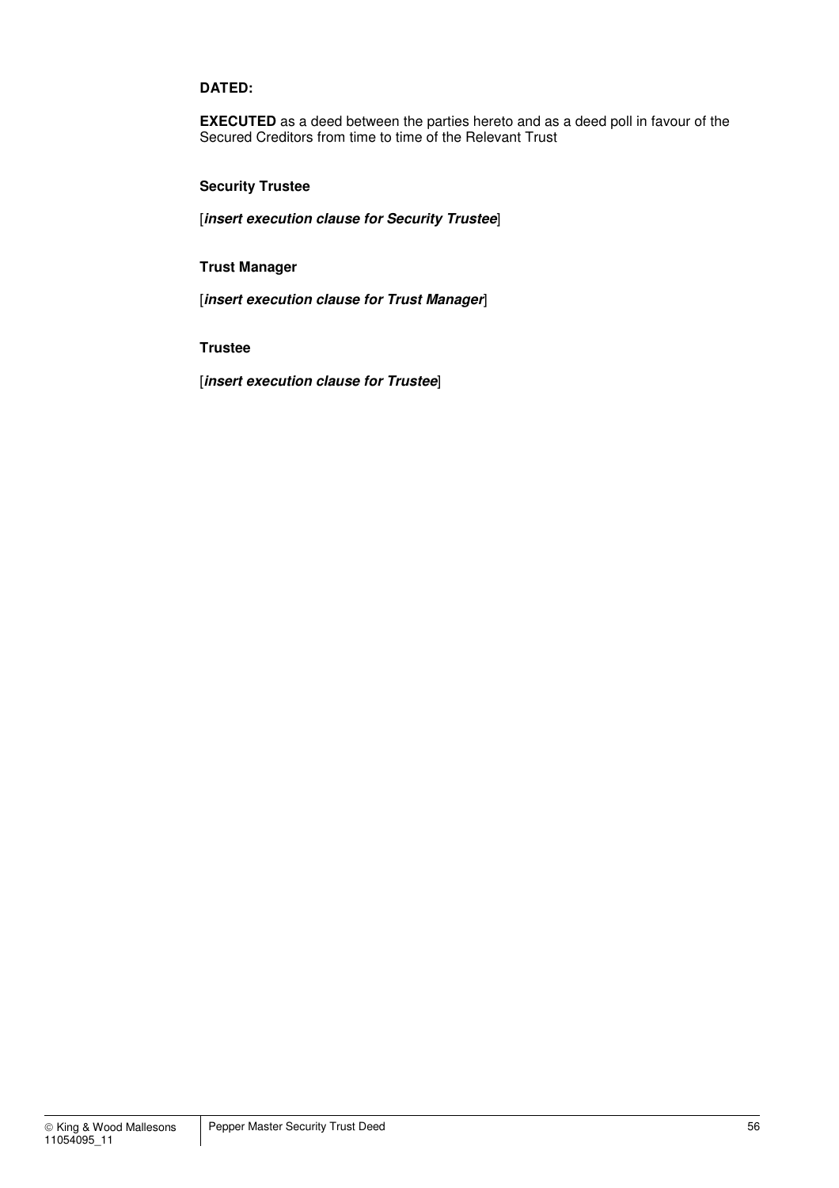**DATED:**

**EXECUTED** as a deed between the parties hereto and as a deed poll in favour of the Secured Creditors from time to time of the Relevant Trust

**Security Trustee**

[***insert execution clause for Security Trustee***]

**Trust Manager**

[***insert execution clause for Trust Manager***]

**Trustee**

[***insert execution clause for Trustee***]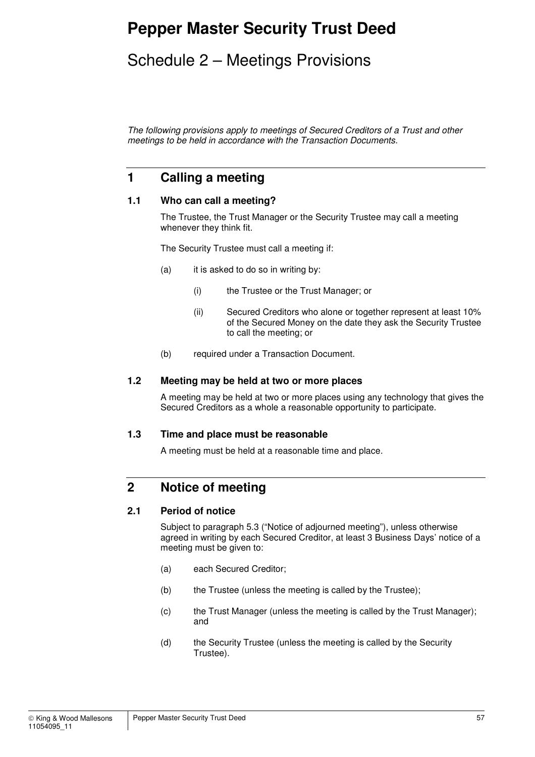# Pepper Master Security Trust Deed

## Schedule 2 – Meetings Provisions

*The following provisions apply to meetings of Secured Creditors of a Trust and other meetings to be held in accordance with the Transaction Documents.*

## 1 Calling a meeting

### 1.1 Who can call a meeting?

The Trustee, the Trust Manager or the Security Trustee may call a meeting whenever they think fit.

The Security Trustee must call a meeting if:

(a) it is asked to do so in writing by:

  (i) the Trustee or the Trust Manager; or

  (ii) Secured Creditors who alone or together represent at least 10% of the Secured Money on the date they ask the Security Trustee to call the meeting; or

(b) required under a Transaction Document.

### 1.2 Meeting may be held at two or more places

A meeting may be held at two or more places using any technology that gives the Secured Creditors as a whole a reasonable opportunity to participate.

### 1.3 Time and place must be reasonable

A meeting must be held at a reasonable time and place.

## 2 Notice of meeting

### 2.1 Period of notice

Subject to paragraph 5.3 ("Notice of adjourned meeting"), unless otherwise agreed in writing by each Secured Creditor, at least 3 Business Days' notice of a meeting must be given to:

(a) each Secured Creditor;

(b) the Trustee (unless the meeting is called by the Trustee);

(c) the Trust Manager (unless the meeting is called by the Trust Manager); and

(d) the Security Trustee (unless the meeting is called by the Security Trustee).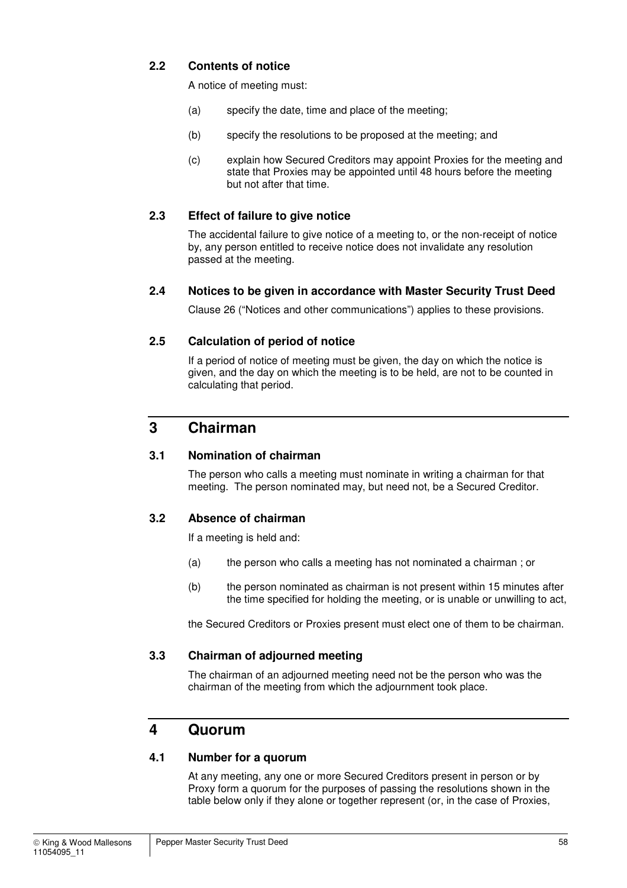### 2.2 Contents of notice

A notice of meeting must:

(a) specify the date, time and place of the meeting;

(b) specify the resolutions to be proposed at the meeting; and

(c) explain how Secured Creditors may appoint Proxies for the meeting and state that Proxies may be appointed until 48 hours before the meeting but not after that time.

### 2.3 Effect of failure to give notice

The accidental failure to give notice of a meeting to, or the non-receipt of notice by, any person entitled to receive notice does not invalidate any resolution passed at the meeting.

### 2.4 Notices to be given in accordance with Master Security Trust Deed

Clause 26 ("Notices and other communications") applies to these provisions.

### 2.5 Calculation of period of notice

If a period of notice of meeting must be given, the day on which the notice is given, and the day on which the meeting is to be held, are not to be counted in calculating that period.

## 3 Chairman

### 3.1 Nomination of chairman

The person who calls a meeting must nominate in writing a chairman for that meeting. The person nominated may, but need not, be a Secured Creditor.

### 3.2 Absence of chairman

If a meeting is held and:

(a) the person who calls a meeting has not nominated a chairman ; or

(b) the person nominated as chairman is not present within 15 minutes after the time specified for holding the meeting, or is unable or unwilling to act,

the Secured Creditors or Proxies present must elect one of them to be chairman.

### 3.3 Chairman of adjourned meeting

The chairman of an adjourned meeting need not be the person who was the chairman of the meeting from which the adjournment took place.

## 4 Quorum

### 4.1 Number for a quorum

At any meeting, any one or more Secured Creditors present in person or by Proxy form a quorum for the purposes of passing the resolutions shown in the table below only if they alone or together represent (or, in the case of Proxies,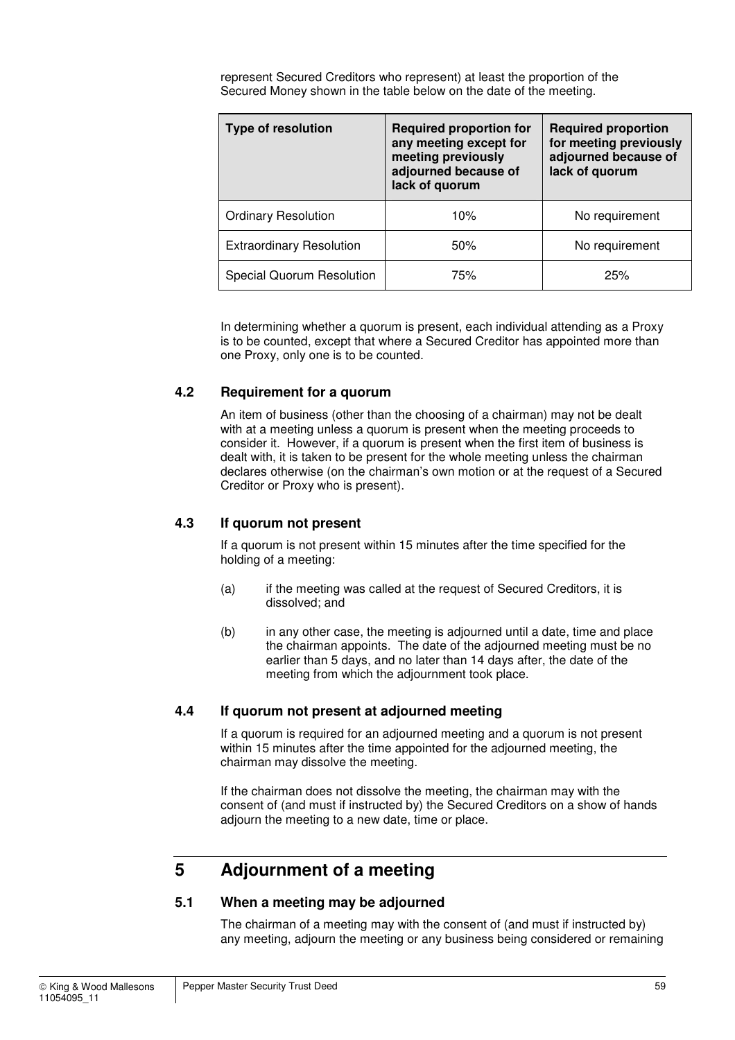represent Secured Creditors who represent) at least the proportion of the Secured Money shown in the table below on the date of the meeting.

| Type of resolution | Required proportion for any meeting except for meeting previously adjourned because of lack of quorum | Required proportion for meeting previously adjourned because of lack of quorum |
|---|---|---|
| Ordinary Resolution | 10% | No requirement |
| Extraordinary Resolution | 50% | No requirement |
| Special Quorum Resolution | 75% | 25% |

In determining whether a quorum is present, each individual attending as a Proxy is to be counted, except that where a Secured Creditor has appointed more than one Proxy, only one is to be counted.

### 4.2 Requirement for a quorum

An item of business (other than the choosing of a chairman) may not be dealt with at a meeting unless a quorum is present when the meeting proceeds to consider it. However, if a quorum is present when the first item of business is dealt with, it is taken to be present for the whole meeting unless the chairman declares otherwise (on the chairman's own motion or at the request of a Secured Creditor or Proxy who is present).

### 4.3 If quorum not present

If a quorum is not present within 15 minutes after the time specified for the holding of a meeting:

(a) if the meeting was called at the request of Secured Creditors, it is dissolved; and

(b) in any other case, the meeting is adjourned until a date, time and place the chairman appoints. The date of the adjourned meeting must be no earlier than 5 days, and no later than 14 days after, the date of the meeting from which the adjournment took place.

### 4.4 If quorum not present at adjourned meeting

If a quorum is required for an adjourned meeting and a quorum is not present within 15 minutes after the time appointed for the adjourned meeting, the chairman may dissolve the meeting.

If the chairman does not dissolve the meeting, the chairman may with the consent of (and must if instructed by) the Secured Creditors on a show of hands adjourn the meeting to a new date, time or place.

## 5 Adjournment of a meeting

### 5.1 When a meeting may be adjourned

The chairman of a meeting may with the consent of (and must if instructed by) any meeting, adjourn the meeting or any business being considered or remaining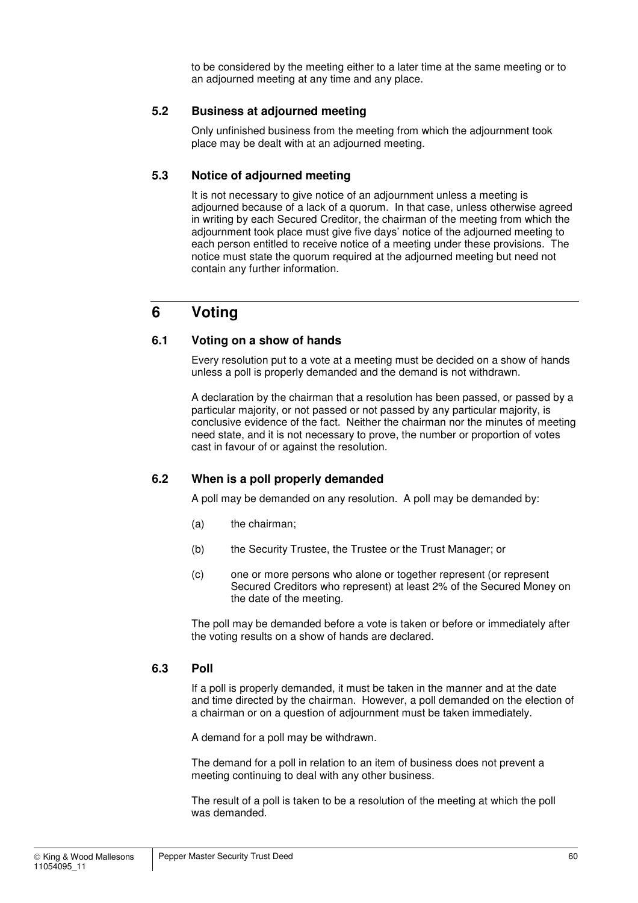to be considered by the meeting either to a later time at the same meeting or to an adjourned meeting at any time and any place.

### 5.2 Business at adjourned meeting

Only unfinished business from the meeting from which the adjournment took place may be dealt with at an adjourned meeting.

### 5.3 Notice of adjourned meeting

It is not necessary to give notice of an adjournment unless a meeting is adjourned because of a lack of a quorum. In that case, unless otherwise agreed in writing by each Secured Creditor, the chairman of the meeting from which the adjournment took place must give five days' notice of the adjourned meeting to each person entitled to receive notice of a meeting under these provisions. The notice must state the quorum required at the adjourned meeting but need not contain any further information.

## 6 Voting

### 6.1 Voting on a show of hands

Every resolution put to a vote at a meeting must be decided on a show of hands unless a poll is properly demanded and the demand is not withdrawn.

A declaration by the chairman that a resolution has been passed, or passed by a particular majority, or not passed or not passed by any particular majority, is conclusive evidence of the fact. Neither the chairman nor the minutes of meeting need state, and it is not necessary to prove, the number or proportion of votes cast in favour of or against the resolution.

### 6.2 When is a poll properly demanded

A poll may be demanded on any resolution. A poll may be demanded by:

(a) the chairman;

(b) the Security Trustee, the Trustee or the Trust Manager; or

(c) one or more persons who alone or together represent (or represent Secured Creditors who represent) at least 2% of the Secured Money on the date of the meeting.

The poll may be demanded before a vote is taken or before or immediately after the voting results on a show of hands are declared.

### 6.3 Poll

If a poll is properly demanded, it must be taken in the manner and at the date and time directed by the chairman. However, a poll demanded on the election of a chairman or on a question of adjournment must be taken immediately.

A demand for a poll may be withdrawn.

The demand for a poll in relation to an item of business does not prevent a meeting continuing to deal with any other business.

The result of a poll is taken to be a resolution of the meeting at which the poll was demanded.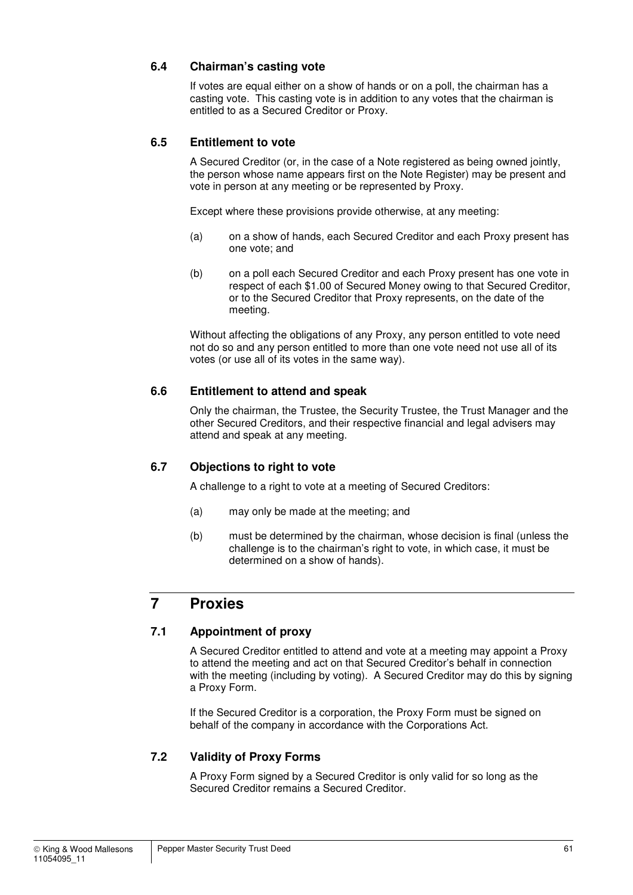### 6.4 Chairman's casting vote

If votes are equal either on a show of hands or on a poll, the chairman has a casting vote. This casting vote is in addition to any votes that the chairman is entitled to as a Secured Creditor or Proxy.

### 6.5 Entitlement to vote

A Secured Creditor (or, in the case of a Note registered as being owned jointly, the person whose name appears first on the Note Register) may be present and vote in person at any meeting or be represented by Proxy.

Except where these provisions provide otherwise, at any meeting:

(a) on a show of hands, each Secured Creditor and each Proxy present has one vote; and

(b) on a poll each Secured Creditor and each Proxy present has one vote in respect of each $1.00 of Secured Money owing to that Secured Creditor, or to the Secured Creditor that Proxy represents, on the date of the meeting.

Without affecting the obligations of any Proxy, any person entitled to vote need not do so and any person entitled to more than one vote need not use all of its votes (or use all of its votes in the same way).

### 6.6 Entitlement to attend and speak

Only the chairman, the Trustee, the Security Trustee, the Trust Manager and the other Secured Creditors, and their respective financial and legal advisers may attend and speak at any meeting.

### 6.7 Objections to right to vote

A challenge to a right to vote at a meeting of Secured Creditors:

(a) may only be made at the meeting; and

(b) must be determined by the chairman, whose decision is final (unless the challenge is to the chairman's right to vote, in which case, it must be determined on a show of hands).

## 7 Proxies

### 7.1 Appointment of proxy

A Secured Creditor entitled to attend and vote at a meeting may appoint a Proxy to attend the meeting and act on that Secured Creditor's behalf in connection with the meeting (including by voting). A Secured Creditor may do this by signing a Proxy Form.

If the Secured Creditor is a corporation, the Proxy Form must be signed on behalf of the company in accordance with the Corporations Act.

### 7.2 Validity of Proxy Forms

A Proxy Form signed by a Secured Creditor is only valid for so long as the Secured Creditor remains a Secured Creditor.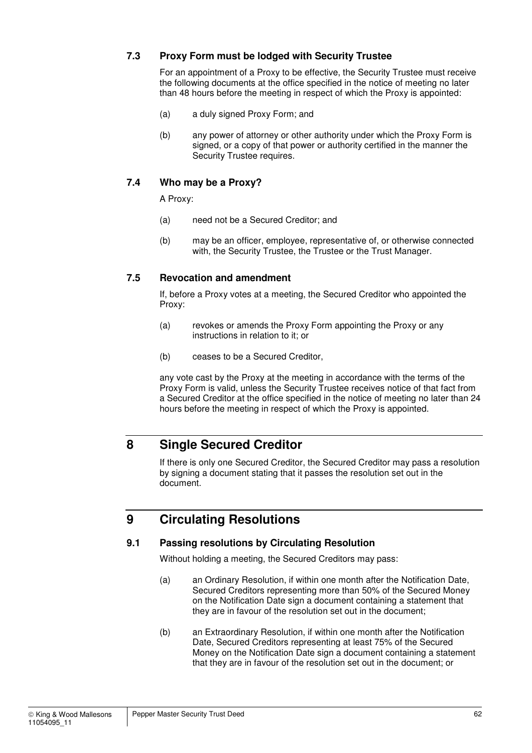### 7.3 Proxy Form must be lodged with Security Trustee

For an appointment of a Proxy to be effective, the Security Trustee must receive the following documents at the office specified in the notice of meeting no later than 48 hours before the meeting in respect of which the Proxy is appointed:

(a) a duly signed Proxy Form; and

(b) any power of attorney or other authority under which the Proxy Form is signed, or a copy of that power or authority certified in the manner the Security Trustee requires.

### 7.4 Who may be a Proxy?

A Proxy:

(a) need not be a Secured Creditor; and

(b) may be an officer, employee, representative of, or otherwise connected with, the Security Trustee, the Trustee or the Trust Manager.

### 7.5 Revocation and amendment

If, before a Proxy votes at a meeting, the Secured Creditor who appointed the Proxy:

(a) revokes or amends the Proxy Form appointing the Proxy or any instructions in relation to it; or

(b) ceases to be a Secured Creditor,

any vote cast by the Proxy at the meeting in accordance with the terms of the Proxy Form is valid, unless the Security Trustee receives notice of that fact from a Secured Creditor at the office specified in the notice of meeting no later than 24 hours before the meeting in respect of which the Proxy is appointed.

## 8 Single Secured Creditor

If there is only one Secured Creditor, the Secured Creditor may pass a resolution by signing a document stating that it passes the resolution set out in the document.

## 9 Circulating Resolutions

### 9.1 Passing resolutions by Circulating Resolution

Without holding a meeting, the Secured Creditors may pass:

(a) an Ordinary Resolution, if within one month after the Notification Date, Secured Creditors representing more than 50% of the Secured Money on the Notification Date sign a document containing a statement that they are in favour of the resolution set out in the document;

(b) an Extraordinary Resolution, if within one month after the Notification Date, Secured Creditors representing at least 75% of the Secured Money on the Notification Date sign a document containing a statement that they are in favour of the resolution set out in the document; or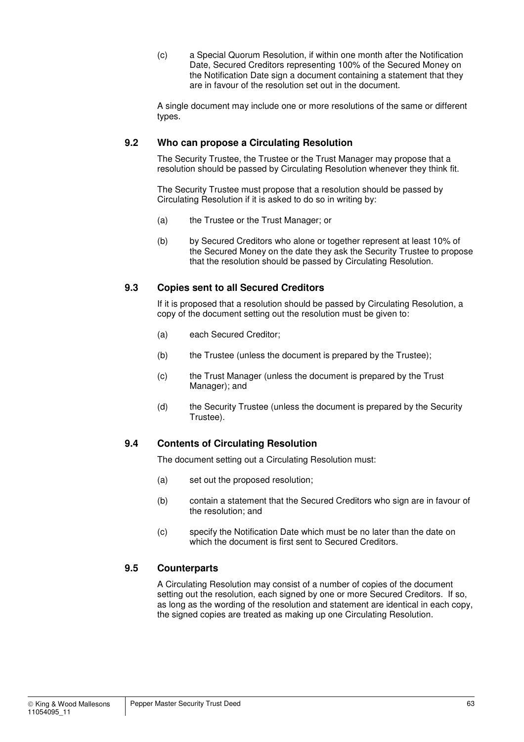(c) a Special Quorum Resolution, if within one month after the Notification Date, Secured Creditors representing 100% of the Secured Money on the Notification Date sign a document containing a statement that they are in favour of the resolution set out in the document.

A single document may include one or more resolutions of the same or different types.

### 9.2 Who can propose a Circulating Resolution

The Security Trustee, the Trustee or the Trust Manager may propose that a resolution should be passed by Circulating Resolution whenever they think fit.

The Security Trustee must propose that a resolution should be passed by Circulating Resolution if it is asked to do so in writing by:

(a) the Trustee or the Trust Manager; or

(b) by Secured Creditors who alone or together represent at least 10% of the Secured Money on the date they ask the Security Trustee to propose that the resolution should be passed by Circulating Resolution.

### 9.3 Copies sent to all Secured Creditors

If it is proposed that a resolution should be passed by Circulating Resolution, a copy of the document setting out the resolution must be given to:

(a) each Secured Creditor;

(b) the Trustee (unless the document is prepared by the Trustee);

(c) the Trust Manager (unless the document is prepared by the Trust Manager); and

(d) the Security Trustee (unless the document is prepared by the Security Trustee).

### 9.4 Contents of Circulating Resolution

The document setting out a Circulating Resolution must:

(a) set out the proposed resolution;

(b) contain a statement that the Secured Creditors who sign are in favour of the resolution; and

(c) specify the Notification Date which must be no later than the date on which the document is first sent to Secured Creditors.

### 9.5 Counterparts

A Circulating Resolution may consist of a number of copies of the document setting out the resolution, each signed by one or more Secured Creditors. If so, as long as the wording of the resolution and statement are identical in each copy, the signed copies are treated as making up one Circulating Resolution.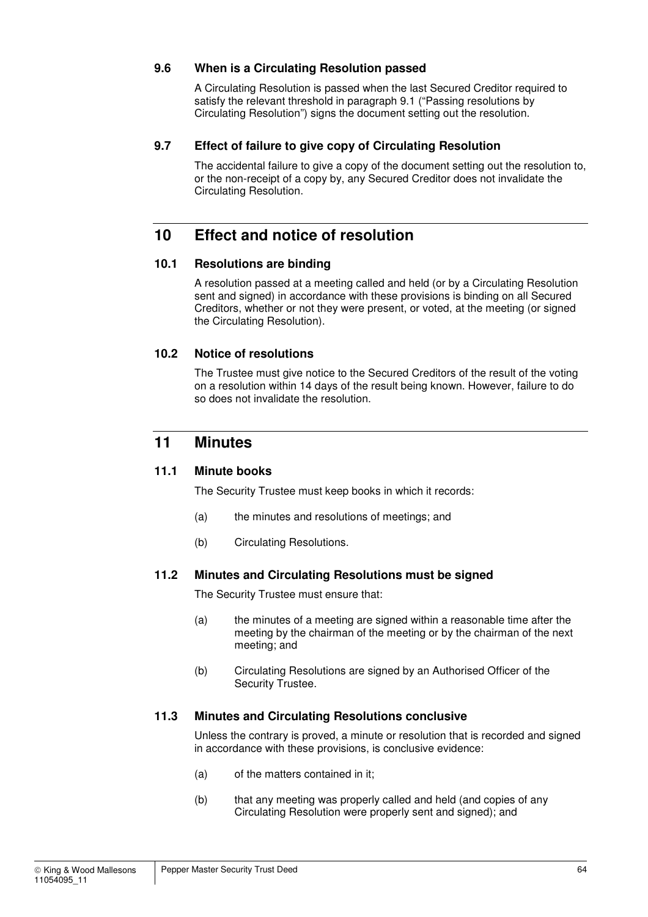### 9.6 When is a Circulating Resolution passed

A Circulating Resolution is passed when the last Secured Creditor required to satisfy the relevant threshold in paragraph 9.1 ("Passing resolutions by Circulating Resolution") signs the document setting out the resolution.

### 9.7 Effect of failure to give copy of Circulating Resolution

The accidental failure to give a copy of the document setting out the resolution to, or the non-receipt of a copy by, any Secured Creditor does not invalidate the Circulating Resolution.

## 10 Effect and notice of resolution

### 10.1 Resolutions are binding

A resolution passed at a meeting called and held (or by a Circulating Resolution sent and signed) in accordance with these provisions is binding on all Secured Creditors, whether or not they were present, or voted, at the meeting (or signed the Circulating Resolution).

### 10.2 Notice of resolutions

The Trustee must give notice to the Secured Creditors of the result of the voting on a resolution within 14 days of the result being known. However, failure to do so does not invalidate the resolution.

## 11 Minutes

### 11.1 Minute books

The Security Trustee must keep books in which it records:

(a) the minutes and resolutions of meetings; and

(b) Circulating Resolutions.

### 11.2 Minutes and Circulating Resolutions must be signed

The Security Trustee must ensure that:

(a) the minutes of a meeting are signed within a reasonable time after the meeting by the chairman of the meeting or by the chairman of the next meeting; and

(b) Circulating Resolutions are signed by an Authorised Officer of the Security Trustee.

### 11.3 Minutes and Circulating Resolutions conclusive

Unless the contrary is proved, a minute or resolution that is recorded and signed in accordance with these provisions, is conclusive evidence:

(a) of the matters contained in it;

(b) that any meeting was properly called and held (and copies of any Circulating Resolution were properly sent and signed); and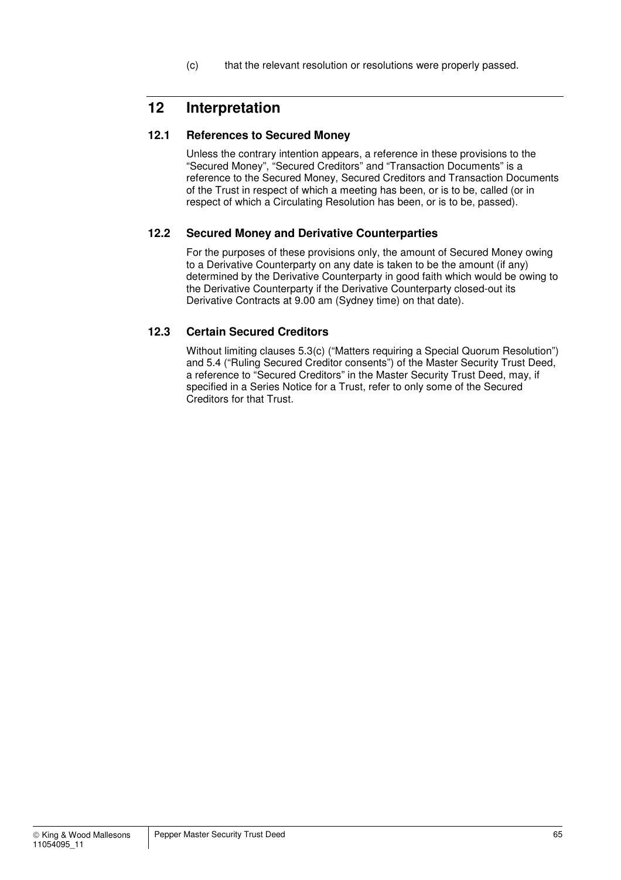(c) that the relevant resolution or resolutions were properly passed.

# 12 Interpretation

## 12.1 References to Secured Money

Unless the contrary intention appears, a reference in these provisions to the "Secured Money", "Secured Creditors" and "Transaction Documents" is a reference to the Secured Money, Secured Creditors and Transaction Documents of the Trust in respect of which a meeting has been, or is to be, called (or in respect of which a Circulating Resolution has been, or is to be, passed).

## 12.2 Secured Money and Derivative Counterparties

For the purposes of these provisions only, the amount of Secured Money owing to a Derivative Counterparty on any date is taken to be the amount (if any) determined by the Derivative Counterparty in good faith which would be owing to the Derivative Counterparty if the Derivative Counterparty closed-out its Derivative Contracts at 9.00 am (Sydney time) on that date).

## 12.3 Certain Secured Creditors

Without limiting clauses 5.3(c) ("Matters requiring a Special Quorum Resolution") and 5.4 ("Ruling Secured Creditor consents") of the Master Security Trust Deed, a reference to "Secured Creditors" in the Master Security Trust Deed, may, if specified in a Series Notice for a Trust, refer to only some of the Secured Creditors for that Trust.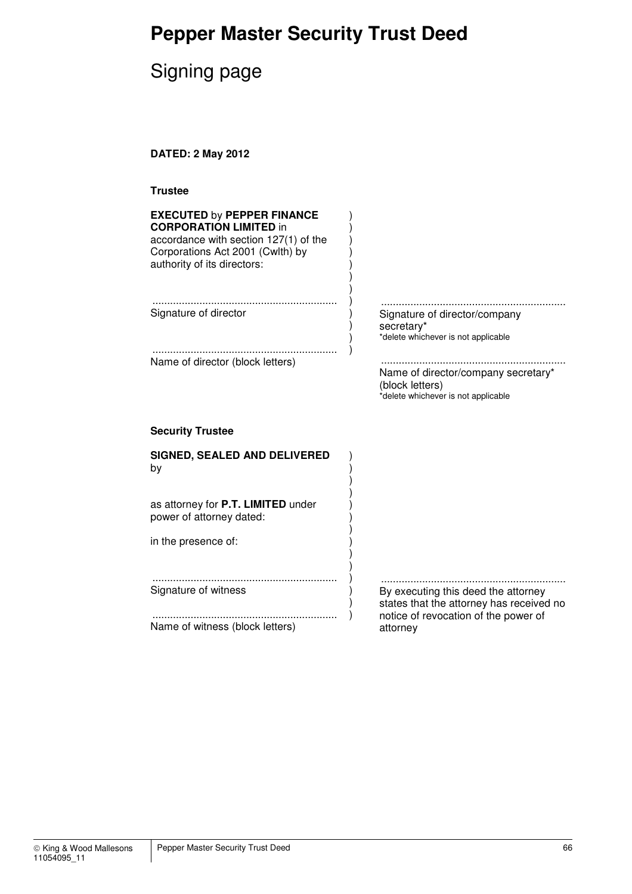# Pepper Master Security Trust Deed

## Signing page

**DATED: 2 May 2012**

**Trustee**

**EXECUTED** by **PEPPER FINANCE CORPORATION LIMITED** in accordance with section 127(1) of the Corporations Act 2001 (Cwlth) by authority of its directors:

..............................................................
Signature of director

..............................................................
Name of director (block letters)

..............................................................
Signature of director/company secretary*
*delete whichever is not applicable

..............................................................
Name of director/company secretary* (block letters)
*delete whichever is not applicable

**Security Trustee**

**SIGNED, SEALED AND DELIVERED** by

as attorney for **P.T. LIMITED** under power of attorney dated:

in the presence of:

..............................................................
Signature of witness

..............................................................
Name of witness (block letters)

..............................................................
By executing this deed the attorney states that the attorney has received no notice of revocation of the power of attorney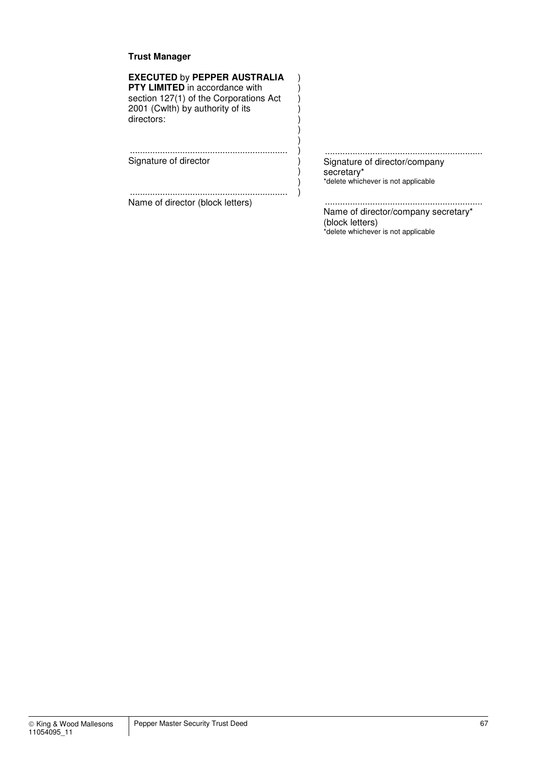**Trust Manager**

| | |
|---|---|
| **EXECUTED** by **PEPPER AUSTRALIA PTY LIMITED** in accordance with section 127(1) of the Corporations Act 2001 (Cwlth) by authority of its directors: | |
| .............................................................. | .............................................................. |
| Signature of director | Signature of director/company secretary*<br>*delete whichever is not applicable |
| .............................................................. | .............................................................. |
| Name of director (block letters) | Name of director/company secretary* (block letters)<br>*delete whichever is not applicable |